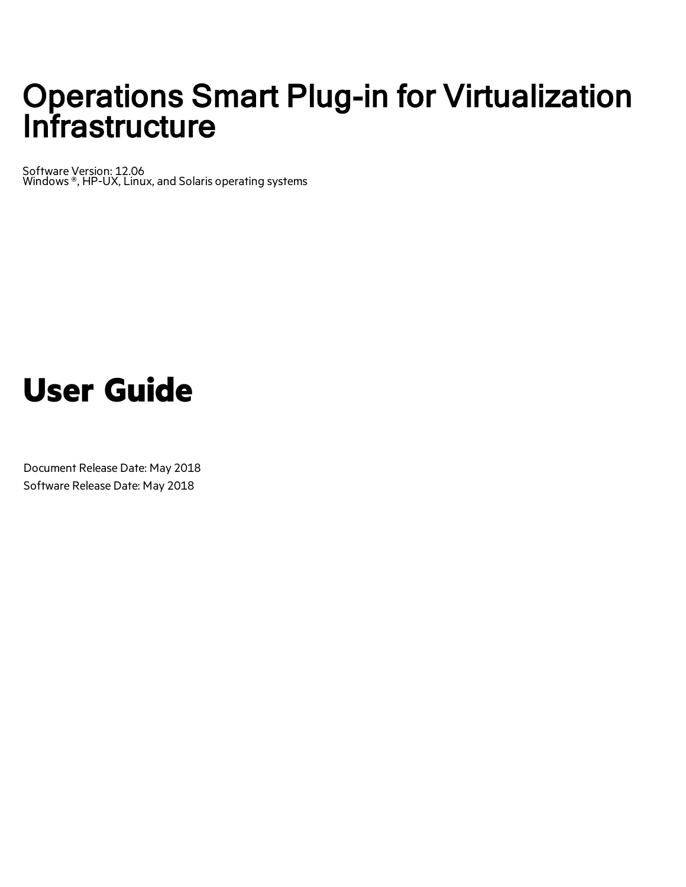# Operations Smart Plug-in for Virtualization Infrastructure

Software Version: 12.06
Windows ®, HP-UX, Linux, and Solaris operating systems

# User Guide

Document Release Date: May 2018
Software Release Date: May 2018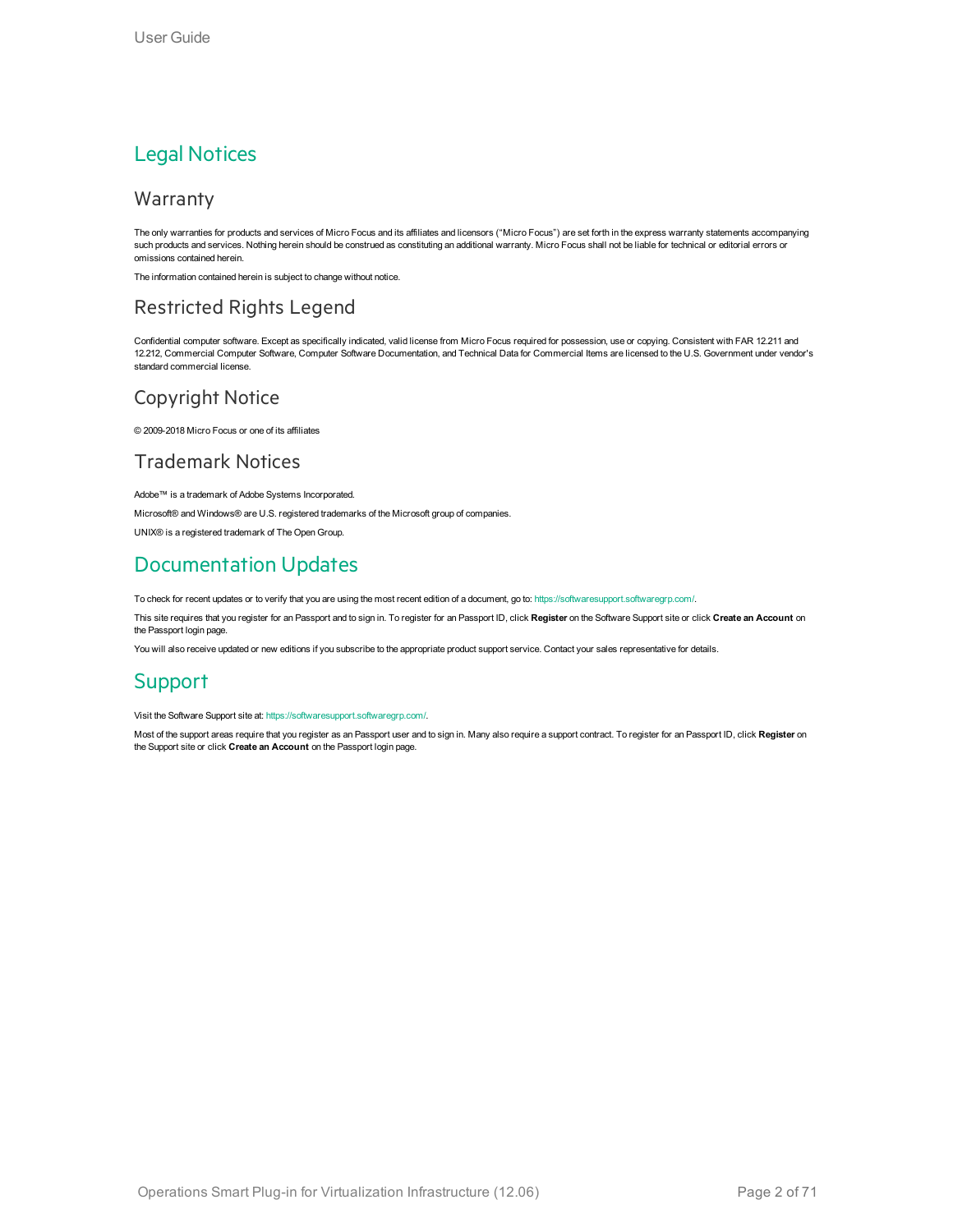# Legal Notices

## Warranty

The only warranties for products and services of Micro Focus and its affiliates and licensors ("Micro Focus") are set forth in the express warranty statements accompanying such products and services. Nothing herein should be construed as constituting an additional warranty. Micro Focus shall not be liable for technical or editorial errors or omissions contained herein.

The information contained herein is subject to change without notice.

## Restricted Rights Legend

Confidential computer software. Except as specifically indicated, valid license from Micro Focus required for possession, use or copying. Consistent with FAR 12.211 and 12.212, Commercial Computer Software, Computer Software Documentation, and Technical Data for Commercial Items are licensed to the U.S. Government under vendor's standard commercial license.

## Copyright Notice

© 2009-2018 Micro Focus or one of its affiliates

## Trademark Notices

Adobe™ is a trademark of Adobe Systems Incorporated.

Microsoft® and Windows® are U.S. registered trademarks of the Microsoft group of companies.

UNIX® is a registered trademark of The Open Group.

# Documentation Updates

To check for recent updates or to verify that you are using the most recent edition of a document, go to: https://softwaresupport.softwaregrp.com/.

This site requires that you register for an Passport and to sign in. To register for an Passport ID, click **Register** on the Software Support site or click **Create an Account** on the Passport login page.

You will also receive updated or new editions if you subscribe to the appropriate product support service. Contact your sales representative for details.

# Support

Visit the Software Support site at: https://softwaresupport.softwaregrp.com/.

Most of the support areas require that you register as an Passport user and to sign in. Many also require a support contract. To register for an Passport ID, click **Register** on the Support site or click **Create an Account** on the Passport login page.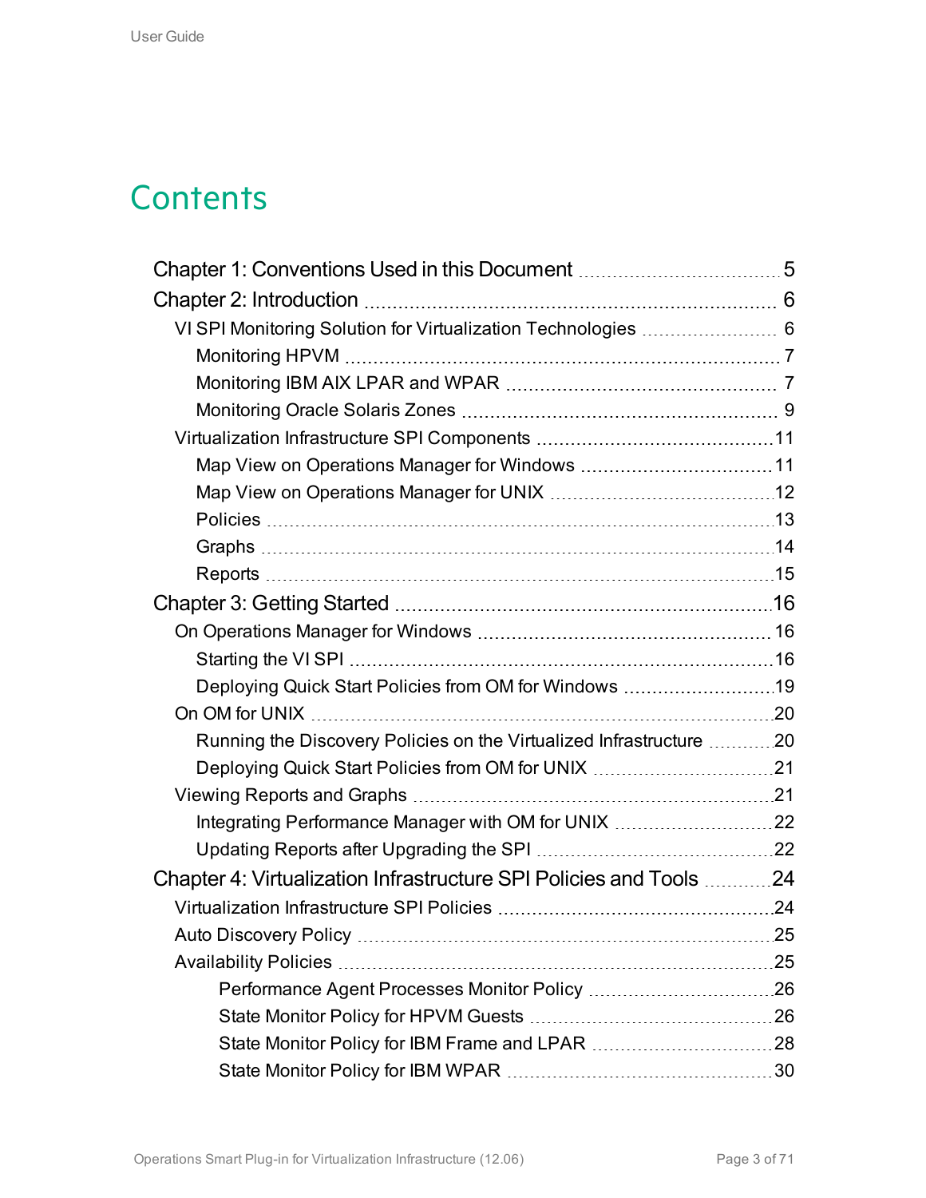# Contents

- Chapter 1: Conventions Used in this Document ..... 5
- Chapter 2: Introduction ..... 6
  - VI SPI Monitoring Solution for Virtualization Technologies ..... 6
    - Monitoring HPVM ..... 7
    - Monitoring IBM AIX LPAR and WPAR ..... 7
    - Monitoring Oracle Solaris Zones ..... 9
  - Virtualization Infrastructure SPI Components ..... 11
    - Map View on Operations Manager for Windows ..... 11
    - Map View on Operations Manager for UNIX ..... 12
    - Policies ..... 13
    - Graphs ..... 14
    - Reports ..... 15
- Chapter 3: Getting Started ..... 16
  - On Operations Manager for Windows ..... 16
    - Starting the VI SPI ..... 16
    - Deploying Quick Start Policies from OM for Windows ..... 19
  - On OM for UNIX ..... 20
    - Running the Discovery Policies on the Virtualized Infrastructure ..... 20
    - Deploying Quick Start Policies from OM for UNIX ..... 21
  - Viewing Reports and Graphs ..... 21
    - Integrating Performance Manager with OM for UNIX ..... 22
    - Updating Reports after Upgrading the SPI ..... 22
- Chapter 4: Virtualization Infrastructure SPI Policies and Tools ..... 24
  - Virtualization Infrastructure SPI Policies ..... 24
  - Auto Discovery Policy ..... 25
  - Availability Policies ..... 25
      - Performance Agent Processes Monitor Policy ..... 26
      - State Monitor Policy for HPVM Guests ..... 26
      - State Monitor Policy for IBM Frame and LPAR ..... 28
      - State Monitor Policy for IBM WPAR ..... 30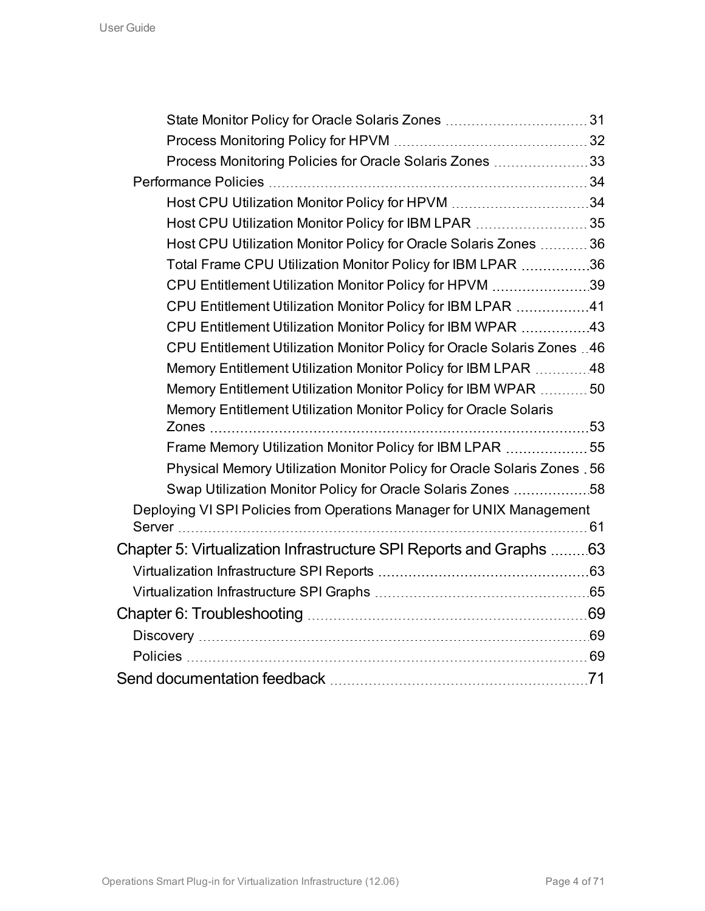State Monitor Policy for Oracle Solaris Zones 31
Process Monitoring Policy for HPVM 32
Process Monitoring Policies for Oracle Solaris Zones 33

Performance Policies 34

Host CPU Utilization Monitor Policy for HPVM 34
Host CPU Utilization Monitor Policy for IBM LPAR 35
Host CPU Utilization Monitor Policy for Oracle Solaris Zones 36
Total Frame CPU Utilization Monitor Policy for IBM LPAR 36
CPU Entitlement Utilization Monitor Policy for HPVM 39
CPU Entitlement Utilization Monitor Policy for IBM LPAR 41
CPU Entitlement Utilization Monitor Policy for IBM WPAR 43
CPU Entitlement Utilization Monitor Policy for Oracle Solaris Zones 46
Memory Entitlement Utilization Monitor Policy for IBM LPAR 48
Memory Entitlement Utilization Monitor Policy for IBM WPAR 50
Memory Entitlement Utilization Monitor Policy for Oracle Solaris Zones 53
Frame Memory Utilization Monitor Policy for IBM LPAR 55
Physical Memory Utilization Monitor Policy for Oracle Solaris Zones 56
Swap Utilization Monitor Policy for Oracle Solaris Zones 58

Deploying VI SPI Policies from Operations Manager for UNIX Management Server 61

Chapter 5: Virtualization Infrastructure SPI Reports and Graphs 63

Virtualization Infrastructure SPI Reports 63
Virtualization Infrastructure SPI Graphs 65

Chapter 6: Troubleshooting 69

Discovery 69
Policies 69

Send documentation feedback 71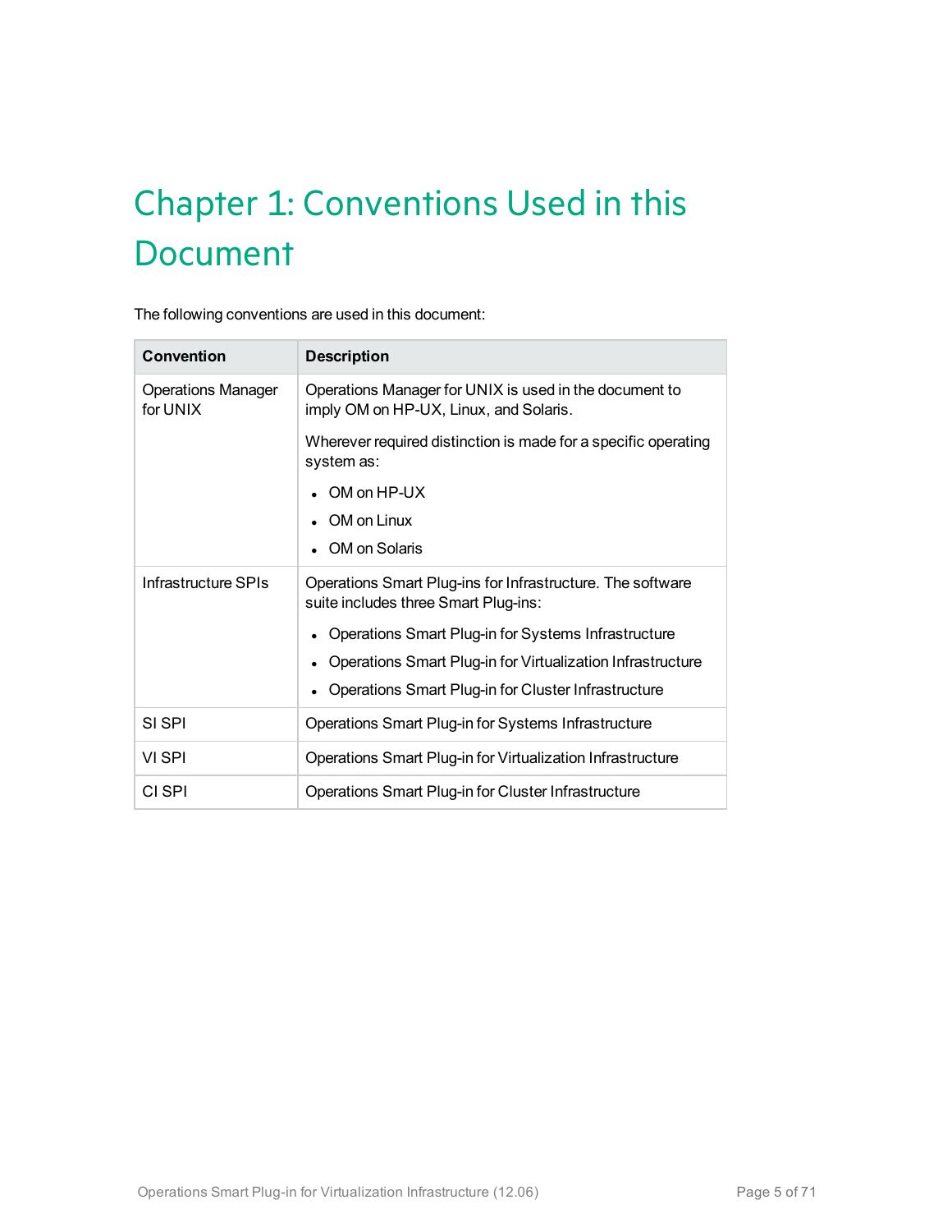# Chapter 1: Conventions Used in this Document

The following conventions are used in this document:

| Convention | Description |
|---|---|
| Operations Manager for UNIX | Operations Manager for UNIX is used in the document to imply OM on HP-UX, Linux, and Solaris.<br><br>Wherever required distinction is made for a specific operating system as:<br><br>• OM on HP-UX<br>• OM on Linux<br>• OM on Solaris |
| Infrastructure SPIs | Operations Smart Plug-ins for Infrastructure. The software suite includes three Smart Plug-ins:<br><br>• Operations Smart Plug-in for Systems Infrastructure<br>• Operations Smart Plug-in for Virtualization Infrastructure<br>• Operations Smart Plug-in for Cluster Infrastructure |
| SI SPI | Operations Smart Plug-in for Systems Infrastructure |
| VI SPI | Operations Smart Plug-in for Virtualization Infrastructure |
| CI SPI | Operations Smart Plug-in for Cluster Infrastructure |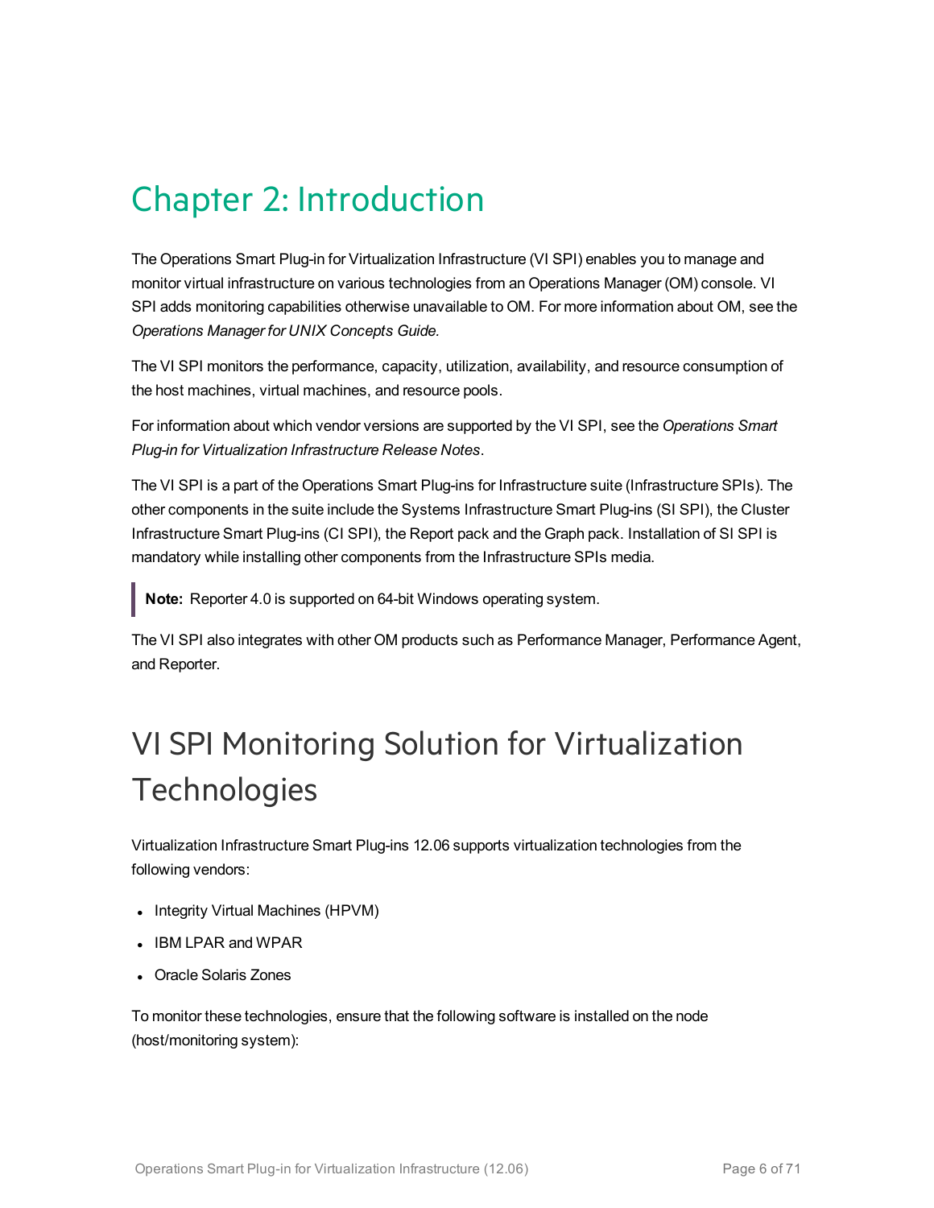# Chapter 2: Introduction

The Operations Smart Plug-in for Virtualization Infrastructure (VI SPI) enables you to manage and monitor virtual infrastructure on various technologies from an Operations Manager (OM) console. VI SPI adds monitoring capabilities otherwise unavailable to OM. For more information about OM, see the *Operations Manager for UNIX Concepts Guide.*

The VI SPI monitors the performance, capacity, utilization, availability, and resource consumption of the host machines, virtual machines, and resource pools.

For information about which vendor versions are supported by the VI SPI, see the *Operations Smart Plug-in for Virtualization Infrastructure Release Notes*.

The VI SPI is a part of the Operations Smart Plug-ins for Infrastructure suite (Infrastructure SPIs). The other components in the suite include the Systems Infrastructure Smart Plug-ins (SI SPI), the Cluster Infrastructure Smart Plug-ins (CI SPI), the Report pack and the Graph pack. Installation of SI SPI is mandatory while installing other components from the Infrastructure SPIs media.

> **Note:** Reporter 4.0 is supported on 64-bit Windows operating system.

The VI SPI also integrates with other OM products such as Performance Manager, Performance Agent, and Reporter.

## VI SPI Monitoring Solution for Virtualization Technologies

Virtualization Infrastructure Smart Plug-ins 12.06 supports virtualization technologies from the following vendors:

- Integrity Virtual Machines (HPVM)
- IBM LPAR and WPAR
- Oracle Solaris Zones

To monitor these technologies, ensure that the following software is installed on the node (host/monitoring system):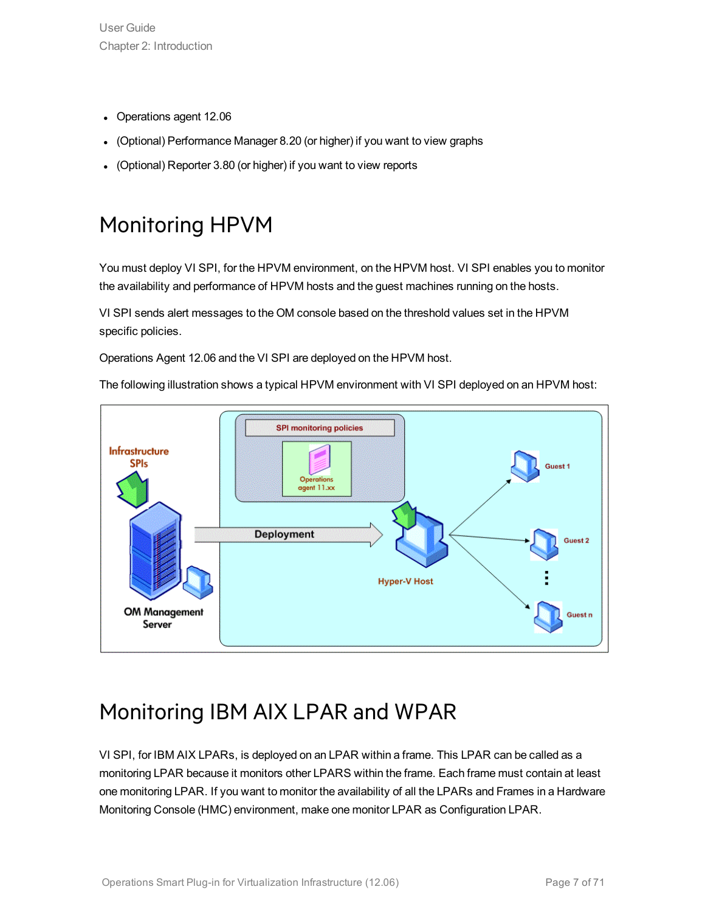- Operations agent 12.06
- (Optional) Performance Manager 8.20 (or higher) if you want to view graphs
- (Optional) Reporter 3.80 (or higher) if you want to view reports

# Monitoring HPVM

You must deploy VI SPI, for the HPVM environment, on the HPVM host. VI SPI enables you to monitor the availability and performance of HPVM hosts and the guest machines running on the hosts.

VI SPI sends alert messages to the OM console based on the threshold values set in the HPVM specific policies.

Operations Agent 12.06 and the VI SPI are deployed on the HPVM host.

The following illustration shows a typical HPVM environment with VI SPI deployed on an HPVM host:

# Monitoring IBM AIX LPAR and WPAR

VI SPI, for IBM AIX LPARs, is deployed on an LPAR within a frame. This LPAR can be called as a monitoring LPAR because it monitors other LPARS within the frame. Each frame must contain at least one monitoring LPAR. If you want to monitor the availability of all the LPARs and Frames in a Hardware Monitoring Console (HMC) environment, make one monitor LPAR as Configuration LPAR.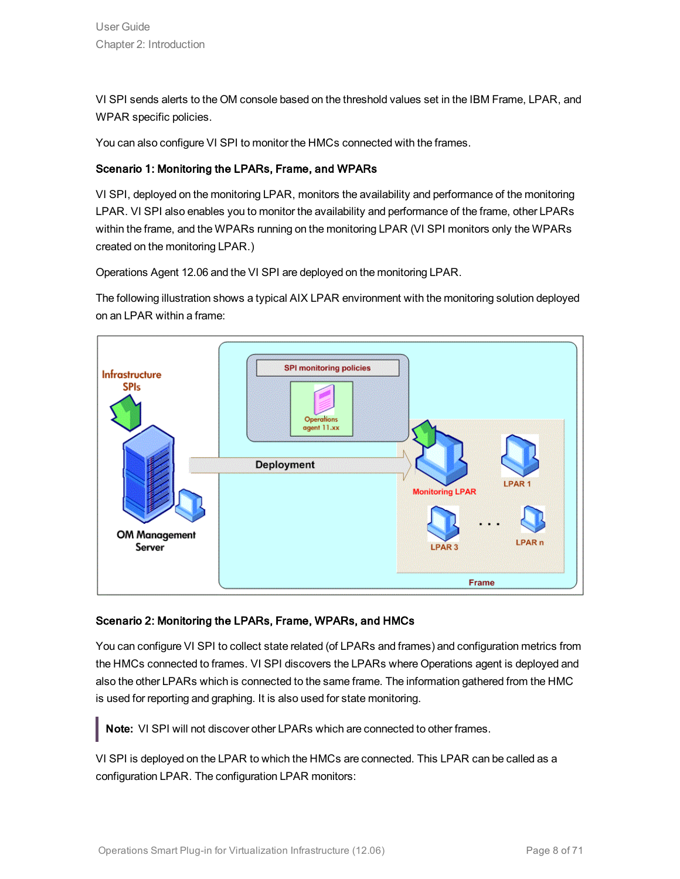VI SPI sends alerts to the OM console based on the threshold values set in the IBM Frame, LPAR, and WPAR specific policies.

You can also configure VI SPI to monitor the HMCs connected with the frames.

**Scenario 1: Monitoring the LPARs, Frame, and WPARs**

VI SPI, deployed on the monitoring LPAR, monitors the availability and performance of the monitoring LPAR. VI SPI also enables you to monitor the availability and performance of the frame, other LPARs within the frame, and the WPARs running on the monitoring LPAR (VI SPI monitors only the WPARs created on the monitoring LPAR.)

Operations Agent 12.06 and the VI SPI are deployed on the monitoring LPAR.

The following illustration shows a typical AIX LPAR environment with the monitoring solution deployed on an LPAR within a frame:

**Scenario 2: Monitoring the LPARs, Frame, WPARs, and HMCs**

You can configure VI SPI to collect state related (of LPARs and frames) and configuration metrics from the HMCs connected to frames. VI SPI discovers the LPARs where Operations agent is deployed and also the other LPARs which is connected to the same frame. The information gathered from the HMC is used for reporting and graphing. It is also used for state monitoring.

> **Note:** VI SPI will not discover other LPARs which are connected to other frames.

VI SPI is deployed on the LPAR to which the HMCs are connected. This LPAR can be called as a configuration LPAR. The configuration LPAR monitors: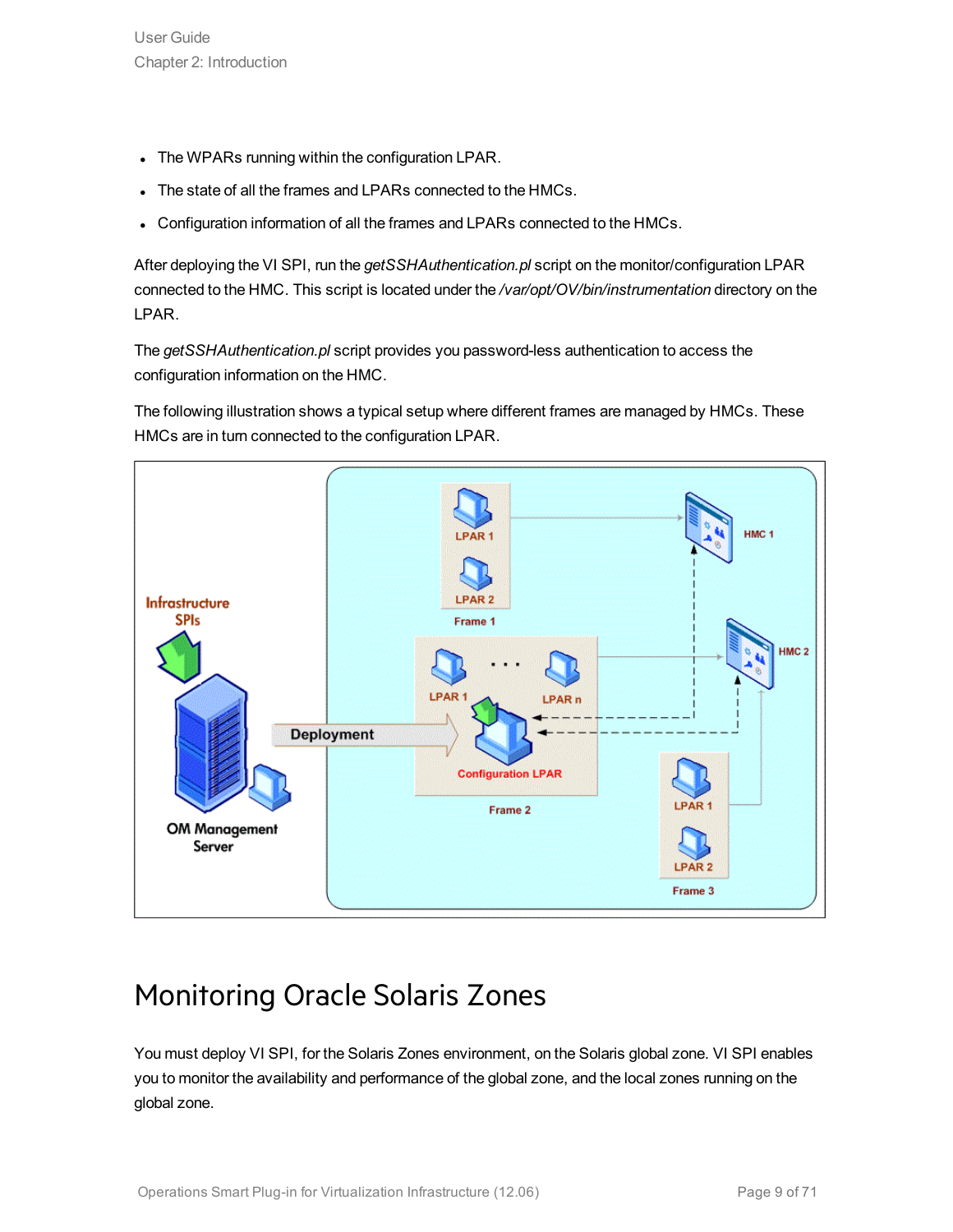- The WPARs running within the configuration LPAR.
- The state of all the frames and LPARs connected to the HMCs.
- Configuration information of all the frames and LPARs connected to the HMCs.

After deploying the VI SPI, run the *getSSHAuthentication.pl* script on the monitor/configuration LPAR connected to the HMC. This script is located under the */var/opt/OV/bin/instrumentation* directory on the LPAR.

The *getSSHAuthentication.pl* script provides you password-less authentication to access the configuration information on the HMC.

The following illustration shows a typical setup where different frames are managed by HMCs. These HMCs are in turn connected to the configuration LPAR.

# Monitoring Oracle Solaris Zones

You must deploy VI SPI, for the Solaris Zones environment, on the Solaris global zone. VI SPI enables you to monitor the availability and performance of the global zone, and the local zones running on the global zone.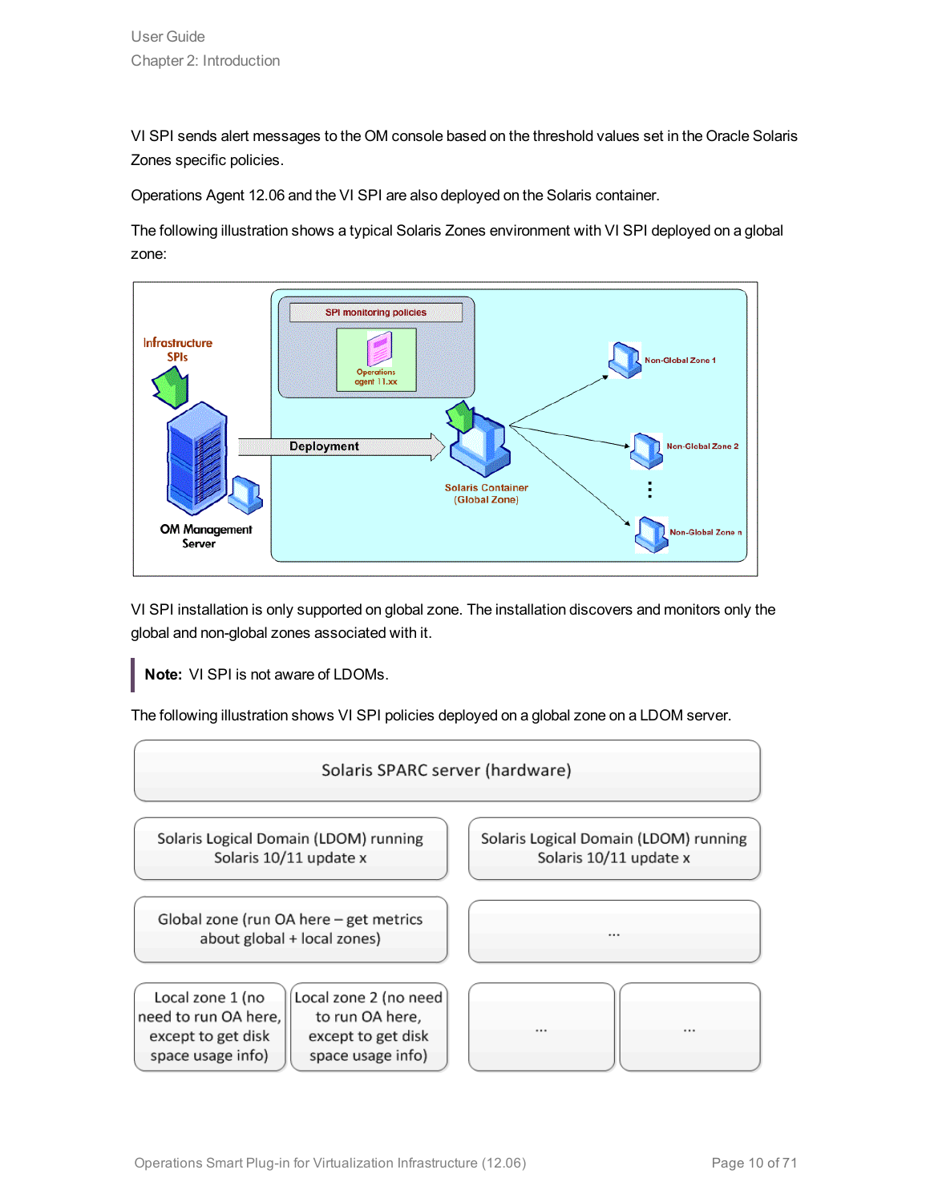VI SPI sends alert messages to the OM console based on the threshold values set in the Oracle Solaris Zones specific policies.

Operations Agent 12.06 and the VI SPI are also deployed on the Solaris container.

The following illustration shows a typical Solaris Zones environment with VI SPI deployed on a global zone:

VI SPI installation is only supported on global zone. The installation discovers and monitors only the global and non-global zones associated with it.

> **Note:** VI SPI is not aware of LDOMs.

The following illustration shows VI SPI policies deployed on a global zone on a LDOM server.

| Solaris SPARC server (hardware) | | | |
|---|---|---|---|
| Solaris Logical Domain (LDOM) running Solaris 10/11 update x | | Solaris Logical Domain (LDOM) running Solaris 10/11 update x | |
| Global zone (run OA here – get metrics about global + local zones) | | ... | |
| Local zone 1 (no need to run OA here, except to get disk space usage info) | Local zone 2 (no need to run OA here, except to get disk space usage info) | ... | ... |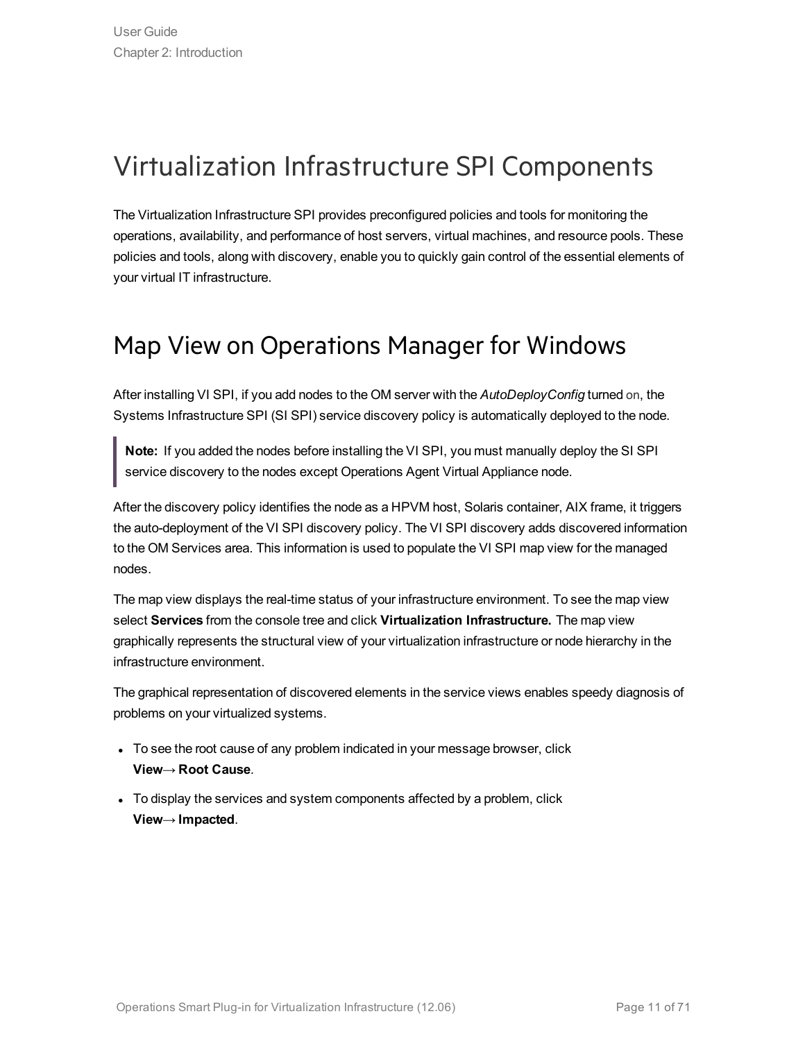# Virtualization Infrastructure SPI Components

The Virtualization Infrastructure SPI provides preconfigured policies and tools for monitoring the operations, availability, and performance of host servers, virtual machines, and resource pools. These policies and tools, along with discovery, enable you to quickly gain control of the essential elements of your virtual IT infrastructure.

# Map View on Operations Manager for Windows

After installing VI SPI, if you add nodes to the OM server with the *AutoDeployConfig* turned on, the Systems Infrastructure SPI (SI SPI) service discovery policy is automatically deployed to the node.

> **Note:** If you added the nodes before installing the VI SPI, you must manually deploy the SI SPI service discovery to the nodes except Operations Agent Virtual Appliance node.

After the discovery policy identifies the node as a HPVM host, Solaris container, AIX frame, it triggers the auto-deployment of the VI SPI discovery policy. The VI SPI discovery adds discovered information to the OM Services area. This information is used to populate the VI SPI map view for the managed nodes.

The map view displays the real-time status of your infrastructure environment. To see the map view select **Services** from the console tree and click **Virtualization Infrastructure.** The map view graphically represents the structural view of your virtualization infrastructure or node hierarchy in the infrastructure environment.

The graphical representation of discovered elements in the service views enables speedy diagnosis of problems on your virtualized systems.

- To see the root cause of any problem indicated in your message browser, click **View→ Root Cause**.
- To display the services and system components affected by a problem, click **View→ Impacted**.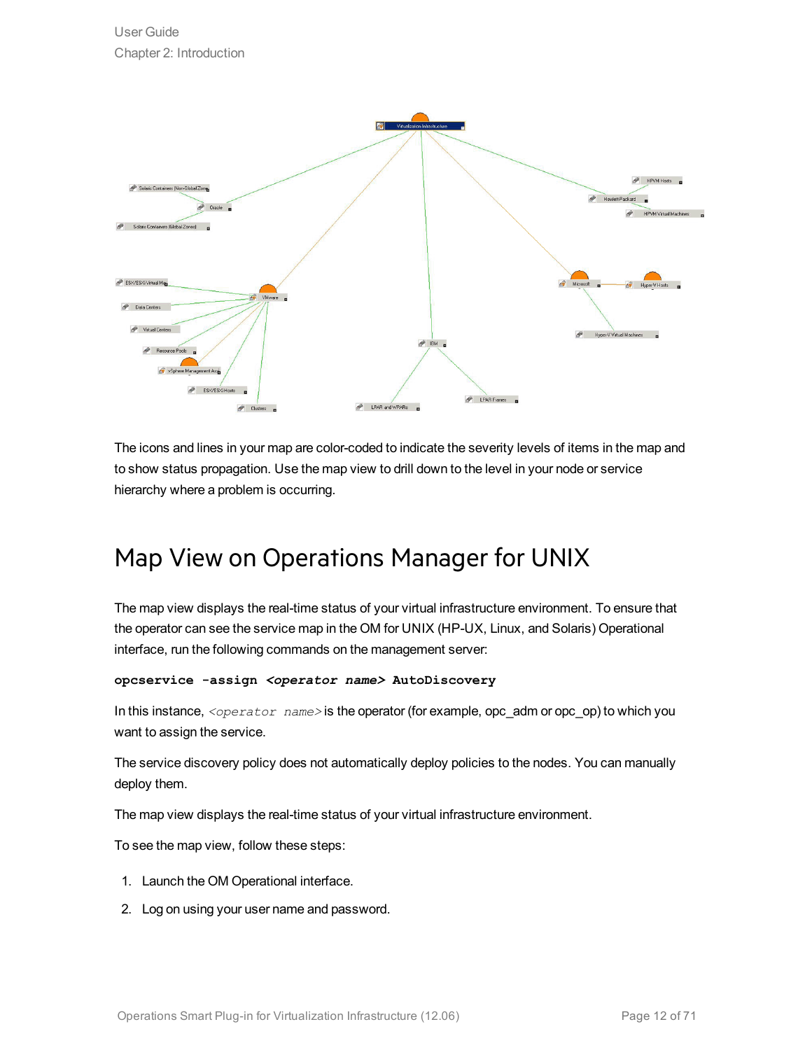The icons and lines in your map are color-coded to indicate the severity levels of items in the map and to show status propagation. Use the map view to drill down to the level in your node or service hierarchy where a problem is occurring.

# Map View on Operations Manager for UNIX

The map view displays the real-time status of your virtual infrastructure environment. To ensure that the operator can see the service map in the OM for UNIX (HP-UX, Linux, and Solaris) Operational interface, run the following commands on the management server:

```
opcservice -assign <operator name> AutoDiscovery
```

In this instance, `<operator name>` is the operator (for example, opc_adm or opc_op) to which you want to assign the service.

The service discovery policy does not automatically deploy policies to the nodes. You can manually deploy them.

The map view displays the real-time status of your virtual infrastructure environment.

To see the map view, follow these steps:

1. Launch the OM Operational interface.
2. Log on using your user name and password.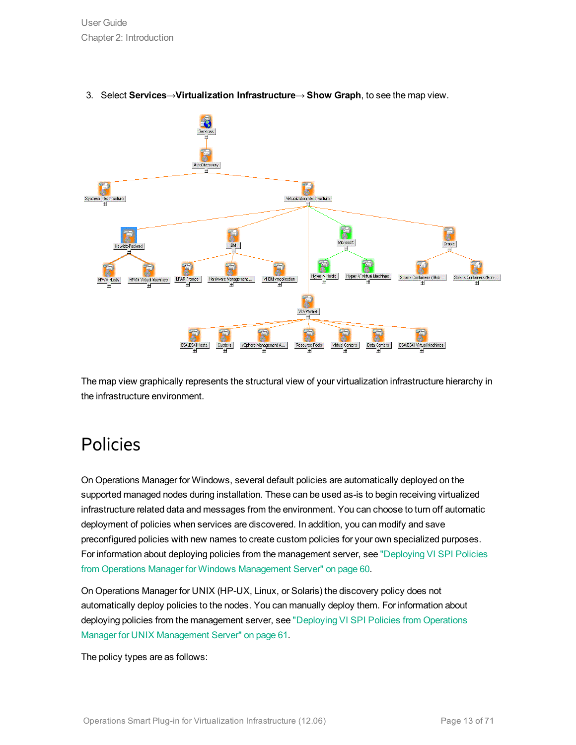3. Select **Services→Virtualization Infrastructure→ Show Graph**, to see the map view.

The map view graphically represents the structural view of your virtualization infrastructure hierarchy in the infrastructure environment.

# Policies

On Operations Manager for Windows, several default policies are automatically deployed on the supported managed nodes during installation. These can be used as-is to begin receiving virtualized infrastructure related data and messages from the environment. You can choose to turn off automatic deployment of policies when services are discovered. In addition, you can modify and save preconfigured policies with new names to create custom policies for your own specialized purposes. For information about deploying policies from the management server, see "Deploying VI SPI Policies from Operations Manager for Windows Management Server" on page 60.

On Operations Manager for UNIX (HP-UX, Linux, or Solaris) the discovery policy does not automatically deploy policies to the nodes. You can manually deploy them. For information about deploying policies from the management server, see "Deploying VI SPI Policies from Operations Manager for UNIX Management Server" on page 61.

The policy types are as follows: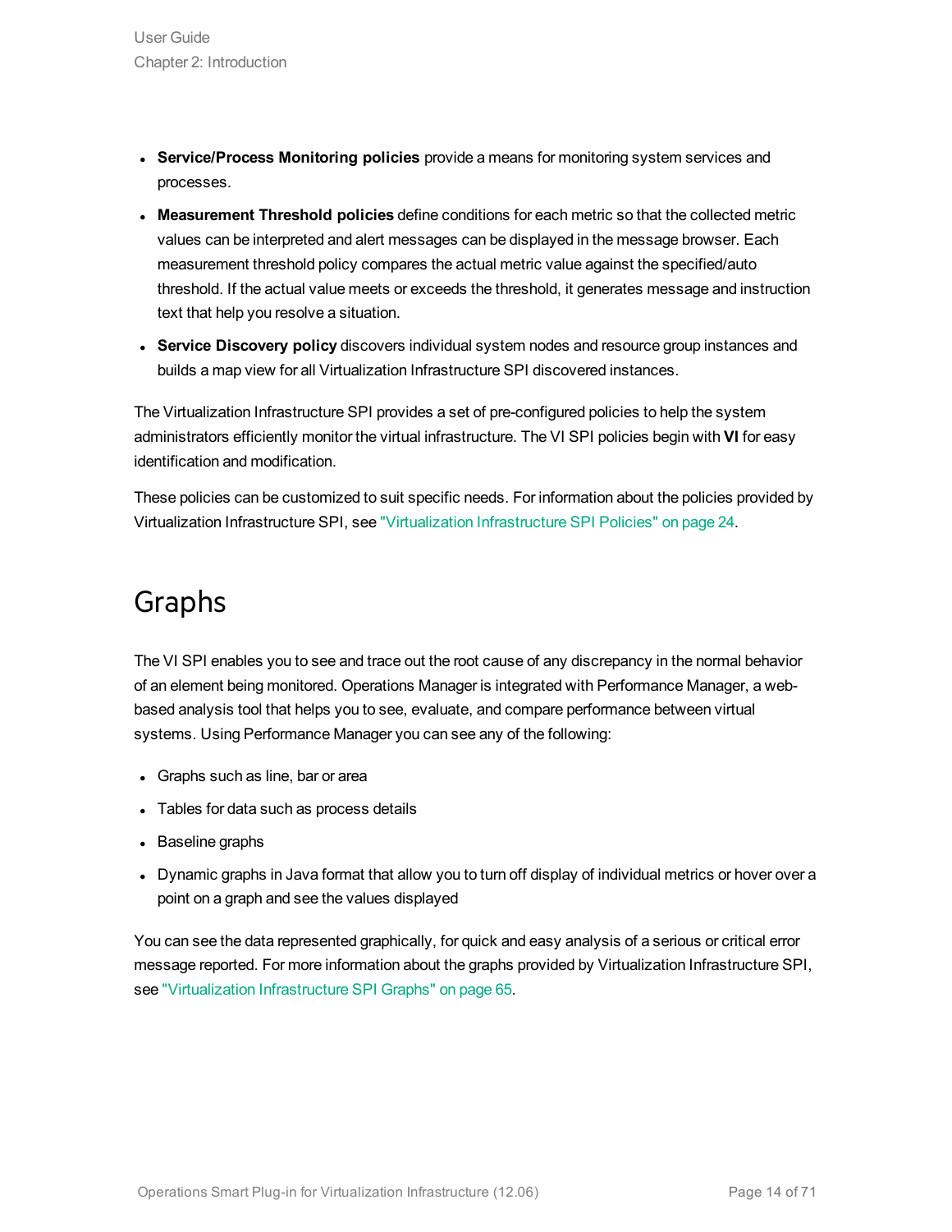- **Service/Process Monitoring policies** provide a means for monitoring system services and processes.
- **Measurement Threshold policies** define conditions for each metric so that the collected metric values can be interpreted and alert messages can be displayed in the message browser. Each measurement threshold policy compares the actual metric value against the specified/auto threshold. If the actual value meets or exceeds the threshold, it generates message and instruction text that help you resolve a situation.
- **Service Discovery policy** discovers individual system nodes and resource group instances and builds a map view for all Virtualization Infrastructure SPI discovered instances.

The Virtualization Infrastructure SPI provides a set of pre-configured policies to help the system administrators efficiently monitor the virtual infrastructure. The VI SPI policies begin with **VI** for easy identification and modification.

These policies can be customized to suit specific needs. For information about the policies provided by Virtualization Infrastructure SPI, see "Virtualization Infrastructure SPI Policies" on page 24.

# Graphs

The VI SPI enables you to see and trace out the root cause of any discrepancy in the normal behavior of an element being monitored. Operations Manager is integrated with Performance Manager, a web-based analysis tool that helps you to see, evaluate, and compare performance between virtual systems. Using Performance Manager you can see any of the following:

- Graphs such as line, bar or area
- Tables for data such as process details
- Baseline graphs
- Dynamic graphs in Java format that allow you to turn off display of individual metrics or hover over a point on a graph and see the values displayed

You can see the data represented graphically, for quick and easy analysis of a serious or critical error message reported. For more information about the graphs provided by Virtualization Infrastructure SPI, see "Virtualization Infrastructure SPI Graphs" on page 65.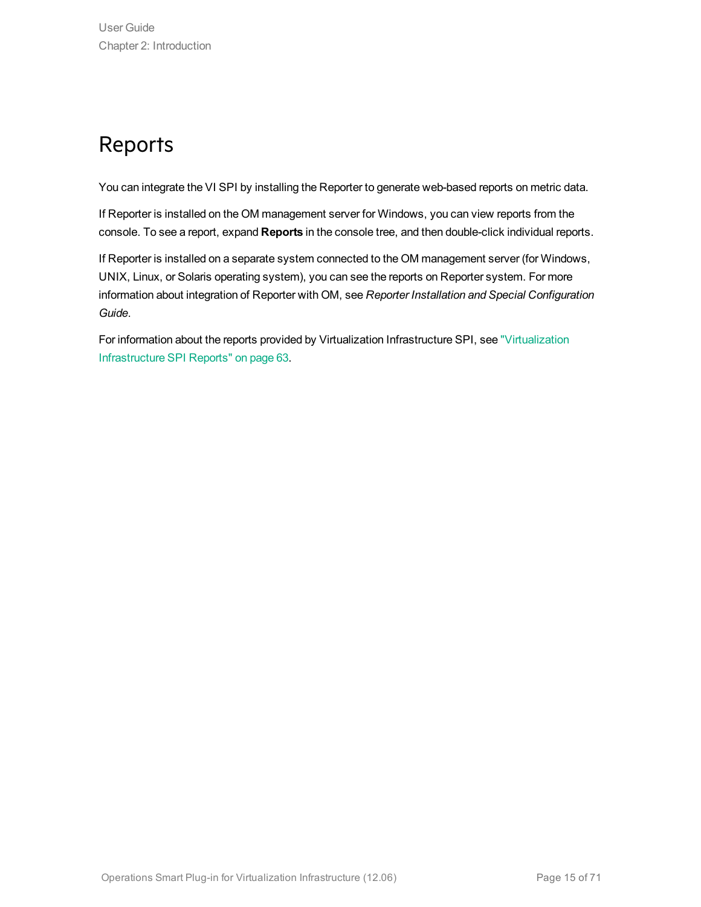# Reports

You can integrate the VI SPI by installing the Reporter to generate web-based reports on metric data.

If Reporter is installed on the OM management server for Windows, you can view reports from the console. To see a report, expand **Reports** in the console tree, and then double-click individual reports.

If Reporter is installed on a separate system connected to the OM management server (for Windows, UNIX, Linux, or Solaris operating system), you can see the reports on Reporter system. For more information about integration of Reporter with OM, see *Reporter Installation and Special Configuration Guide*.

For information about the reports provided by Virtualization Infrastructure SPI, see "Virtualization Infrastructure SPI Reports" on page 63.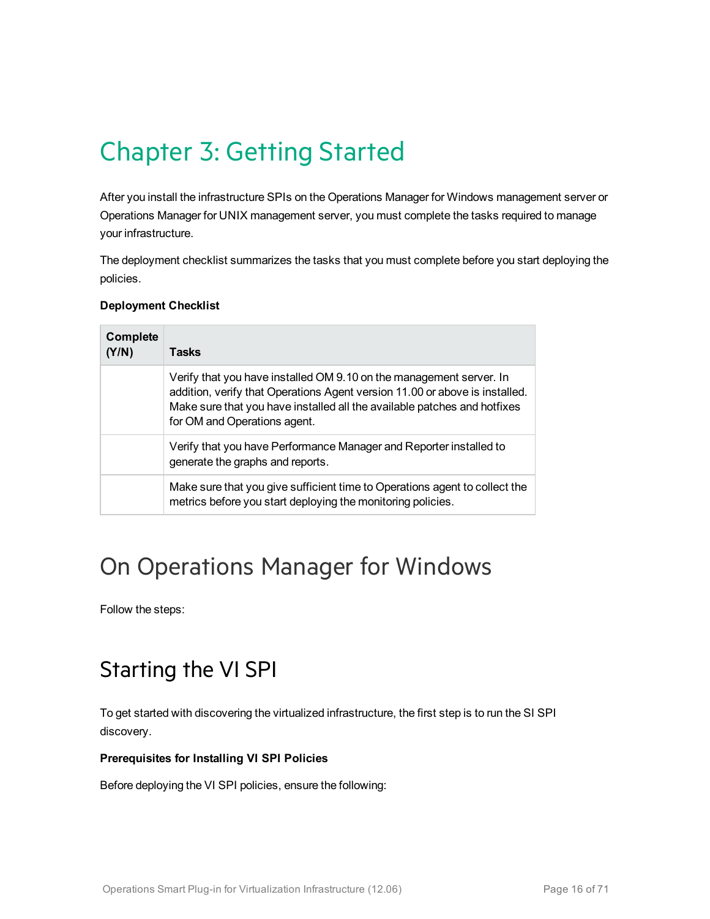# Chapter 3: Getting Started

After you install the infrastructure SPIs on the Operations Manager for Windows management server or Operations Manager for UNIX management server, you must complete the tasks required to manage your infrastructure.

The deployment checklist summarizes the tasks that you must complete before you start deploying the policies.

**Deployment Checklist**

| Complete (Y/N) | Tasks |
|---|---|
| | Verify that you have installed OM 9.10 on the management server. In addition, verify that Operations Agent version 11.00 or above is installed. Make sure that you have installed all the available patches and hotfixes for OM and Operations agent. |
| | Verify that you have Performance Manager and Reporter installed to generate the graphs and reports. |
| | Make sure that you give sufficient time to Operations agent to collect the metrics before you start deploying the monitoring policies. |

## On Operations Manager for Windows

Follow the steps:

## Starting the VI SPI

To get started with discovering the virtualized infrastructure, the first step is to run the SI SPI discovery.

**Prerequisites for Installing VI SPI Policies**

Before deploying the VI SPI policies, ensure the following: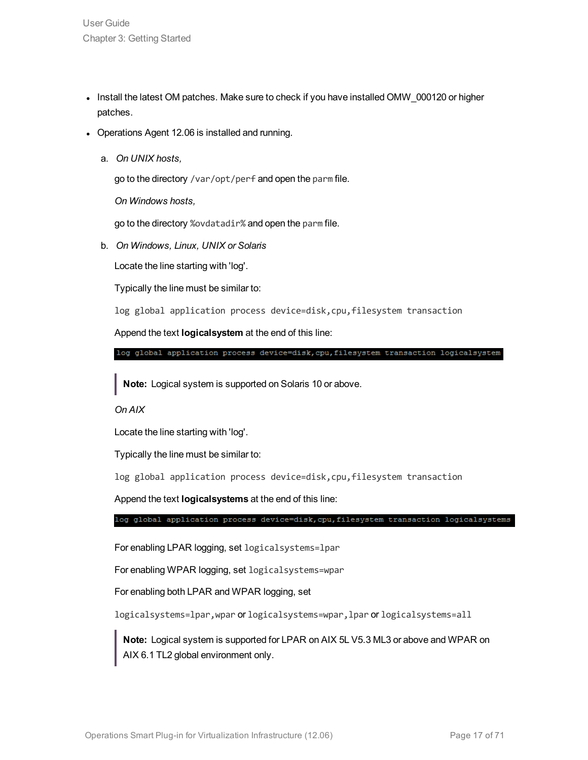- Install the latest OM patches. Make sure to check if you have installed OMW_000120 or higher patches.
- Operations Agent 12.06 is installed and running.

  a. *On UNIX hosts,*

     go to the directory `/var/opt/perf` and open the `parm` file.

     *On Windows hosts,*

     go to the directory `%ovdatadir%` and open the `parm` file.

  b. *On Windows, Linux, UNIX or Solaris*

     Locate the line starting with 'log'.

     Typically the line must be similar to:

     ```
     log global application process device=disk,cpu,filesystem transaction
     ```

     Append the text **logicalsystem** at the end of this line:

     ```
     log global application process device=disk,cpu,filesystem transaction logicalsystem
     ```

     > **Note:** Logical system is supported on Solaris 10 or above.

     *On AIX*

     Locate the line starting with 'log'.

     Typically the line must be similar to:

     ```
     log global application process device=disk,cpu,filesystem transaction
     ```

     Append the text **logicalsystems** at the end of this line:

     ```
     log global application process device=disk,cpu,filesystem transaction logicalsystems
     ```

     For enabling LPAR logging, set `logicalsystems=lpar`

     For enabling WPAR logging, set `logicalsystems=wpar`

     For enabling both LPAR and WPAR logging, set

     `logicalsystems=lpar,wpar` or `logicalsystems=wpar,lpar` or `logicalsystems=all`

     > **Note:** Logical system is supported for LPAR on AIX 5L V5.3 ML3 or above and WPAR on AIX 6.1 TL2 global environment only.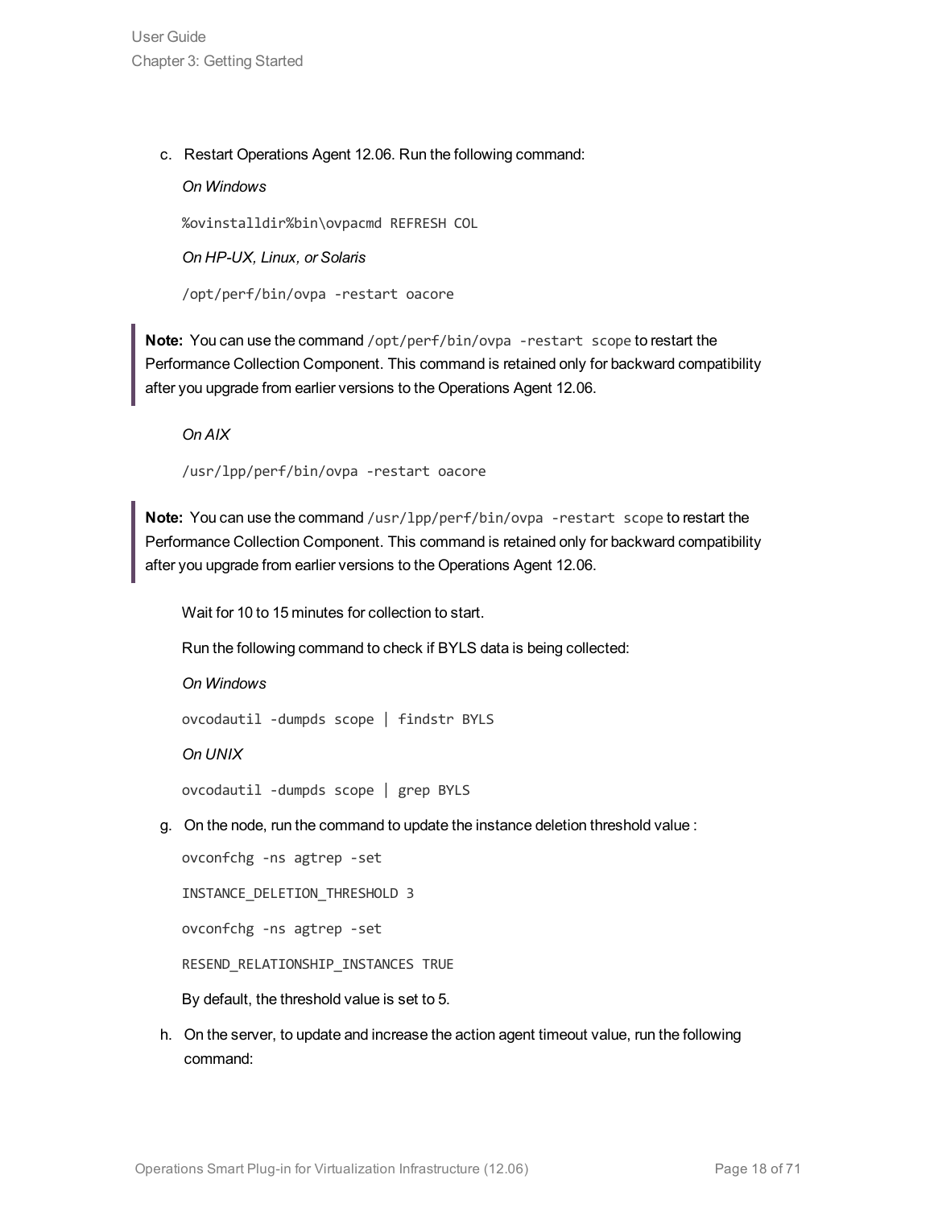c. Restart Operations Agent 12.06. Run the following command:

   *On Windows*

   ```
   %ovinstalldir%bin\ovpacmd REFRESH COL
   ```

   *On HP-UX, Linux, or Solaris*

   ```
   /opt/perf/bin/ovpa -restart oacore
   ```

> **Note:** You can use the command `/opt/perf/bin/ovpa -restart scope` to restart the Performance Collection Component. This command is retained only for backward compatibility after you upgrade from earlier versions to the Operations Agent 12.06.

   *On AIX*

   ```
   /usr/lpp/perf/bin/ovpa -restart oacore
   ```

> **Note:** You can use the command `/usr/lpp/perf/bin/ovpa -restart scope` to restart the Performance Collection Component. This command is retained only for backward compatibility after you upgrade from earlier versions to the Operations Agent 12.06.

   Wait for 10 to 15 minutes for collection to start.

   Run the following command to check if BYLS data is being collected:

   *On Windows*

   ```
   ovcodautil -dumpds scope | findstr BYLS
   ```

   *On UNIX*

   ```
   ovcodautil -dumpds scope | grep BYLS
   ```

g. On the node, run the command to update the instance deletion threshold value :

   ```
   ovconfchg -ns agtrep -set
   INSTANCE_DELETION_THRESHOLD 3
   ovconfchg -ns agtrep -set
   RESEND_RELATIONSHIP_INSTANCES TRUE
   ```

   By default, the threshold value is set to 5.

h. On the server, to update and increase the action agent timeout value, run the following command: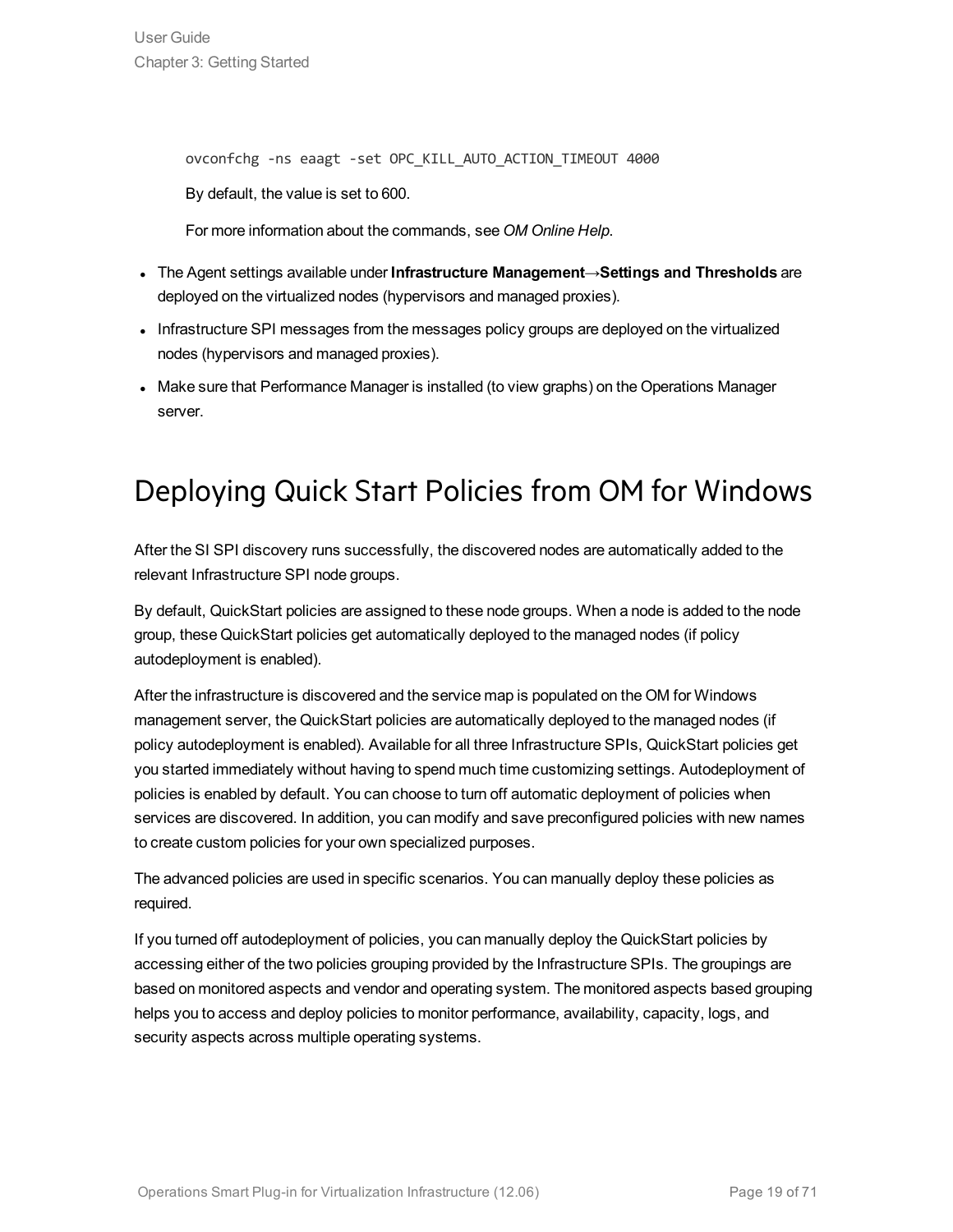```
ovconfchg -ns eaagt -set OPC_KILL_AUTO_ACTION_TIMEOUT 4000
```

By default, the value is set to 600.

For more information about the commands, see *OM Online Help*.

- The Agent settings available under **Infrastructure Management→Settings and Thresholds** are deployed on the virtualized nodes (hypervisors and managed proxies).
- Infrastructure SPI messages from the messages policy groups are deployed on the virtualized nodes (hypervisors and managed proxies).
- Make sure that Performance Manager is installed (to view graphs) on the Operations Manager server.

## Deploying Quick Start Policies from OM for Windows

After the SI SPI discovery runs successfully, the discovered nodes are automatically added to the relevant Infrastructure SPI node groups.

By default, QuickStart policies are assigned to these node groups. When a node is added to the node group, these QuickStart policies get automatically deployed to the managed nodes (if policy autodeployment is enabled).

After the infrastructure is discovered and the service map is populated on the OM for Windows management server, the QuickStart policies are automatically deployed to the managed nodes (if policy autodeployment is enabled). Available for all three Infrastructure SPIs, QuickStart policies get you started immediately without having to spend much time customizing settings. Autodeployment of policies is enabled by default. You can choose to turn off automatic deployment of policies when services are discovered. In addition, you can modify and save preconfigured policies with new names to create custom policies for your own specialized purposes.

The advanced policies are used in specific scenarios. You can manually deploy these policies as required.

If you turned off autodeployment of policies, you can manually deploy the QuickStart policies by accessing either of the two policies grouping provided by the Infrastructure SPIs. The groupings are based on monitored aspects and vendor and operating system. The monitored aspects based grouping helps you to access and deploy policies to monitor performance, availability, capacity, logs, and security aspects across multiple operating systems.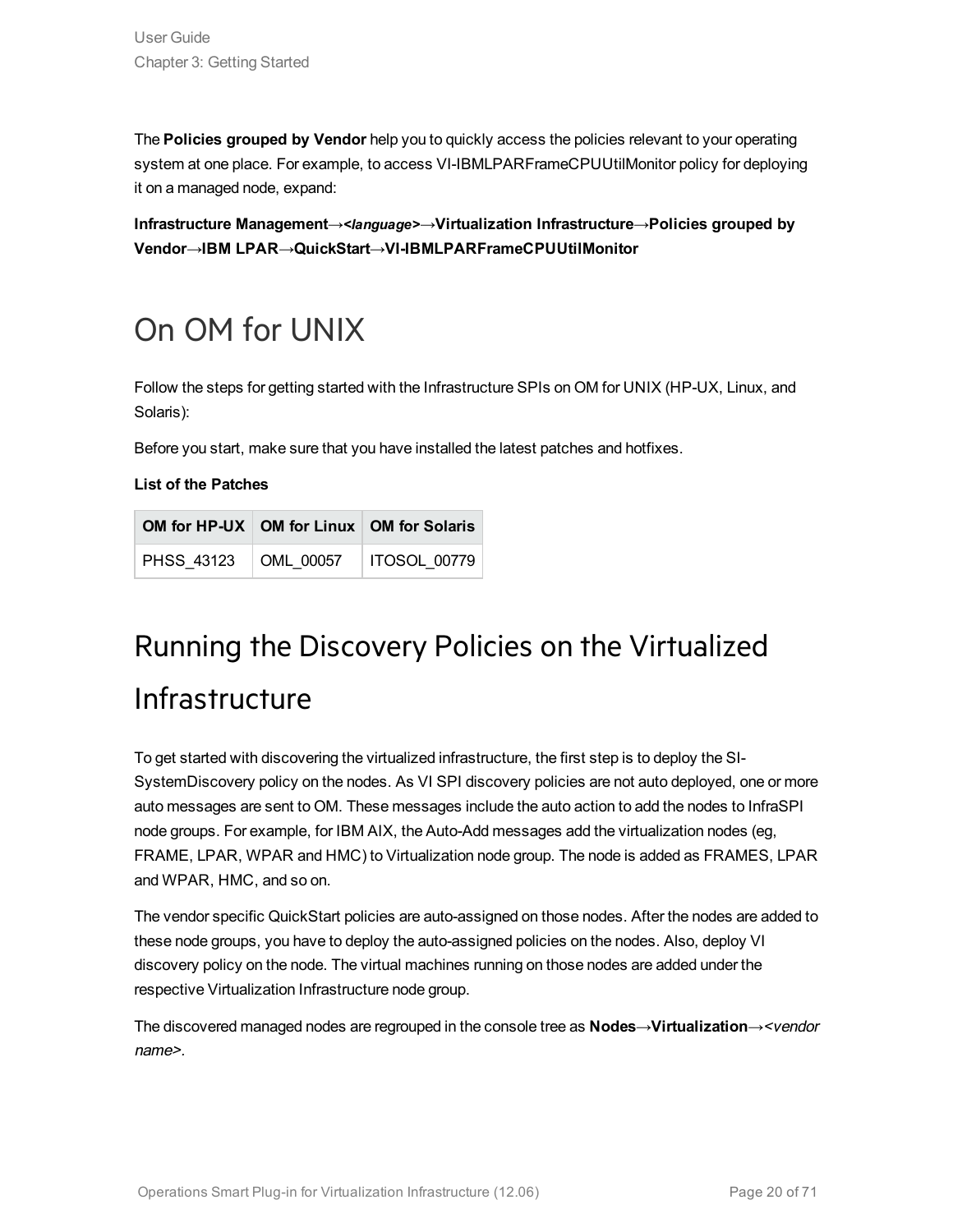The **Policies grouped by Vendor** help you to quickly access the policies relevant to your operating system at one place. For example, to access VI-IBMLPARFrameCPUUtilMonitor policy for deploying it on a managed node, expand:

**Infrastructure Management→*<language>*→Virtualization Infrastructure→Policies grouped by Vendor→IBM LPAR→QuickStart→VI-IBMLPARFrameCPUUtilMonitor**

# On OM for UNIX

Follow the steps for getting started with the Infrastructure SPIs on OM for UNIX (HP-UX, Linux, and Solaris):

Before you start, make sure that you have installed the latest patches and hotfixes.

**List of the Patches**

| OM for HP-UX | OM for Linux | OM for Solaris |
|---|---|---|
| PHSS_43123 | OML_00057 | ITOSOL_00779 |

# Running the Discovery Policies on the Virtualized Infrastructure

To get started with discovering the virtualized infrastructure, the first step is to deploy the SI-SystemDiscovery policy on the nodes. As VI SPI discovery policies are not auto deployed, one or more auto messages are sent to OM. These messages include the auto action to add the nodes to InfraSPI node groups. For example, for IBM AIX, the Auto-Add messages add the virtualization nodes (eg, FRAME, LPAR, WPAR and HMC) to Virtualization node group. The node is added as FRAMES, LPAR and WPAR, HMC, and so on.

The vendor specific QuickStart policies are auto-assigned on those nodes. After the nodes are added to these node groups, you have to deploy the auto-assigned policies on the nodes. Also, deploy VI discovery policy on the node. The virtual machines running on those nodes are added under the respective Virtualization Infrastructure node group.

The discovered managed nodes are regrouped in the console tree as **Nodes→Virtualization**→*<vendor name>*.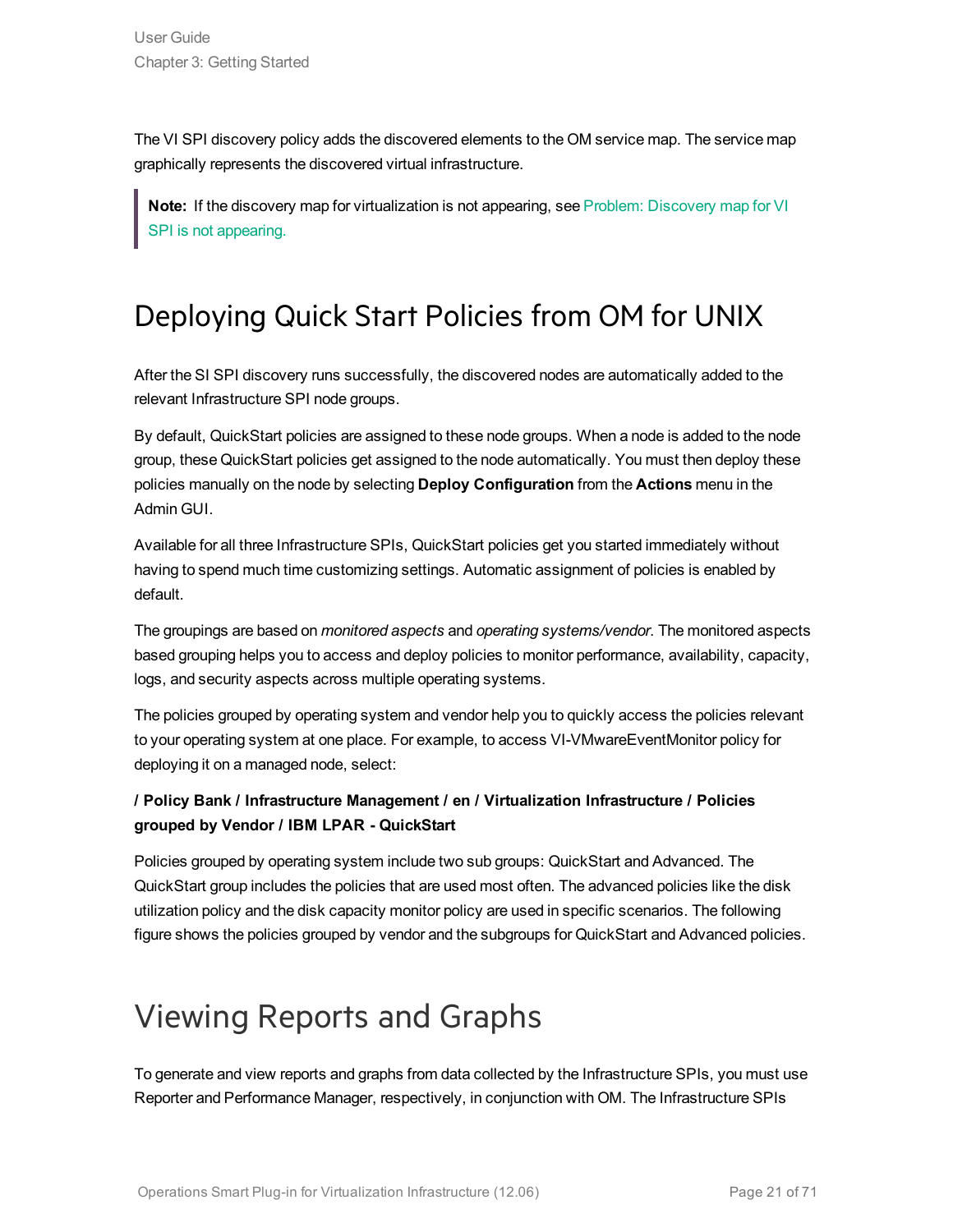The VI SPI discovery policy adds the discovered elements to the OM service map. The service map graphically represents the discovered virtual infrastructure.

> **Note:** If the discovery map for virtualization is not appearing, see Problem: Discovery map for VI SPI is not appearing.

# Deploying Quick Start Policies from OM for UNIX

After the SI SPI discovery runs successfully, the discovered nodes are automatically added to the relevant Infrastructure SPI node groups.

By default, QuickStart policies are assigned to these node groups. When a node is added to the node group, these QuickStart policies get assigned to the node automatically. You must then deploy these policies manually on the node by selecting **Deploy Configuration** from the **Actions** menu in the Admin GUI.

Available for all three Infrastructure SPIs, QuickStart policies get you started immediately without having to spend much time customizing settings. Automatic assignment of policies is enabled by default.

The groupings are based on *monitored aspects* and *operating systems/vendor*. The monitored aspects based grouping helps you to access and deploy policies to monitor performance, availability, capacity, logs, and security aspects across multiple operating systems.

The policies grouped by operating system and vendor help you to quickly access the policies relevant to your operating system at one place. For example, to access VI-VMwareEventMonitor policy for deploying it on a managed node, select:

**/ Policy Bank / Infrastructure Management / en / Virtualization Infrastructure / Policies grouped by Vendor / IBM LPAR - QuickStart**

Policies grouped by operating system include two sub groups: QuickStart and Advanced. The QuickStart group includes the policies that are used most often. The advanced policies like the disk utilization policy and the disk capacity monitor policy are used in specific scenarios. The following figure shows the policies grouped by vendor and the subgroups for QuickStart and Advanced policies.

# Viewing Reports and Graphs

To generate and view reports and graphs from data collected by the Infrastructure SPIs, you must use Reporter and Performance Manager, respectively, in conjunction with OM. The Infrastructure SPIs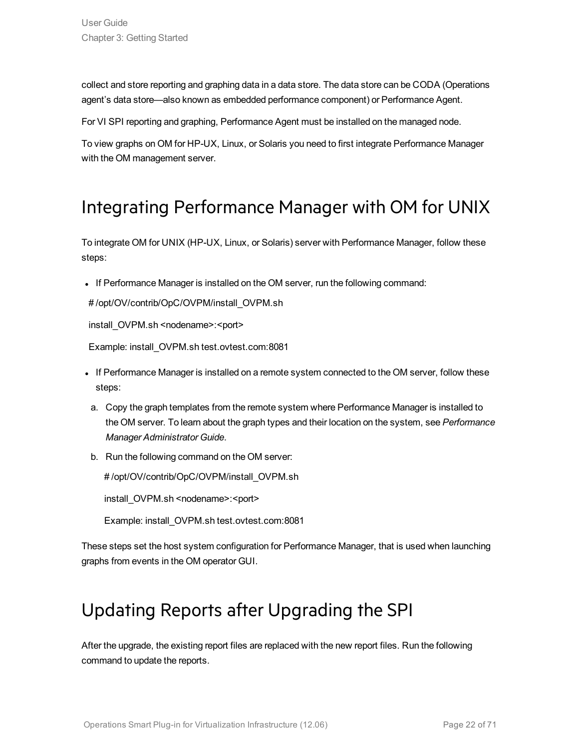collect and store reporting and graphing data in a data store. The data store can be CODA (Operations agent's data store—also known as embedded performance component) or Performance Agent.

For VI SPI reporting and graphing, Performance Agent must be installed on the managed node.

To view graphs on OM for HP-UX, Linux, or Solaris you need to first integrate Performance Manager with the OM management server.

# Integrating Performance Manager with OM for UNIX

To integrate OM for UNIX (HP-UX, Linux, or Solaris) server with Performance Manager, follow these steps:

- If Performance Manager is installed on the OM server, run the following command:

  # /opt/OV/contrib/OpC/OVPM/install_OVPM.sh

  install_OVPM.sh <nodename>:<port>

  Example: install_OVPM.sh test.ovtest.com:8081

- If Performance Manager is installed on a remote system connected to the OM server, follow these steps:

  a. Copy the graph templates from the remote system where Performance Manager is installed to the OM server. To learn about the graph types and their location on the system, see *Performance Manager Administrator Guide*.

  b. Run the following command on the OM server:

     # /opt/OV/contrib/OpC/OVPM/install_OVPM.sh

     install_OVPM.sh <nodename>:<port>

     Example: install_OVPM.sh test.ovtest.com:8081

These steps set the host system configuration for Performance Manager, that is used when launching graphs from events in the OM operator GUI.

# Updating Reports after Upgrading the SPI

After the upgrade, the existing report files are replaced with the new report files. Run the following command to update the reports.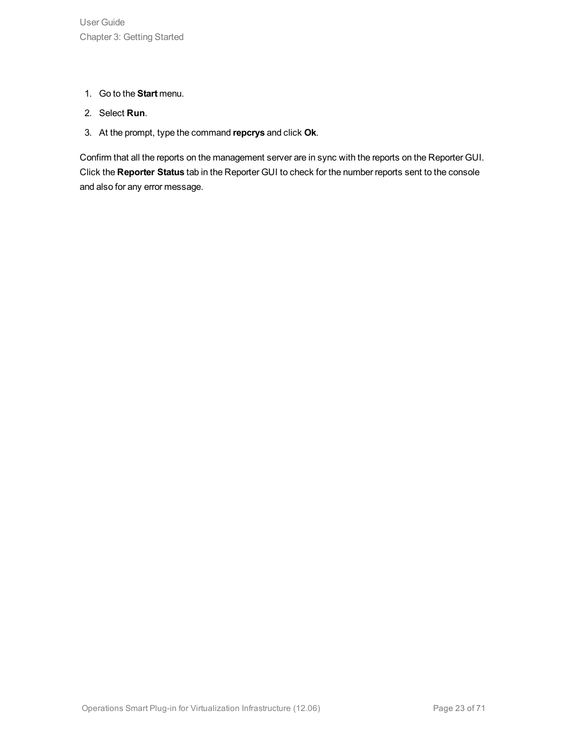1. Go to the **Start** menu.
2. Select **Run**.
3. At the prompt, type the command **repcrys** and click **Ok**.

Confirm that all the reports on the management server are in sync with the reports on the Reporter GUI. Click the **Reporter Status** tab in the Reporter GUI to check for the number reports sent to the console and also for any error message.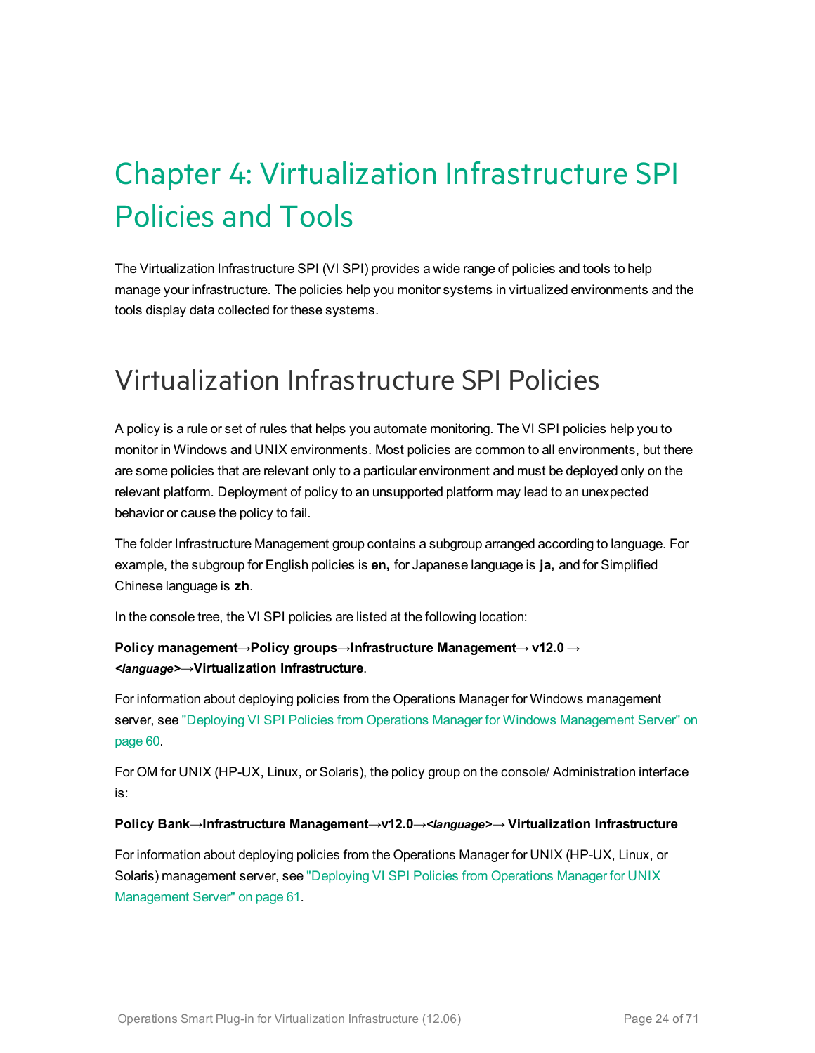# Chapter 4: Virtualization Infrastructure SPI Policies and Tools

The Virtualization Infrastructure SPI (VI SPI) provides a wide range of policies and tools to help manage your infrastructure. The policies help you monitor systems in virtualized environments and the tools display data collected for these systems.

## Virtualization Infrastructure SPI Policies

A policy is a rule or set of rules that helps you automate monitoring. The VI SPI policies help you to monitor in Windows and UNIX environments. Most policies are common to all environments, but there are some policies that are relevant only to a particular environment and must be deployed only on the relevant platform. Deployment of policy to an unsupported platform may lead to an unexpected behavior or cause the policy to fail.

The folder Infrastructure Management group contains a subgroup arranged according to language. For example, the subgroup for English policies is **en,** for Japanese language is **ja,** and for Simplified Chinese language is **zh**.

In the console tree, the VI SPI policies are listed at the following location:

**Policy management→Policy groups→Infrastructure Management→ v12.0 → *<language>*→Virtualization Infrastructure**.

For information about deploying policies from the Operations Manager for Windows management server, see "Deploying VI SPI Policies from Operations Manager for Windows Management Server" on page 60.

For OM for UNIX (HP-UX, Linux, or Solaris), the policy group on the console/ Administration interface is:

**Policy Bank→Infrastructure Management→v12.0→*<language>*→ Virtualization Infrastructure**

For information about deploying policies from the Operations Manager for UNIX (HP-UX, Linux, or Solaris) management server, see "Deploying VI SPI Policies from Operations Manager for UNIX Management Server" on page 61.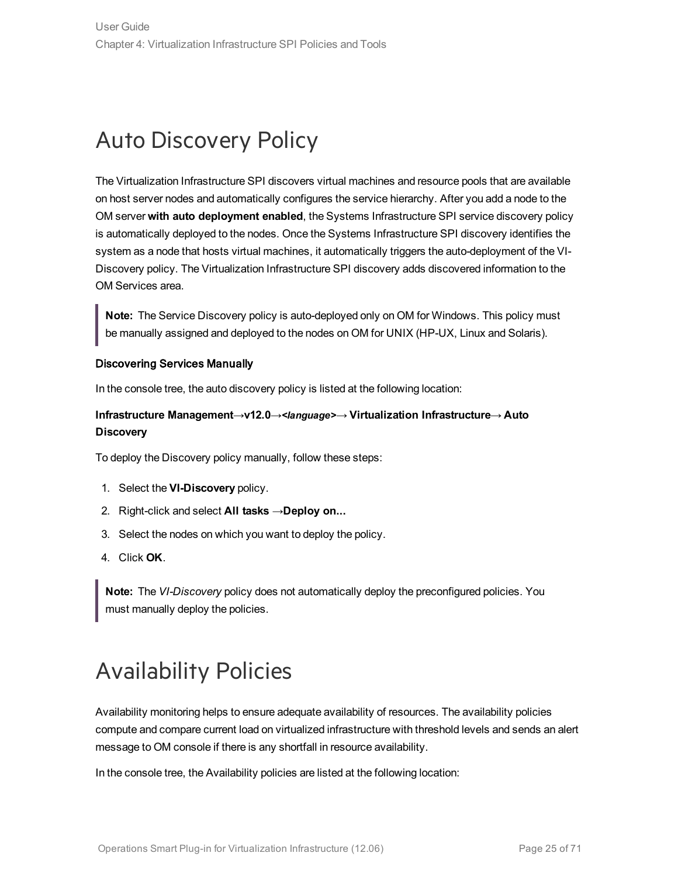# Auto Discovery Policy

The Virtualization Infrastructure SPI discovers virtual machines and resource pools that are available on host server nodes and automatically configures the service hierarchy. After you add a node to the OM server **with auto deployment enabled**, the Systems Infrastructure SPI service discovery policy is automatically deployed to the nodes. Once the Systems Infrastructure SPI discovery identifies the system as a node that hosts virtual machines, it automatically triggers the auto-deployment of the VI-Discovery policy. The Virtualization Infrastructure SPI discovery adds discovered information to the OM Services area.

> **Note:** The Service Discovery policy is auto-deployed only on OM for Windows. This policy must be manually assigned and deployed to the nodes on OM for UNIX (HP-UX, Linux and Solaris).

#### Discovering Services Manually

In the console tree, the auto discovery policy is listed at the following location:

**Infrastructure Management→v12.0→*<language>*→ Virtualization Infrastructure→ Auto Discovery**

To deploy the Discovery policy manually, follow these steps:

1. Select the **VI-Discovery** policy.
2. Right-click and select **All tasks →Deploy on...**
3. Select the nodes on which you want to deploy the policy.
4. Click **OK**.

> **Note:** The *VI-Discovery* policy does not automatically deploy the preconfigured policies. You must manually deploy the policies.

# Availability Policies

Availability monitoring helps to ensure adequate availability of resources. The availability policies compute and compare current load on virtualized infrastructure with threshold levels and sends an alert message to OM console if there is any shortfall in resource availability.

In the console tree, the Availability policies are listed at the following location: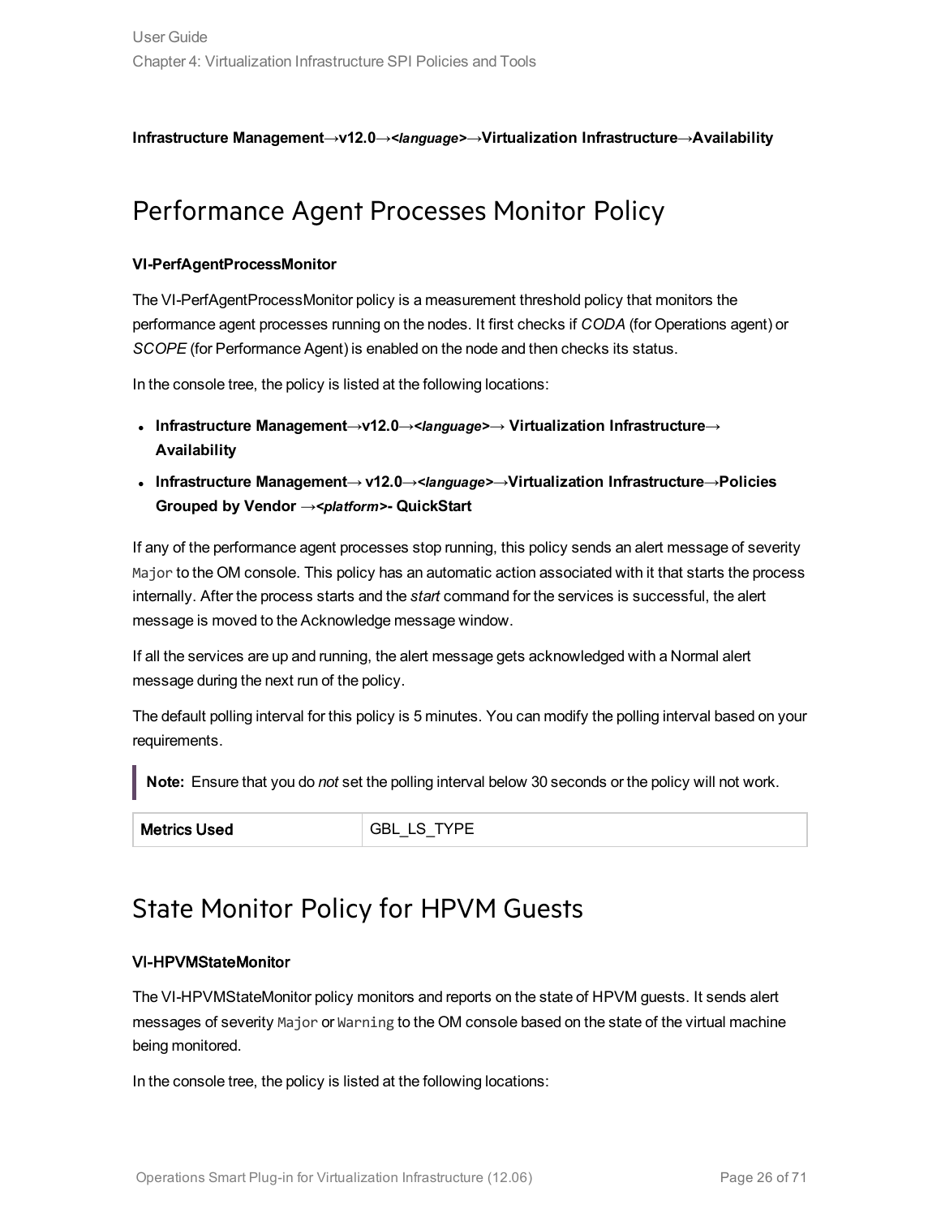**Infrastructure Management→v12.0→*<language>*→Virtualization Infrastructure→Availability**

## Performance Agent Processes Monitor Policy

**VI-PerfAgentProcessMonitor**

The VI-PerfAgentProcessMonitor policy is a measurement threshold policy that monitors the performance agent processes running on the nodes. It first checks if *CODA* (for Operations agent) or *SCOPE* (for Performance Agent) is enabled on the node and then checks its status.

In the console tree, the policy is listed at the following locations:

- **Infrastructure Management→v12.0→*<language>*→ Virtualization Infrastructure→ Availability**
- **Infrastructure Management→ v12.0→*<language>*→Virtualization Infrastructure→Policies Grouped by Vendor →*<platform>*- QuickStart**

If any of the performance agent processes stop running, this policy sends an alert message of severity `Major` to the OM console. This policy has an automatic action associated with it that starts the process internally. After the process starts and the *start* command for the services is successful, the alert message is moved to the Acknowledge message window.

If all the services are up and running, the alert message gets acknowledged with a Normal alert message during the next run of the policy.

The default polling interval for this policy is 5 minutes. You can modify the polling interval based on your requirements.

> **Note:** Ensure that you do *not* set the polling interval below 30 seconds or the policy will not work.

| **Metrics Used** | GBL_LS_TYPE |
|---|---|

## State Monitor Policy for HPVM Guests

**VI-HPVMStateMonitor**

The VI-HPVMStateMonitor policy monitors and reports on the state of HPVM guests. It sends alert messages of severity `Major` or `Warning` to the OM console based on the state of the virtual machine being monitored.

In the console tree, the policy is listed at the following locations: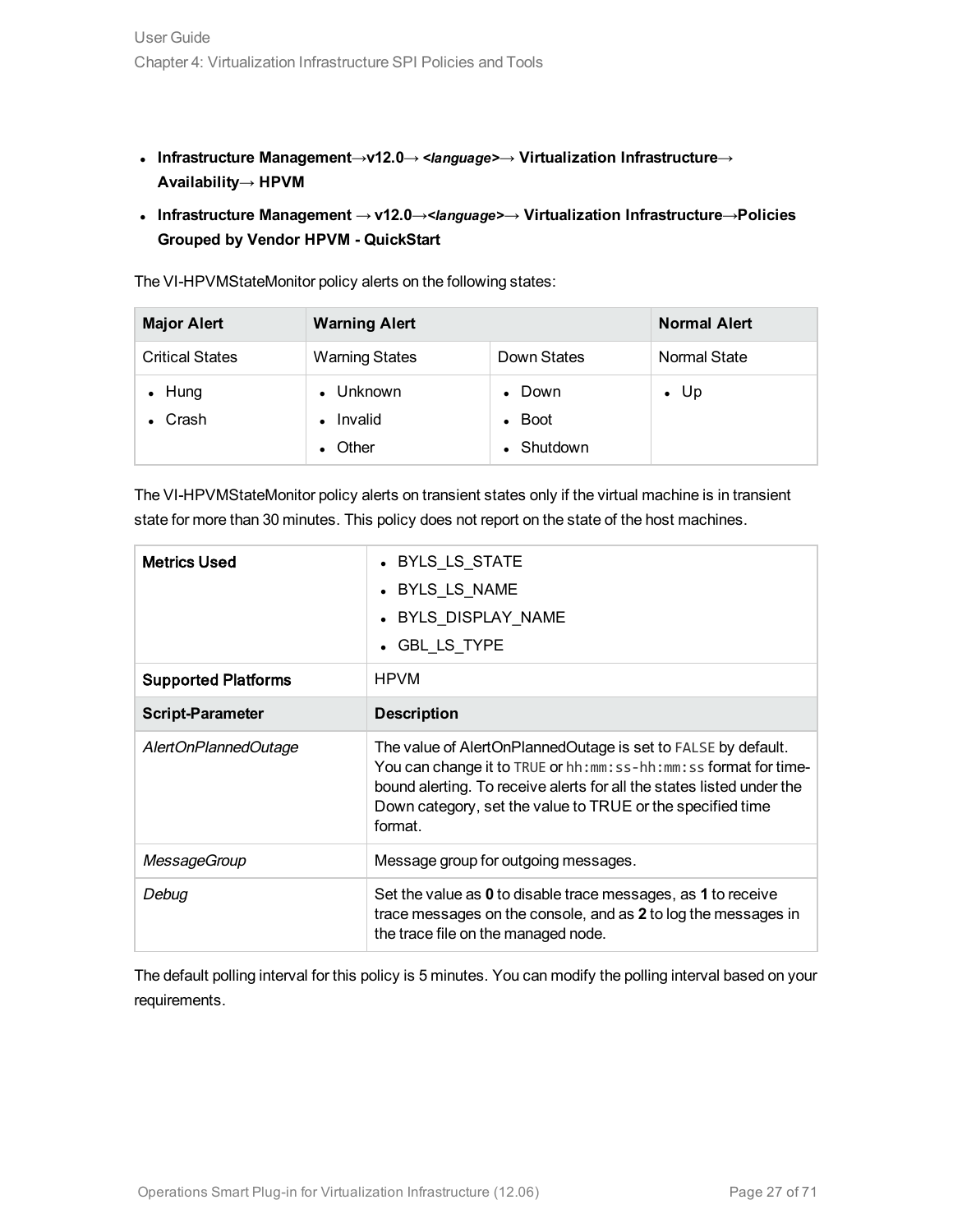- **Infrastructure Management→v12.0→ *<language>*→ Virtualization Infrastructure→ Availability→ HPVM**
- **Infrastructure Management → v12.0→*<language>*→ Virtualization Infrastructure→Policies Grouped by Vendor HPVM - QuickStart**

The VI-HPVMStateMonitor policy alerts on the following states:

| **Major Alert** | **Warning Alert** | | **Normal Alert** |
|---|---|---|---|
| Critical States | Warning States | Down States | Normal State |
| • Hung<br>• Crash | • Unknown<br>• Invalid<br>• Other | • Down<br>• Boot<br>• Shutdown | • Up |

The VI-HPVMStateMonitor policy alerts on transient states only if the virtual machine is in transient state for more than 30 minutes. This policy does not report on the state of the host machines.

| **Metrics Used** | • BYLS_LS_STATE<br>• BYLS_LS_NAME<br>• BYLS_DISPLAY_NAME<br>• GBL_LS_TYPE |
|---|---|
| **Supported Platforms** | HPVM |
| **Script-Parameter** | **Description** |
| *AlertOnPlannedOutage* | The value of AlertOnPlannedOutage is set to `FALSE` by default. You can change it to `TRUE` or `hh:mm:ss-hh:mm:ss` format for time-bound alerting. To receive alerts for all the states listed under the Down category, set the value to TRUE or the specified time format. |
| *MessageGroup* | Message group for outgoing messages. |
| *Debug* | Set the value as **0** to disable trace messages, as **1** to receive trace messages on the console, and as **2** to log the messages in the trace file on the managed node. |

The default polling interval for this policy is 5 minutes. You can modify the polling interval based on your requirements.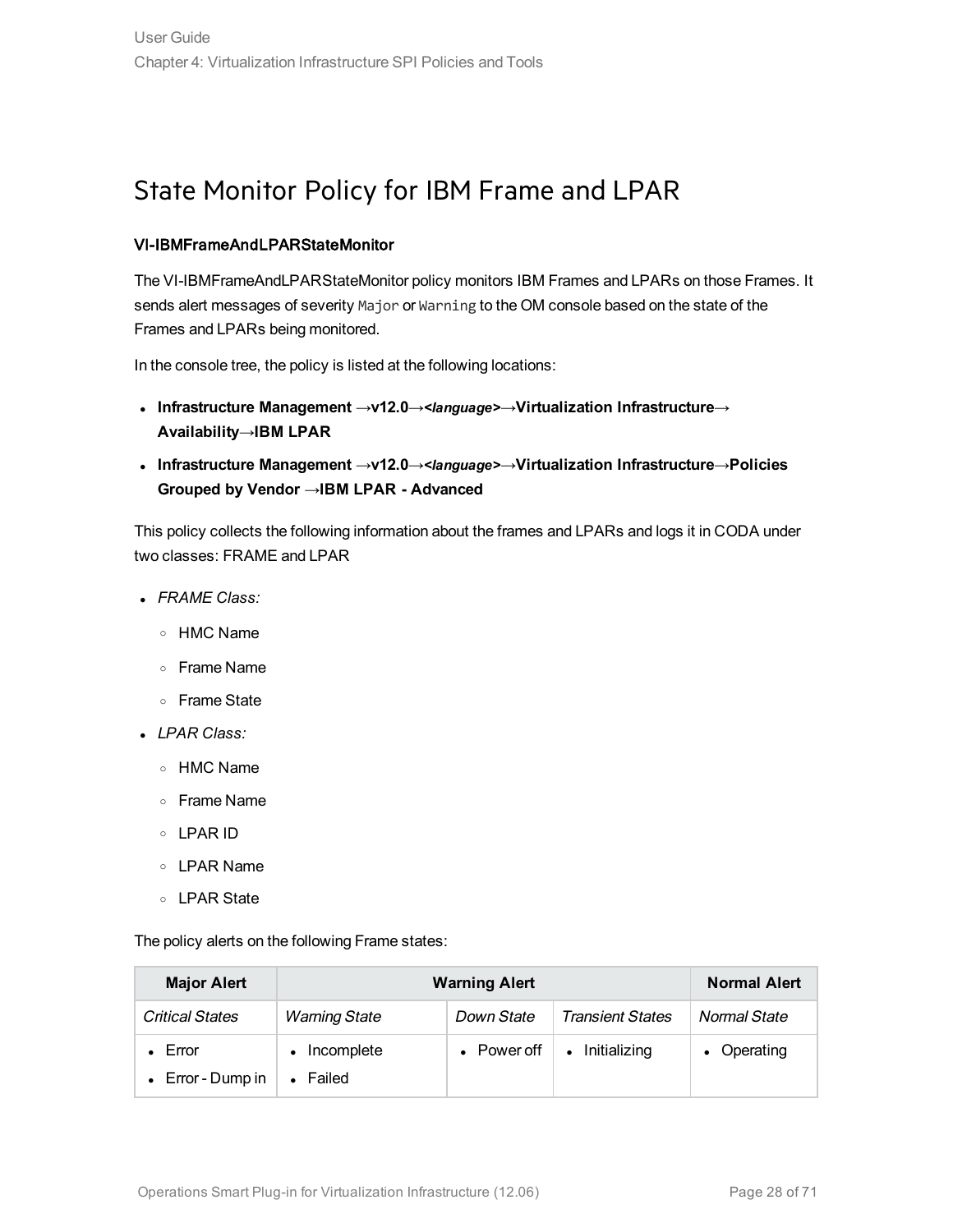# State Monitor Policy for IBM Frame and LPAR

**VI-IBMFrameAndLPARStateMonitor**

The VI-IBMFrameAndLPARStateMonitor policy monitors IBM Frames and LPARs on those Frames. It sends alert messages of severity `Major` or `Warning` to the OM console based on the state of the Frames and LPARs being monitored.

In the console tree, the policy is listed at the following locations:

- **Infrastructure Management →v12.0→*<language>*→Virtualization Infrastructure→ Availability→IBM LPAR**
- **Infrastructure Management →v12.0→*<language>*→Virtualization Infrastructure→Policies Grouped by Vendor →IBM LPAR - Advanced**

This policy collects the following information about the frames and LPARs and logs it in CODA under two classes: FRAME and LPAR

- *FRAME Class:*
  - HMC Name
  - Frame Name
  - Frame State
- *LPAR Class:*
  - HMC Name
  - Frame Name
  - LPAR ID
  - LPAR Name
  - LPAR State

The policy alerts on the following Frame states:

| Major Alert | Warning Alert | | | Normal Alert |
|---|---|---|---|---|
| *Critical States* | *Warning State* | *Down State* | *Transient States* | *Normal State* |
| • Error<br>• Error - Dump in | • Incomplete<br>• Failed | • Power off | • Initializing | • Operating |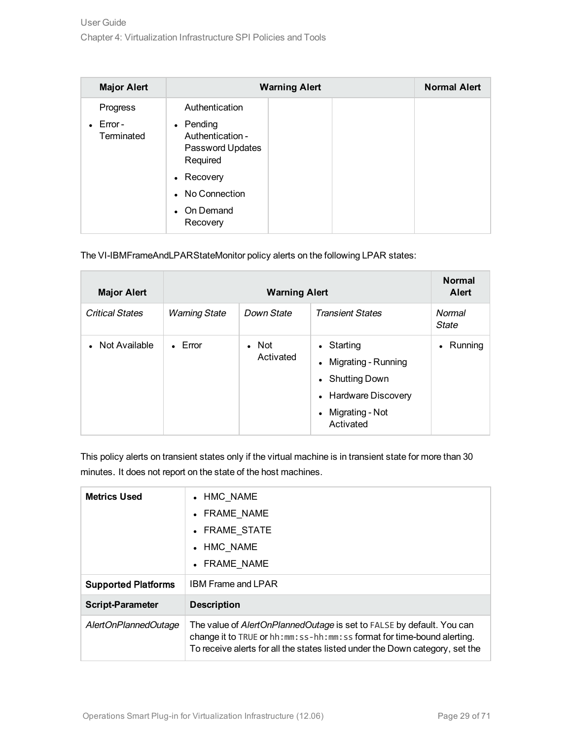| Major Alert | Warning Alert | | | Normal Alert |
|---|---|---|---|---|
| Progress<br>• Error - Terminated | Authentication<br>• Pending Authentication - Password Updates Required<br>• Recovery<br>• No Connection<br>• On Demand Recovery | | | |

The VI-IBMFrameAndLPARStateMonitor policy alerts on the following LPAR states:

| Major Alert | Warning Alert | | | Normal Alert |
|---|---|---|---|---|
| *Critical States* | *Warning State* | *Down State* | *Transient States* | *Normal State* |
| • Not Available | • Error | • Not Activated | • Starting<br>• Migrating - Running<br>• Shutting Down<br>• Hardware Discovery<br>• Migrating - Not Activated | • Running |

This policy alerts on transient states only if the virtual machine is in transient state for more than 30 minutes. It does not report on the state of the host machines.

| **Metrics Used** | • HMC_NAME<br>• FRAME_NAME<br>• FRAME_STATE<br>• HMC_NAME<br>• FRAME_NAME |
|---|---|
| **Supported Platforms** | IBM Frame and LPAR |
| **Script-Parameter** | **Description** |
| *AlertOnPlannedOutage* | The value of *AlertOnPlannedOutage* is set to `FALSE` by default. You can change it to `TRUE` or `hh:mm:ss-hh:mm:ss` format for time-bound alerting. To receive alerts for all the states listed under the Down category, set the |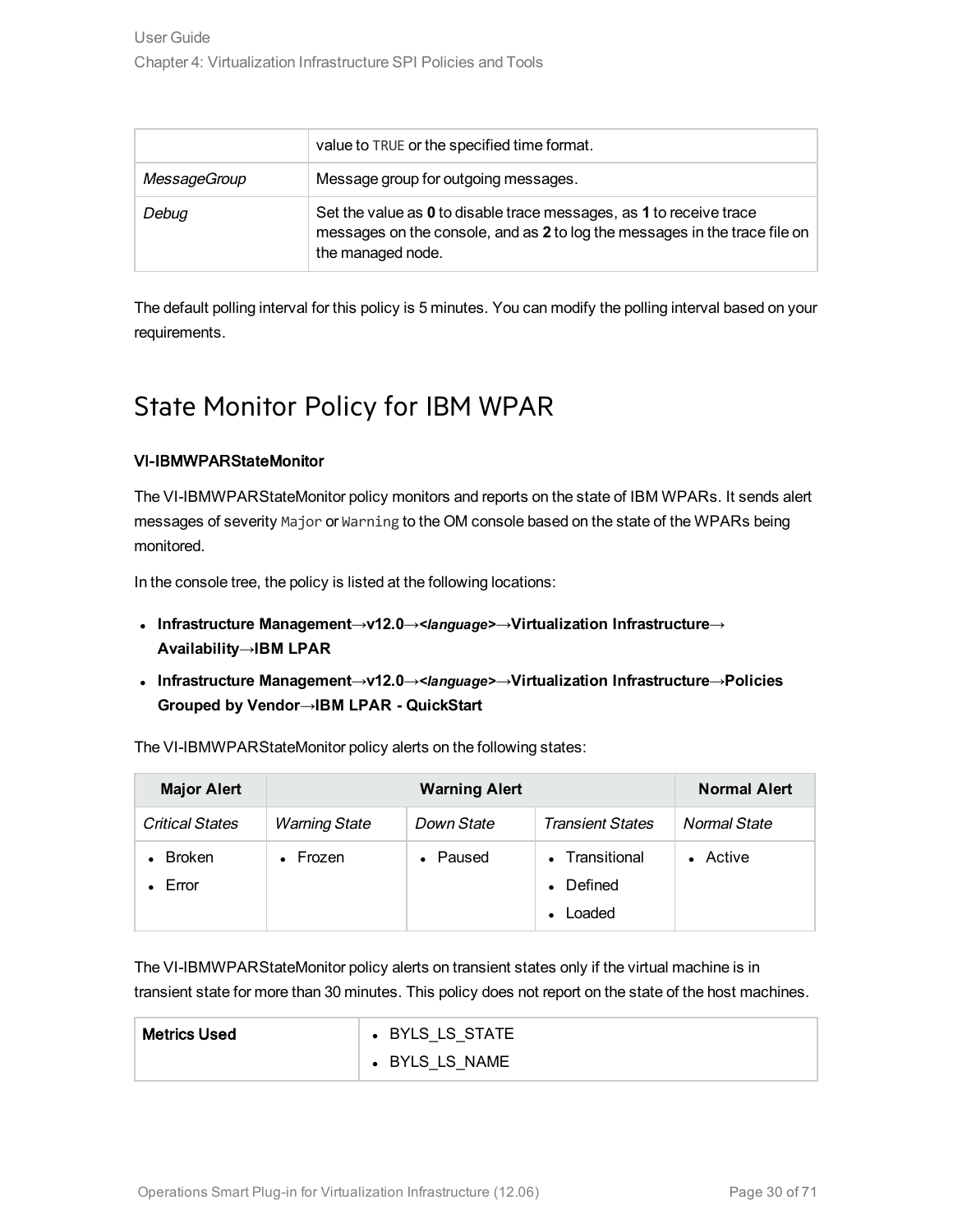|  | value to `TRUE` or the specified time format. |
| --- | --- |
| *MessageGroup* | Message group for outgoing messages. |
| *Debug* | Set the value as **0** to disable trace messages, as **1** to receive trace messages on the console, and as **2** to log the messages in the trace file on the managed node. |

The default polling interval for this policy is 5 minutes. You can modify the polling interval based on your requirements.

# State Monitor Policy for IBM WPAR

**VI-IBMWPARStateMonitor**

The VI-IBMWPARStateMonitor policy monitors and reports on the state of IBM WPARs. It sends alert messages of severity `Major` or `Warning` to the OM console based on the state of the WPARs being monitored.

In the console tree, the policy is listed at the following locations:

- **Infrastructure Management→v12.0→<*language*>→Virtualization Infrastructure→ Availability→IBM LPAR**
- **Infrastructure Management→v12.0→<*language*>→Virtualization Infrastructure→Policies Grouped by Vendor→IBM LPAR - QuickStart**

The VI-IBMWPARStateMonitor policy alerts on the following states:

| Major Alert | Warning Alert | | | Normal Alert |
| --- | --- | --- | --- | --- |
| *Critical States* | *Warning State* | *Down State* | *Transient States* | *Normal State* |
| • Broken<br>• Error | • Frozen | • Paused | • Transitional<br>• Defined<br>• Loaded | • Active |

The VI-IBMWPARStateMonitor policy alerts on transient states only if the virtual machine is in transient state for more than 30 minutes. This policy does not report on the state of the host machines.

| **Metrics Used** | • BYLS_LS_STATE<br>• BYLS_LS_NAME |
| --- | --- |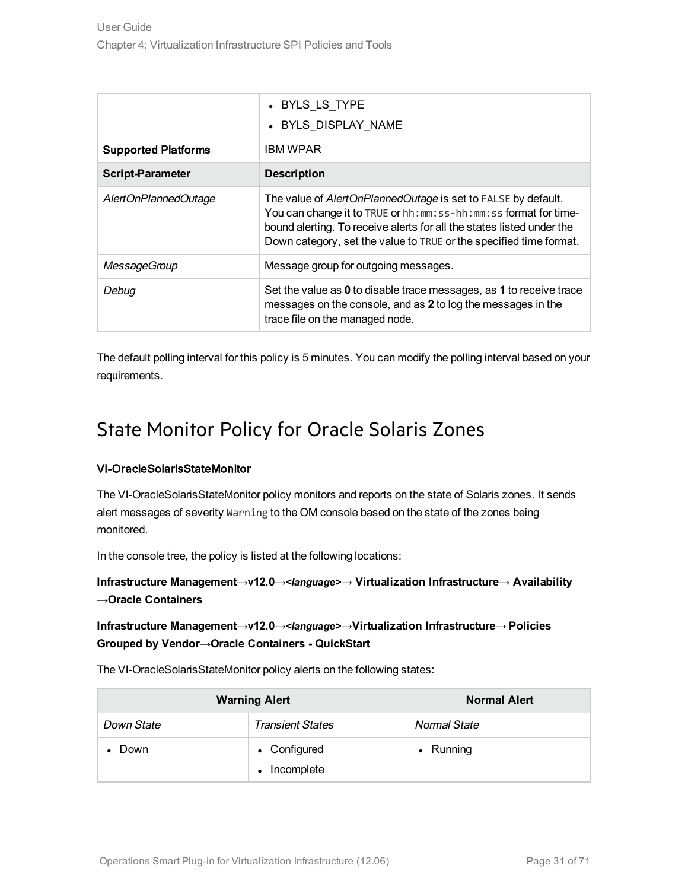|  | • BYLS_LS_TYPE<br>• BYLS_DISPLAY_NAME |
| --- | --- |
| **Supported Platforms** | IBM WPAR |
| **Script-Parameter** | **Description** |
| *AlertOnPlannedOutage* | The value of *AlertOnPlannedOutage* is set to `FALSE` by default. You can change it to `TRUE` or `hh:mm:ss-hh:mm:ss` format for time-bound alerting. To receive alerts for all the states listed under the Down category, set the value to `TRUE` or the specified time format. |
| *MessageGroup* | Message group for outgoing messages. |
| *Debug* | Set the value as **0** to disable trace messages, as **1** to receive trace messages on the console, and as **2** to log the messages in the trace file on the managed node. |

The default polling interval for this policy is 5 minutes. You can modify the polling interval based on your requirements.

## State Monitor Policy for Oracle Solaris Zones

**VI-OracleSolarisStateMonitor**

The VI-OracleSolarisStateMonitor policy monitors and reports on the state of Solaris zones. It sends alert messages of severity `Warning` to the OM console based on the state of the zones being monitored.

In the console tree, the policy is listed at the following locations:

**Infrastructure Management→v12.0→*<language>*→ Virtualization Infrastructure→ Availability →Oracle Containers**

**Infrastructure Management→v12.0→*<language>*→Virtualization Infrastructure→ Policies Grouped by Vendor→Oracle Containers - QuickStart**

The VI-OracleSolarisStateMonitor policy alerts on the following states:

| **Warning Alert** | | **Normal Alert** |
| --- | --- | --- |
| *Down State* | *Transient States* | *Normal State* |
| • Down | • Configured<br>• Incomplete | • Running |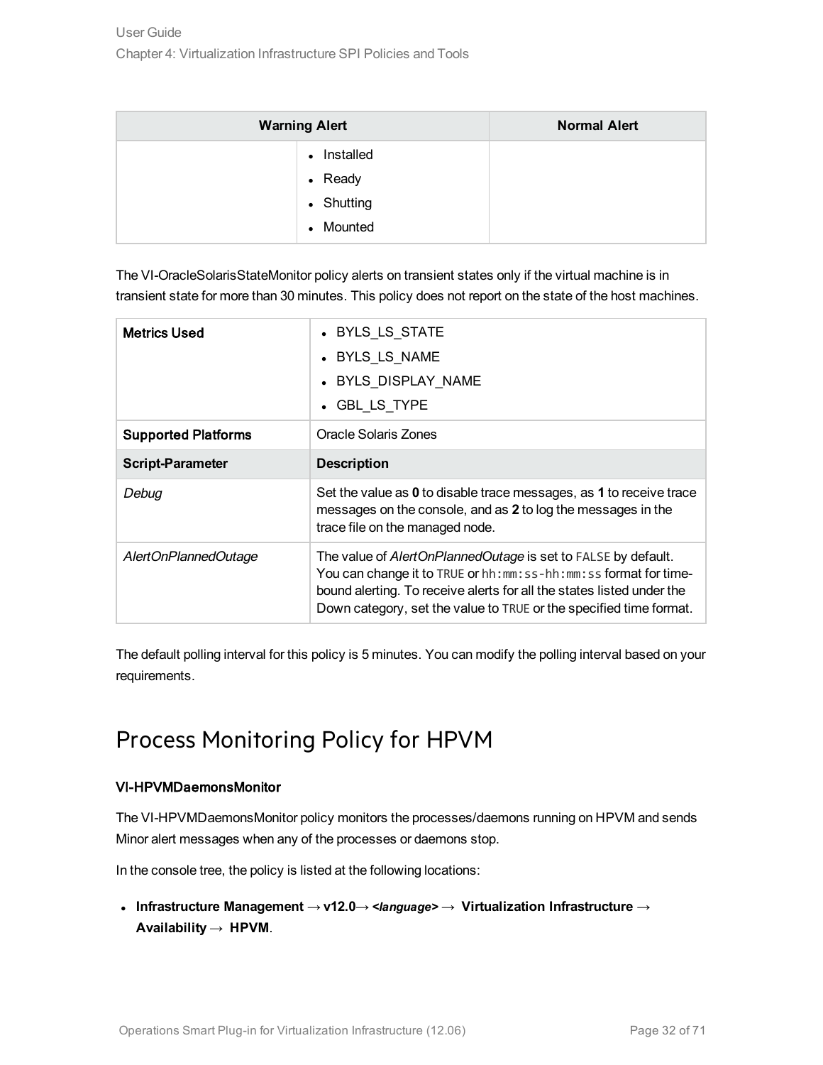| Warning Alert | | Normal Alert |
|---|---|---|
| | • Installed<br>• Ready<br>• Shutting<br>• Mounted | |

The VI-OracleSolarisStateMonitor policy alerts on transient states only if the virtual machine is in transient state for more than 30 minutes. This policy does not report on the state of the host machines.

| **Metrics Used** | • BYLS_LS_STATE<br>• BYLS_LS_NAME<br>• BYLS_DISPLAY_NAME<br>• GBL_LS_TYPE |
|---|---|
| **Supported Platforms** | Oracle Solaris Zones |
| **Script-Parameter** | **Description** |
| *Debug* | Set the value as **0** to disable trace messages, as **1** to receive trace messages on the console, and as **2** to log the messages in the trace file on the managed node. |
| *AlertOnPlannedOutage* | The value of *AlertOnPlannedOutage* is set to `FALSE` by default. You can change it to `TRUE` or `hh:mm:ss-hh:mm:ss` format for time-bound alerting. To receive alerts for all the states listed under the Down category, set the value to `TRUE` or the specified time format. |

The default polling interval for this policy is 5 minutes. You can modify the polling interval based on your requirements.

# Process Monitoring Policy for HPVM

**VI-HPVMDaemonsMonitor**

The VI-HPVMDaemonsMonitor policy monitors the processes/daemons running on HPVM and sends Minor alert messages when any of the processes or daemons stop.

In the console tree, the policy is listed at the following locations:

- **Infrastructure Management → v12.0→ *<language>* → Virtualization Infrastructure → Availability → HPVM**.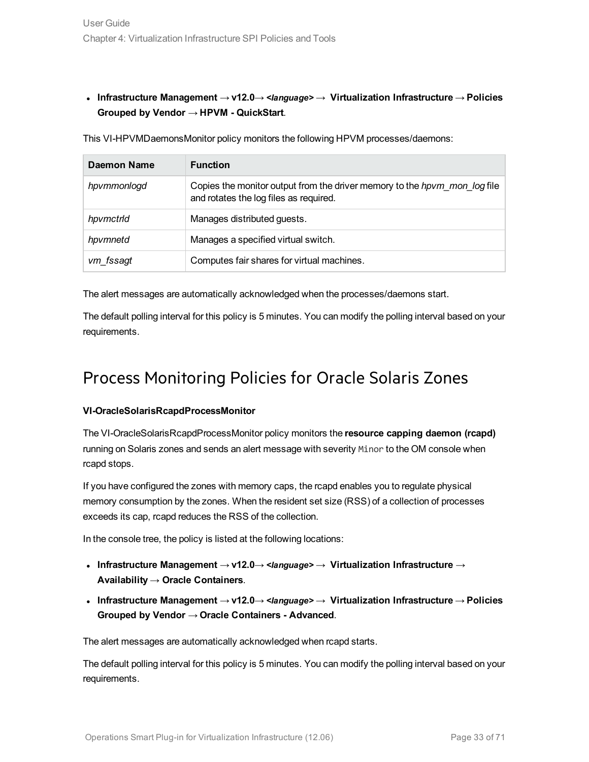- **Infrastructure Management → v12.0→ *<language>* → Virtualization Infrastructure → Policies Grouped by Vendor → HPVM - QuickStart**.

This VI-HPVMDaemonsMonitor policy monitors the following HPVM processes/daemons:

| Daemon Name | Function |
|---|---|
| *hpvmmonlogd* | Copies the monitor output from the driver memory to the *hpvm_mon_log* file and rotates the log files as required. |
| *hpvmctrld* | Manages distributed guests. |
| *hpvmnetd* | Manages a specified virtual switch. |
| *vm_fssagt* | Computes fair shares for virtual machines. |

The alert messages are automatically acknowledged when the processes/daemons start.

The default polling interval for this policy is 5 minutes. You can modify the polling interval based on your requirements.

# Process Monitoring Policies for Oracle Solaris Zones

**VI-OracleSolarisRcapdProcessMonitor**

The VI-OracleSolarisRcapdProcessMonitor policy monitors the **resource capping daemon (rcapd)** running on Solaris zones and sends an alert message with severity `Minor` to the OM console when rcapd stops.

If you have configured the zones with memory caps, the rcapd enables you to regulate physical memory consumption by the zones. When the resident set size (RSS) of a collection of processes exceeds its cap, rcapd reduces the RSS of the collection.

In the console tree, the policy is listed at the following locations:

- **Infrastructure Management → v12.0→ *<language>* → Virtualization Infrastructure → Availability → Oracle Containers**.
- **Infrastructure Management → v12.0→ *<language>* → Virtualization Infrastructure → Policies Grouped by Vendor → Oracle Containers - Advanced**.

The alert messages are automatically acknowledged when rcapd starts.

The default polling interval for this policy is 5 minutes. You can modify the polling interval based on your requirements.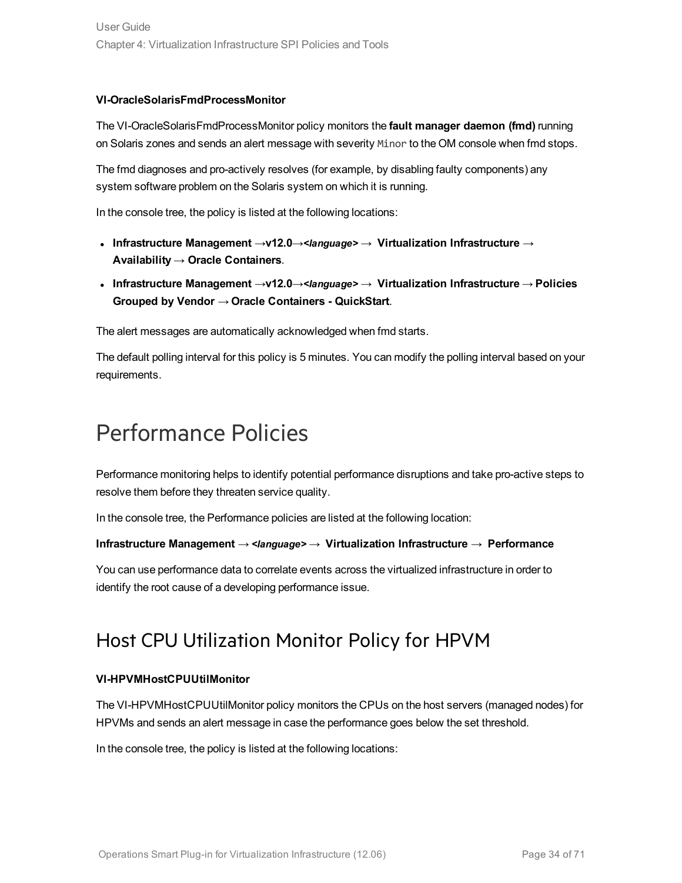**VI-OracleSolarisFmdProcessMonitor**

The VI-OracleSolarisFmdProcessMonitor policy monitors the **fault manager daemon (fmd)** running on Solaris zones and sends an alert message with severity `Minor` to the OM console when fmd stops.

The fmd diagnoses and pro-actively resolves (for example, by disabling faulty components) any system software problem on the Solaris system on which it is running.

In the console tree, the policy is listed at the following locations:

- **Infrastructure Management →v12.0→*<language>* → Virtualization Infrastructure → Availability → Oracle Containers**.
- **Infrastructure Management →v12.0→*<language>* → Virtualization Infrastructure → Policies Grouped by Vendor → Oracle Containers - QuickStart**.

The alert messages are automatically acknowledged when fmd starts.

The default polling interval for this policy is 5 minutes. You can modify the polling interval based on your requirements.

# Performance Policies

Performance monitoring helps to identify potential performance disruptions and take pro-active steps to resolve them before they threaten service quality.

In the console tree, the Performance policies are listed at the following location:

**Infrastructure Management → *<language>* → Virtualization Infrastructure → Performance**

You can use performance data to correlate events across the virtualized infrastructure in order to identify the root cause of a developing performance issue.

## Host CPU Utilization Monitor Policy for HPVM

**VI-HPVMHostCPUUtilMonitor**

The VI-HPVMHostCPUUtilMonitor policy monitors the CPUs on the host servers (managed nodes) for HPVMs and sends an alert message in case the performance goes below the set threshold.

In the console tree, the policy is listed at the following locations: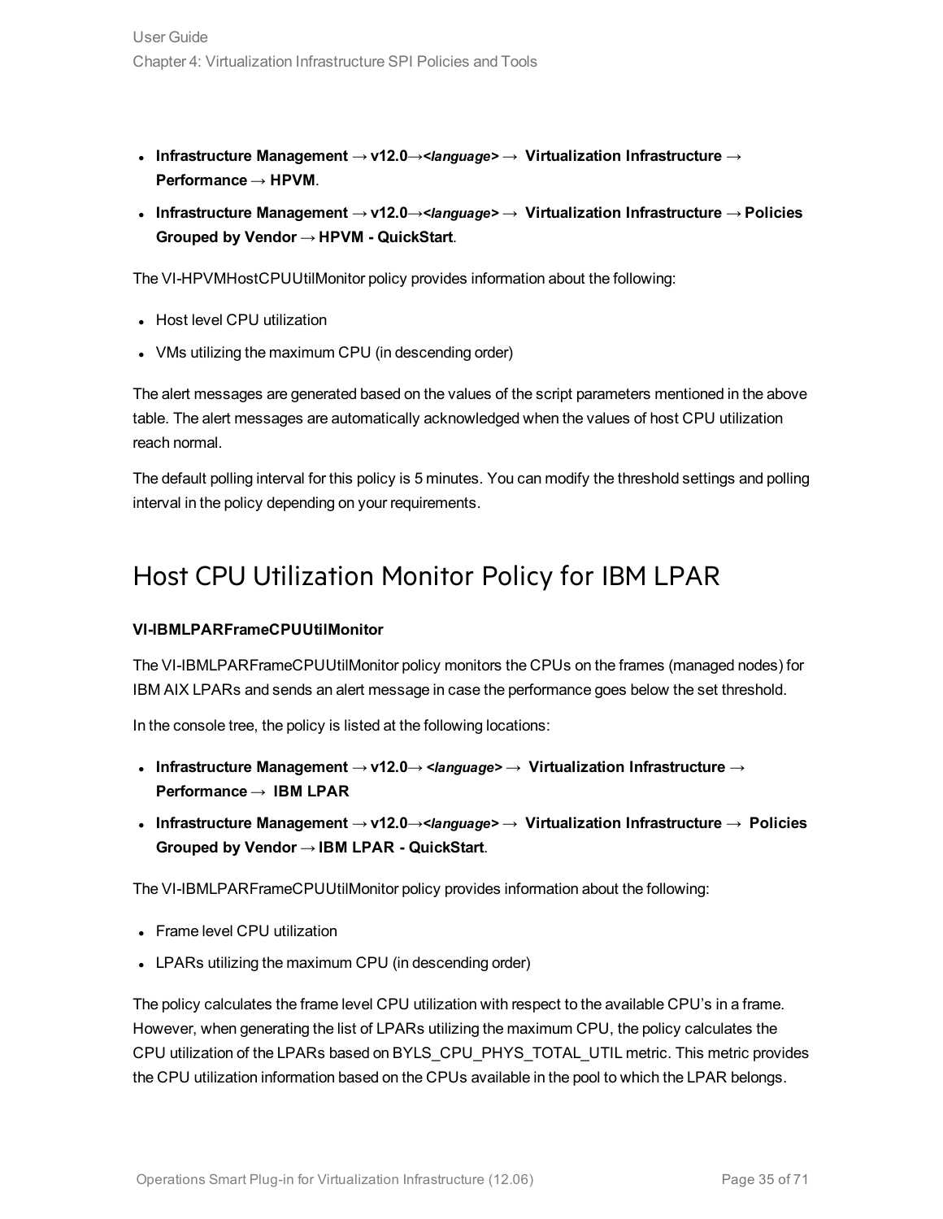- **Infrastructure Management → v12.0→*<language>* → Virtualization Infrastructure → Performance → HPVM**.
- **Infrastructure Management → v12.0→*<language>* → Virtualization Infrastructure → Policies Grouped by Vendor → HPVM - QuickStart**.

The VI-HPVMHostCPUUtilMonitor policy provides information about the following:

- Host level CPU utilization
- VMs utilizing the maximum CPU (in descending order)

The alert messages are generated based on the values of the script parameters mentioned in the above table. The alert messages are automatically acknowledged when the values of host CPU utilization reach normal.

The default polling interval for this policy is 5 minutes. You can modify the threshold settings and polling interval in the policy depending on your requirements.

# Host CPU Utilization Monitor Policy for IBM LPAR

**VI-IBMLPARFrameCPUUtilMonitor**

The VI-IBMLPARFrameCPUUtilMonitor policy monitors the CPUs on the frames (managed nodes) for IBM AIX LPARs and sends an alert message in case the performance goes below the set threshold.

In the console tree, the policy is listed at the following locations:

- **Infrastructure Management → v12.0→ *<language>* → Virtualization Infrastructure → Performance → IBM LPAR**
- **Infrastructure Management → v12.0→*<language>* → Virtualization Infrastructure → Policies Grouped by Vendor → IBM LPAR - QuickStart**.

The VI-IBMLPARFrameCPUUtilMonitor policy provides information about the following:

- Frame level CPU utilization
- LPARs utilizing the maximum CPU (in descending order)

The policy calculates the frame level CPU utilization with respect to the available CPU's in a frame. However, when generating the list of LPARs utilizing the maximum CPU, the policy calculates the CPU utilization of the LPARs based on BYLS_CPU_PHYS_TOTAL_UTIL metric. This metric provides the CPU utilization information based on the CPUs available in the pool to which the LPAR belongs.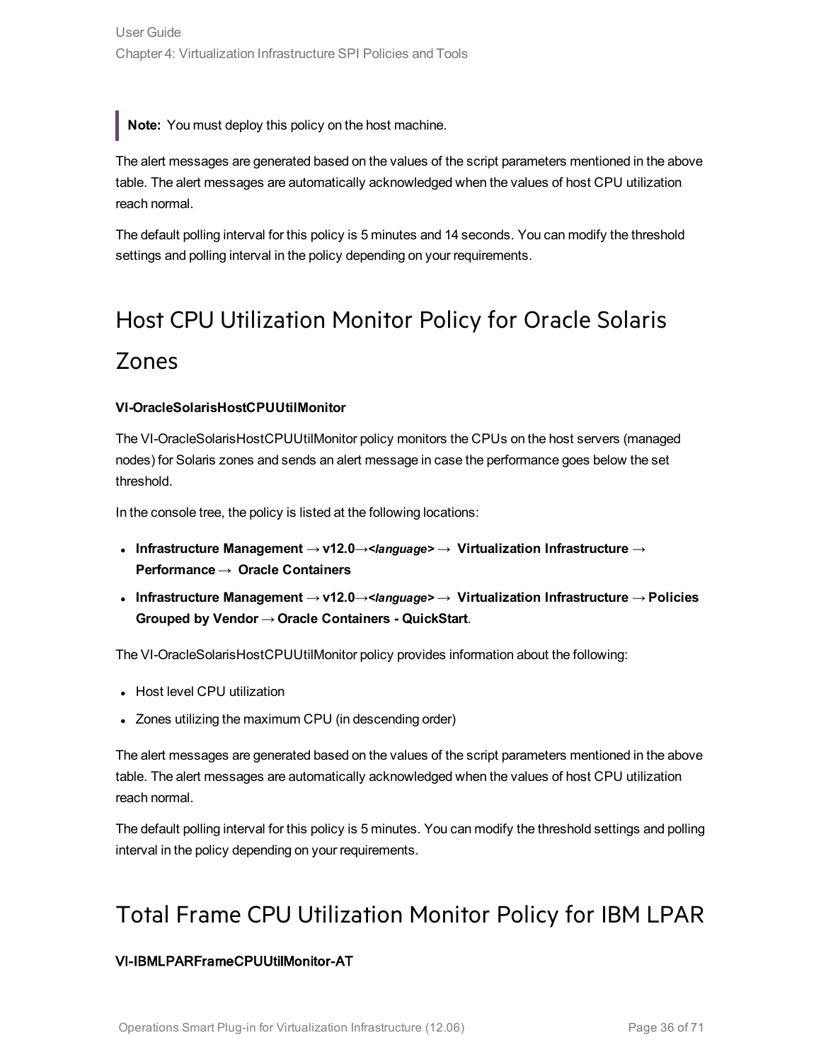> **Note:** You must deploy this policy on the host machine.

The alert messages are generated based on the values of the script parameters mentioned in the above table. The alert messages are automatically acknowledged when the values of host CPU utilization reach normal.

The default polling interval for this policy is 5 minutes and 14 seconds. You can modify the threshold settings and polling interval in the policy depending on your requirements.

## Host CPU Utilization Monitor Policy for Oracle Solaris Zones

**VI-OracleSolarisHostCPUUtilMonitor**

The VI-OracleSolarisHostCPUUtilMonitor policy monitors the CPUs on the host servers (managed nodes) for Solaris zones and sends an alert message in case the performance goes below the set threshold.

In the console tree, the policy is listed at the following locations:

- **Infrastructure Management → v12.0→*<language>* → Virtualization Infrastructure → Performance → Oracle Containers**
- **Infrastructure Management → v12.0→*<language>* → Virtualization Infrastructure → Policies Grouped by Vendor → Oracle Containers - QuickStart**.

The VI-OracleSolarisHostCPUUtilMonitor policy provides information about the following:

- Host level CPU utilization
- Zones utilizing the maximum CPU (in descending order)

The alert messages are generated based on the values of the script parameters mentioned in the above table. The alert messages are automatically acknowledged when the values of host CPU utilization reach normal.

The default polling interval for this policy is 5 minutes. You can modify the threshold settings and polling interval in the policy depending on your requirements.

## Total Frame CPU Utilization Monitor Policy for IBM LPAR

**VI-IBMLPARFrameCPUUtilMonitor-AT**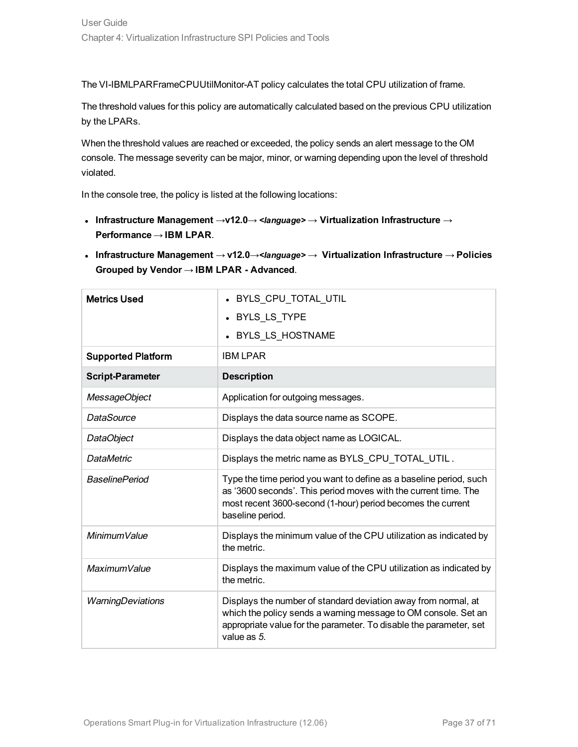The VI-IBMLPARFrameCPUUtilMonitor-AT policy calculates the total CPU utilization of frame.

The threshold values for this policy are automatically calculated based on the previous CPU utilization by the LPARs.

When the threshold values are reached or exceeded, the policy sends an alert message to the OM console. The message severity can be major, minor, or warning depending upon the level of threshold violated.

In the console tree, the policy is listed at the following locations:

- **Infrastructure Management →v12.0→ *<language>* → Virtualization Infrastructure → Performance → IBM LPAR**.
- **Infrastructure Management → v12.0→*<language>* → Virtualization Infrastructure → Policies Grouped by Vendor → IBM LPAR - Advanced**.

| Metrics Used | • BYLS_CPU_TOTAL_UTIL<br>• BYLS_LS_TYPE<br>• BYLS_LS_HOSTNAME |
|---|---|
| Supported Platform | IBM LPAR |
| **Script-Parameter** | **Description** |
| *MessageObject* | Application for outgoing messages. |
| *DataSource* | Displays the data source name as SCOPE. |
| *DataObject* | Displays the data object name as LOGICAL. |
| *DataMetric* | Displays the metric name as BYLS_CPU_TOTAL_UTIL . |
| *BaselinePeriod* | Type the time period you want to define as a baseline period, such as '3600 seconds'. This period moves with the current time. The most recent 3600-second (1-hour) period becomes the current baseline period. |
| *MinimumValue* | Displays the minimum value of the CPU utilization as indicated by the metric. |
| *MaximumValue* | Displays the maximum value of the CPU utilization as indicated by the metric. |
| *WarningDeviations* | Displays the number of standard deviation away from normal, at which the policy sends a warning message to OM console. Set an appropriate value for the parameter. To disable the parameter, set value as *5*. |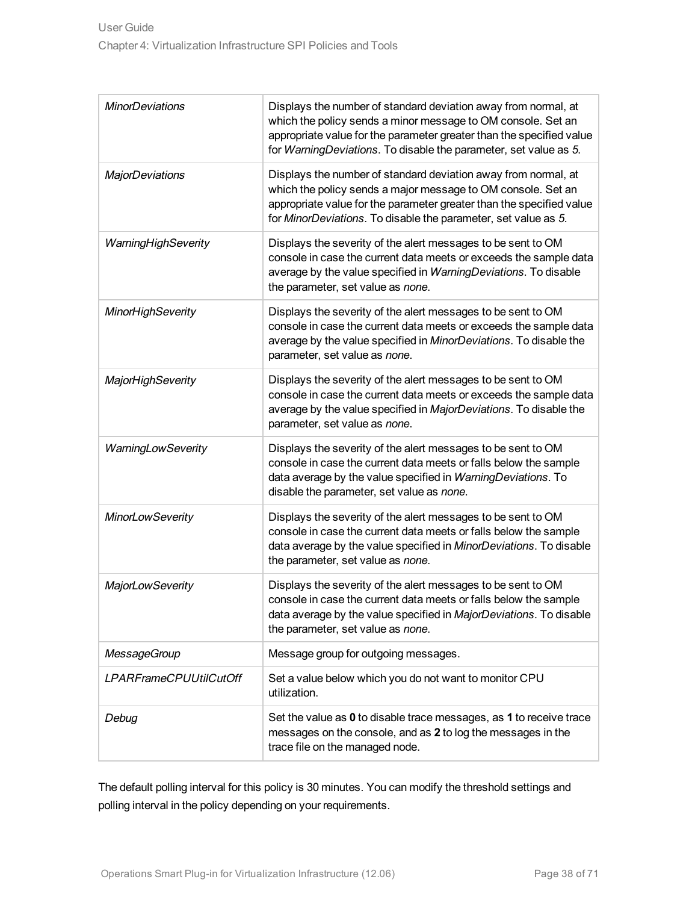| | |
|---|---|
| *MinorDeviations* | Displays the number of standard deviation away from normal, at which the policy sends a minor message to OM console. Set an appropriate value for the parameter greater than the specified value for *WarningDeviations*. To disable the parameter, set value as *5*. |
| *MajorDeviations* | Displays the number of standard deviation away from normal, at which the policy sends a major message to OM console. Set an appropriate value for the parameter greater than the specified value for *MinorDeviations*. To disable the parameter, set value as *5*. |
| *WarningHighSeverity* | Displays the severity of the alert messages to be sent to OM console in case the current data meets or exceeds the sample data average by the value specified in *WarningDeviations*. To disable the parameter, set value as *none*. |
| *MinorHighSeverity* | Displays the severity of the alert messages to be sent to OM console in case the current data meets or exceeds the sample data average by the value specified in *MinorDeviations*. To disable the parameter, set value as *none*. |
| *MajorHighSeverity* | Displays the severity of the alert messages to be sent to OM console in case the current data meets or exceeds the sample data average by the value specified in *MajorDeviations*. To disable the parameter, set value as *none*. |
| *WarningLowSeverity* | Displays the severity of the alert messages to be sent to OM console in case the current data meets or falls below the sample data average by the value specified in *WarningDeviations*. To disable the parameter, set value as *none*. |
| *MinorLowSeverity* | Displays the severity of the alert messages to be sent to OM console in case the current data meets or falls below the sample data average by the value specified in *MinorDeviations*. To disable the parameter, set value as *none*. |
| *MajorLowSeverity* | Displays the severity of the alert messages to be sent to OM console in case the current data meets or falls below the sample data average by the value specified in *MajorDeviations*. To disable the parameter, set value as *none*. |
| *MessageGroup* | Message group for outgoing messages. |
| *LPARFrameCPUUtilCutOff* | Set a value below which you do not want to monitor CPU utilization. |
| *Debug* | Set the value as **0** to disable trace messages, as **1** to receive trace messages on the console, and as **2** to log the messages in the trace file on the managed node. |

The default polling interval for this policy is 30 minutes. You can modify the threshold settings and polling interval in the policy depending on your requirements.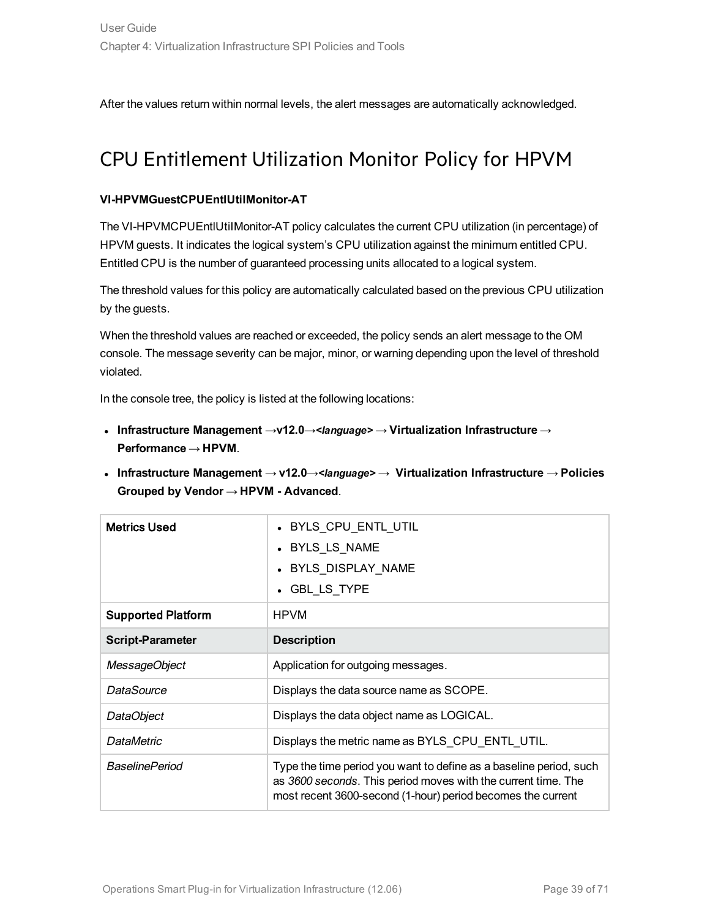After the values return within normal levels, the alert messages are automatically acknowledged.

## CPU Entitlement Utilization Monitor Policy for HPVM

**VI-HPVMGuestCPUEntlUtilMonitor-AT**

The VI-HPVMCPUEntlUtilMonitor-AT policy calculates the current CPU utilization (in percentage) of HPVM guests. It indicates the logical system's CPU utilization against the minimum entitled CPU. Entitled CPU is the number of guaranteed processing units allocated to a logical system.

The threshold values for this policy are automatically calculated based on the previous CPU utilization by the guests.

When the threshold values are reached or exceeded, the policy sends an alert message to the OM console. The message severity can be major, minor, or warning depending upon the level of threshold violated.

In the console tree, the policy is listed at the following locations:

- **Infrastructure Management →v12.0→<*language*> → Virtualization Infrastructure → Performance → HPVM**.
- **Infrastructure Management → v12.0→<*language*> → Virtualization Infrastructure → Policies Grouped by Vendor → HPVM - Advanced**.

| **Metrics Used** | • BYLS_CPU_ENTL_UTIL<br>• BYLS_LS_NAME<br>• BYLS_DISPLAY_NAME<br>• GBL_LS_TYPE |
|---|---|
| **Supported Platform** | HPVM |
| **Script-Parameter** | **Description** |
| *MessageObject* | Application for outgoing messages. |
| *DataSource* | Displays the data source name as SCOPE. |
| *DataObject* | Displays the data object name as LOGICAL. |
| *DataMetric* | Displays the metric name as BYLS_CPU_ENTL_UTIL. |
| *BaselinePeriod* | Type the time period you want to define as a baseline period, such as *3600 seconds*. This period moves with the current time. The most recent 3600-second (1-hour) period becomes the current |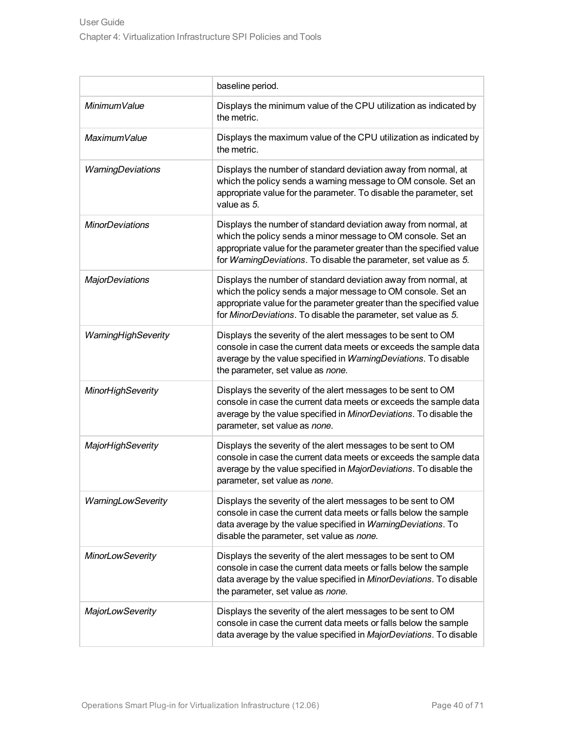| | |
|---|---|
| | baseline period. |
| *MinimumValue* | Displays the minimum value of the CPU utilization as indicated by the metric. |
| *MaximumValue* | Displays the maximum value of the CPU utilization as indicated by the metric. |
| *WarningDeviations* | Displays the number of standard deviation away from normal, at which the policy sends a warning message to OM console. Set an appropriate value for the parameter. To disable the parameter, set value as *5*. |
| *MinorDeviations* | Displays the number of standard deviation away from normal, at which the policy sends a minor message to OM console. Set an appropriate value for the parameter greater than the specified value for *WarningDeviations*. To disable the parameter, set value as *5.* |
| *MajorDeviations* | Displays the number of standard deviation away from normal, at which the policy sends a major message to OM console. Set an appropriate value for the parameter greater than the specified value for *MinorDeviations*. To disable the parameter, set value as *5.* |
| *WarningHighSeverity* | Displays the severity of the alert messages to be sent to OM console in case the current data meets or exceeds the sample data average by the value specified in *WarningDeviations*. To disable the parameter, set value as *none*. |
| *MinorHighSeverity* | Displays the severity of the alert messages to be sent to OM console in case the current data meets or exceeds the sample data average by the value specified in *MinorDeviations*. To disable the parameter, set value as *none*. |
| *MajorHighSeverity* | Displays the severity of the alert messages to be sent to OM console in case the current data meets or exceeds the sample data average by the value specified in *MajorDeviations*. To disable the parameter, set value as *none*. |
| *WarningLowSeverity* | Displays the severity of the alert messages to be sent to OM console in case the current data meets or falls below the sample data average by the value specified in *WarningDeviations*. To disable the parameter, set value as *none*. |
| *MinorLowSeverity* | Displays the severity of the alert messages to be sent to OM console in case the current data meets or falls below the sample data average by the value specified in *MinorDeviations*. To disable the parameter, set value as *none*. |
| *MajorLowSeverity* | Displays the severity of the alert messages to be sent to OM console in case the current data meets or falls below the sample data average by the value specified in *MajorDeviations*. To disable |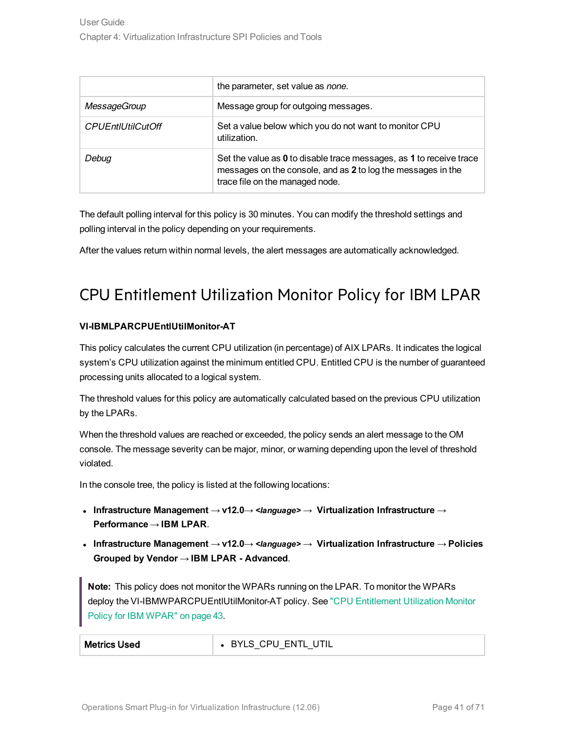| | |
|---|---|
| | the parameter, set value as *none*. |
| *MessageGroup* | Message group for outgoing messages. |
| *CPUEntlUtilCutOff* | Set a value below which you do not want to monitor CPU utilization. |
| *Debug* | Set the value as **0** to disable trace messages, as **1** to receive trace messages on the console, and as **2** to log the messages in the trace file on the managed node. |

The default polling interval for this policy is 30 minutes. You can modify the threshold settings and polling interval in the policy depending on your requirements.

After the values return within normal levels, the alert messages are automatically acknowledged.

## CPU Entitlement Utilization Monitor Policy for IBM LPAR

**VI-IBMLPARCPUEntlUtilMonitor-AT**

This policy calculates the current CPU utilization (in percentage) of AIX LPARs. It indicates the logical system's CPU utilization against the minimum entitled CPU. Entitled CPU is the number of guaranteed processing units allocated to a logical system.

The threshold values for this policy are automatically calculated based on the previous CPU utilization by the LPARs.

When the threshold values are reached or exceeded, the policy sends an alert message to the OM console. The message severity can be major, minor, or warning depending upon the level of threshold violated.

In the console tree, the policy is listed at the following locations:

- **Infrastructure Management → v12.0→ *<language>* → Virtualization Infrastructure → Performance → IBM LPAR**.
- **Infrastructure Management → v12.0→ *<language>* → Virtualization Infrastructure → Policies Grouped by Vendor → IBM LPAR - Advanced**.

> **Note:** This policy does not monitor the WPARs running on the LPAR. To monitor the WPARs deploy the VI-IBMWPARCPUEntlUtilMonitor-AT policy. See "CPU Entitlement Utilization Monitor Policy for IBM WPAR" on page 43.

| **Metrics Used** | • BYLS_CPU_ENTL_UTIL |
|---|---|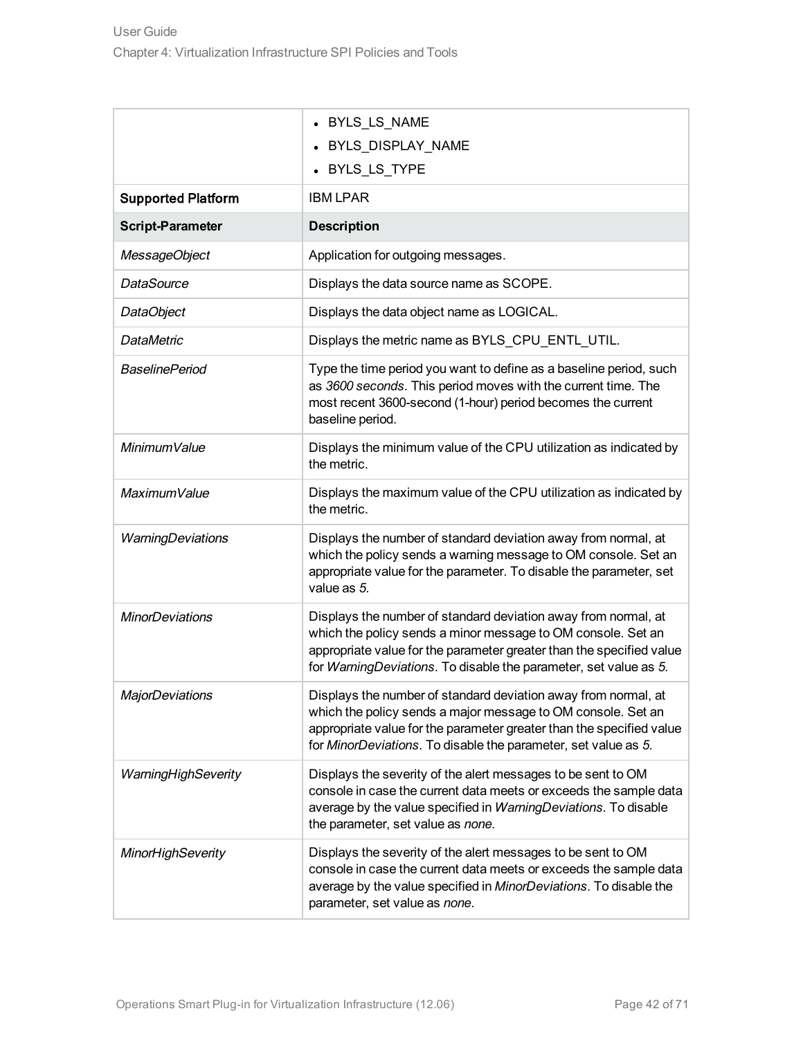| | |
|---|---|
| | • BYLS_LS_NAME<br>• BYLS_DISPLAY_NAME<br>• BYLS_LS_TYPE |
| **Supported Platform** | IBM LPAR |
| **Script-Parameter** | **Description** |
| *MessageObject* | Application for outgoing messages. |
| *DataSource* | Displays the data source name as SCOPE. |
| *DataObject* | Displays the data object name as LOGICAL. |
| *DataMetric* | Displays the metric name as BYLS_CPU_ENTL_UTIL. |
| *BaselinePeriod* | Type the time period you want to define as a baseline period, such as *3600 seconds*. This period moves with the current time. The most recent 3600-second (1-hour) period becomes the current baseline period. |
| *MinimumValue* | Displays the minimum value of the CPU utilization as indicated by the metric. |
| *MaximumValue* | Displays the maximum value of the CPU utilization as indicated by the metric. |
| *WarningDeviations* | Displays the number of standard deviation away from normal, at which the policy sends a warning message to OM console. Set an appropriate value for the parameter. To disable the parameter, set value as *5*. |
| *MinorDeviations* | Displays the number of standard deviation away from normal, at which the policy sends a minor message to OM console. Set an appropriate value for the parameter greater than the specified value for *WarningDeviations*. To disable the parameter, set value as *5*. |
| *MajorDeviations* | Displays the number of standard deviation away from normal, at which the policy sends a major message to OM console. Set an appropriate value for the parameter greater than the specified value for *MinorDeviations*. To disable the parameter, set value as *5*. |
| *WarningHighSeverity* | Displays the severity of the alert messages to be sent to OM console in case the current data meets or exceeds the sample data average by the value specified in *WarningDeviations*. To disable the parameter, set value as *none*. |
| *MinorHighSeverity* | Displays the severity of the alert messages to be sent to OM console in case the current data meets or exceeds the sample data average by the value specified in *MinorDeviations*. To disable the parameter, set value as *none*. |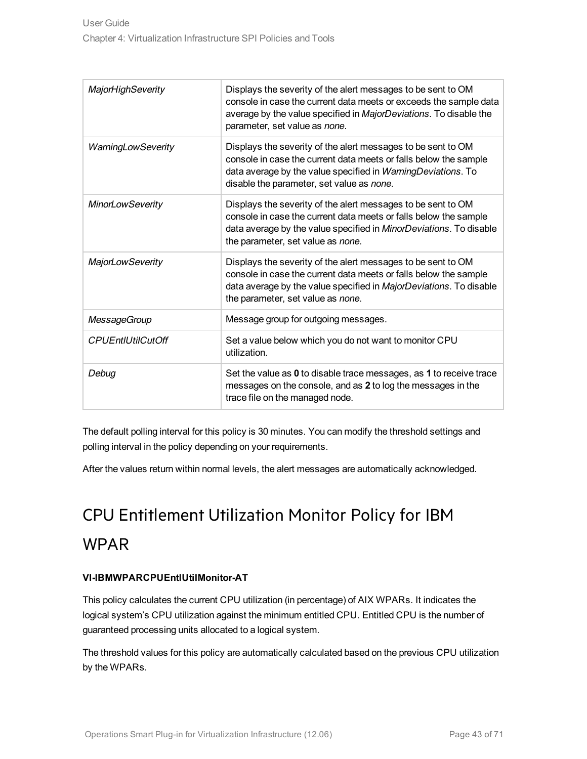| | |
|---|---|
| *MajorHighSeverity* | Displays the severity of the alert messages to be sent to OM console in case the current data meets or exceeds the sample data average by the value specified in *MajorDeviations*. To disable the parameter, set value as *none*. |
| *WarningLowSeverity* | Displays the severity of the alert messages to be sent to OM console in case the current data meets or falls below the sample data average by the value specified in *WarningDeviations*. To disable the parameter, set value as *none*. |
| *MinorLowSeverity* | Displays the severity of the alert messages to be sent to OM console in case the current data meets or falls below the sample data average by the value specified in *MinorDeviations*. To disable the parameter, set value as *none*. |
| *MajorLowSeverity* | Displays the severity of the alert messages to be sent to OM console in case the current data meets or falls below the sample data average by the value specified in *MajorDeviations*. To disable the parameter, set value as *none*. |
| *MessageGroup* | Message group for outgoing messages. |
| *CPUEntlUtilCutOff* | Set a value below which you do not want to monitor CPU utilization. |
| *Debug* | Set the value as **0** to disable trace messages, as **1** to receive trace messages on the console, and as **2** to log the messages in the trace file on the managed node. |

The default polling interval for this policy is 30 minutes. You can modify the threshold settings and polling interval in the policy depending on your requirements.

After the values return within normal levels, the alert messages are automatically acknowledged.

# CPU Entitlement Utilization Monitor Policy for IBM WPAR

**VI-IBMWPARCPUEntlUtilMonitor-AT**

This policy calculates the current CPU utilization (in percentage) of AIX WPARs. It indicates the logical system's CPU utilization against the minimum entitled CPU. Entitled CPU is the number of guaranteed processing units allocated to a logical system.

The threshold values for this policy are automatically calculated based on the previous CPU utilization by the WPARs.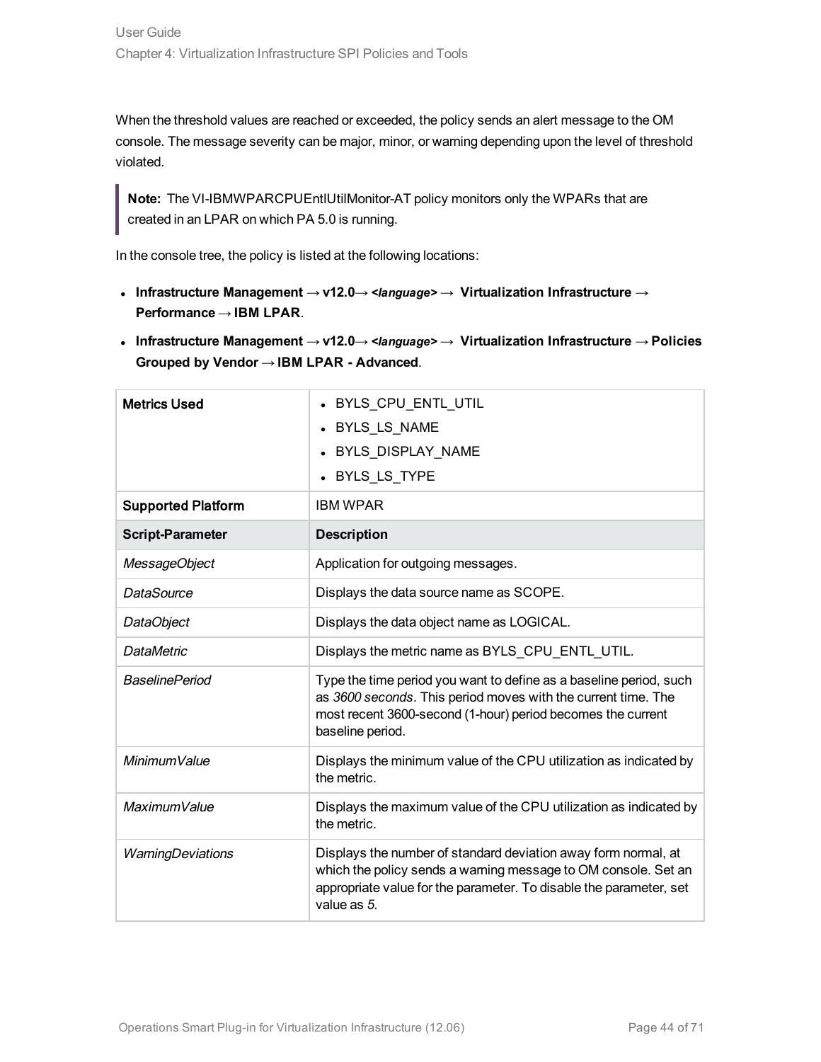When the threshold values are reached or exceeded, the policy sends an alert message to the OM console. The message severity can be major, minor, or warning depending upon the level of threshold violated.

> **Note:** The VI-IBMWPARCPUEntlUtilMonitor-AT policy monitors only the WPARs that are created in an LPAR on which PA 5.0 is running.

In the console tree, the policy is listed at the following locations:

- **Infrastructure Management → v12.0→ *<language>* → Virtualization Infrastructure → Performance → IBM LPAR**.
- **Infrastructure Management → v12.0→ *<language>* → Virtualization Infrastructure → Policies Grouped by Vendor → IBM LPAR - Advanced**.

| **Metrics Used** | • BYLS_CPU_ENTL_UTIL<br>• BYLS_LS_NAME<br>• BYLS_DISPLAY_NAME<br>• BYLS_LS_TYPE |
|---|---|
| **Supported Platform** | IBM WPAR |
| **Script-Parameter** | **Description** |
| *MessageObject* | Application for outgoing messages. |
| *DataSource* | Displays the data source name as SCOPE. |
| *DataObject* | Displays the data object name as LOGICAL. |
| *DataMetric* | Displays the metric name as BYLS_CPU_ENTL_UTIL. |
| *BaselinePeriod* | Type the time period you want to define as a baseline period, such as *3600 seconds*. This period moves with the current time. The most recent 3600-second (1-hour) period becomes the current baseline period. |
| *MinimumValue* | Displays the minimum value of the CPU utilization as indicated by the metric. |
| *MaximumValue* | Displays the maximum value of the CPU utilization as indicated by the metric. |
| *WarningDeviations* | Displays the number of standard deviation away form normal, at which the policy sends a warning message to OM console. Set an appropriate value for the parameter. To disable the parameter, set value as *5*. |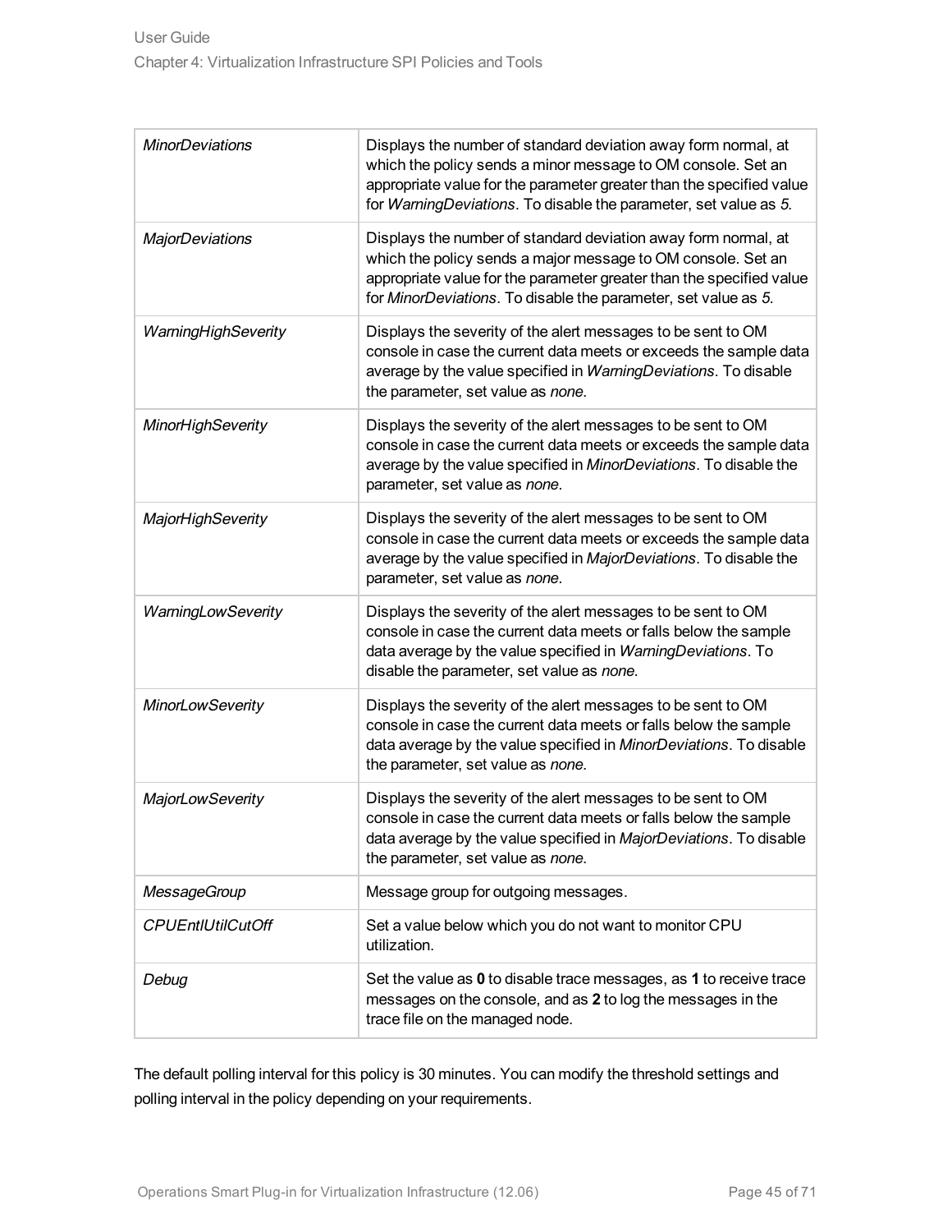| | |
|---|---|
| *MinorDeviations* | Displays the number of standard deviation away form normal, at which the policy sends a minor message to OM console. Set an appropriate value for the parameter greater than the specified value for *WarningDeviations*. To disable the parameter, set value as *5*. |
| *MajorDeviations* | Displays the number of standard deviation away form normal, at which the policy sends a major message to OM console. Set an appropriate value for the parameter greater than the specified value for *MinorDeviations*. To disable the parameter, set value as *5*. |
| *WarningHighSeverity* | Displays the severity of the alert messages to be sent to OM console in case the current data meets or exceeds the sample data average by the value specified in *WarningDeviations*. To disable the parameter, set value as *none*. |
| *MinorHighSeverity* | Displays the severity of the alert messages to be sent to OM console in case the current data meets or exceeds the sample data average by the value specified in *MinorDeviations*. To disable the parameter, set value as *none*. |
| *MajorHighSeverity* | Displays the severity of the alert messages to be sent to OM console in case the current data meets or exceeds the sample data average by the value specified in *MajorDeviations*. To disable the parameter, set value as *none*. |
| *WarningLowSeverity* | Displays the severity of the alert messages to be sent to OM console in case the current data meets or falls below the sample data average by the value specified in *WarningDeviations*. To disable the parameter, set value as *none*. |
| *MinorLowSeverity* | Displays the severity of the alert messages to be sent to OM console in case the current data meets or falls below the sample data average by the value specified in *MinorDeviations*. To disable the parameter, set value as *none*. |
| *MajorLowSeverity* | Displays the severity of the alert messages to be sent to OM console in case the current data meets or falls below the sample data average by the value specified in *MajorDeviations*. To disable the parameter, set value as *none*. |
| *MessageGroup* | Message group for outgoing messages. |
| *CPUEntlUtilCutOff* | Set a value below which you do not want to monitor CPU utilization. |
| *Debug* | Set the value as **0** to disable trace messages, as **1** to receive trace messages on the console, and as **2** to log the messages in the trace file on the managed node. |

The default polling interval for this policy is 30 minutes. You can modify the threshold settings and polling interval in the policy depending on your requirements.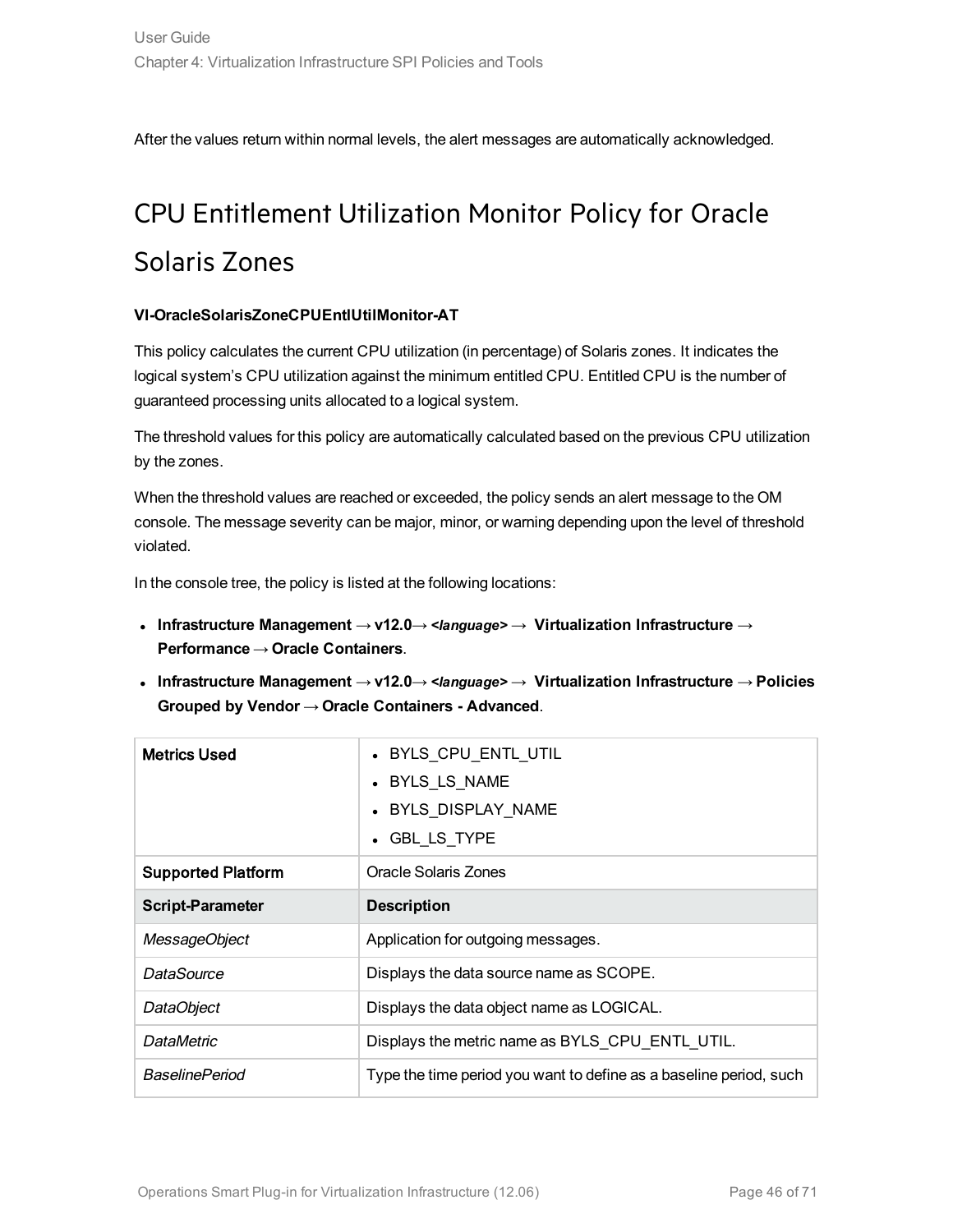After the values return within normal levels, the alert messages are automatically acknowledged.

## CPU Entitlement Utilization Monitor Policy for Oracle Solaris Zones

**VI-OracleSolarisZoneCPUEntlUtilMonitor-AT**

This policy calculates the current CPU utilization (in percentage) of Solaris zones. It indicates the logical system's CPU utilization against the minimum entitled CPU. Entitled CPU is the number of guaranteed processing units allocated to a logical system.

The threshold values for this policy are automatically calculated based on the previous CPU utilization by the zones.

When the threshold values are reached or exceeded, the policy sends an alert message to the OM console. The message severity can be major, minor, or warning depending upon the level of threshold violated.

In the console tree, the policy is listed at the following locations:

- **Infrastructure Management → v12.0→ *<language>* → Virtualization Infrastructure → Performance → Oracle Containers**.
- **Infrastructure Management → v12.0→ *<language>* → Virtualization Infrastructure → Policies Grouped by Vendor → Oracle Containers - Advanced**.

| **Metrics Used** | • BYLS_CPU_ENTL_UTIL<br>• BYLS_LS_NAME<br>• BYLS_DISPLAY_NAME<br>• GBL_LS_TYPE |
|---|---|
| **Supported Platform** | Oracle Solaris Zones |
| **Script-Parameter** | **Description** |
| *MessageObject* | Application for outgoing messages. |
| *DataSource* | Displays the data source name as SCOPE. |
| *DataObject* | Displays the data object name as LOGICAL. |
| *DataMetric* | Displays the metric name as BYLS_CPU_ENTL_UTIL. |
| *BaselinePeriod* | Type the time period you want to define as a baseline period, such |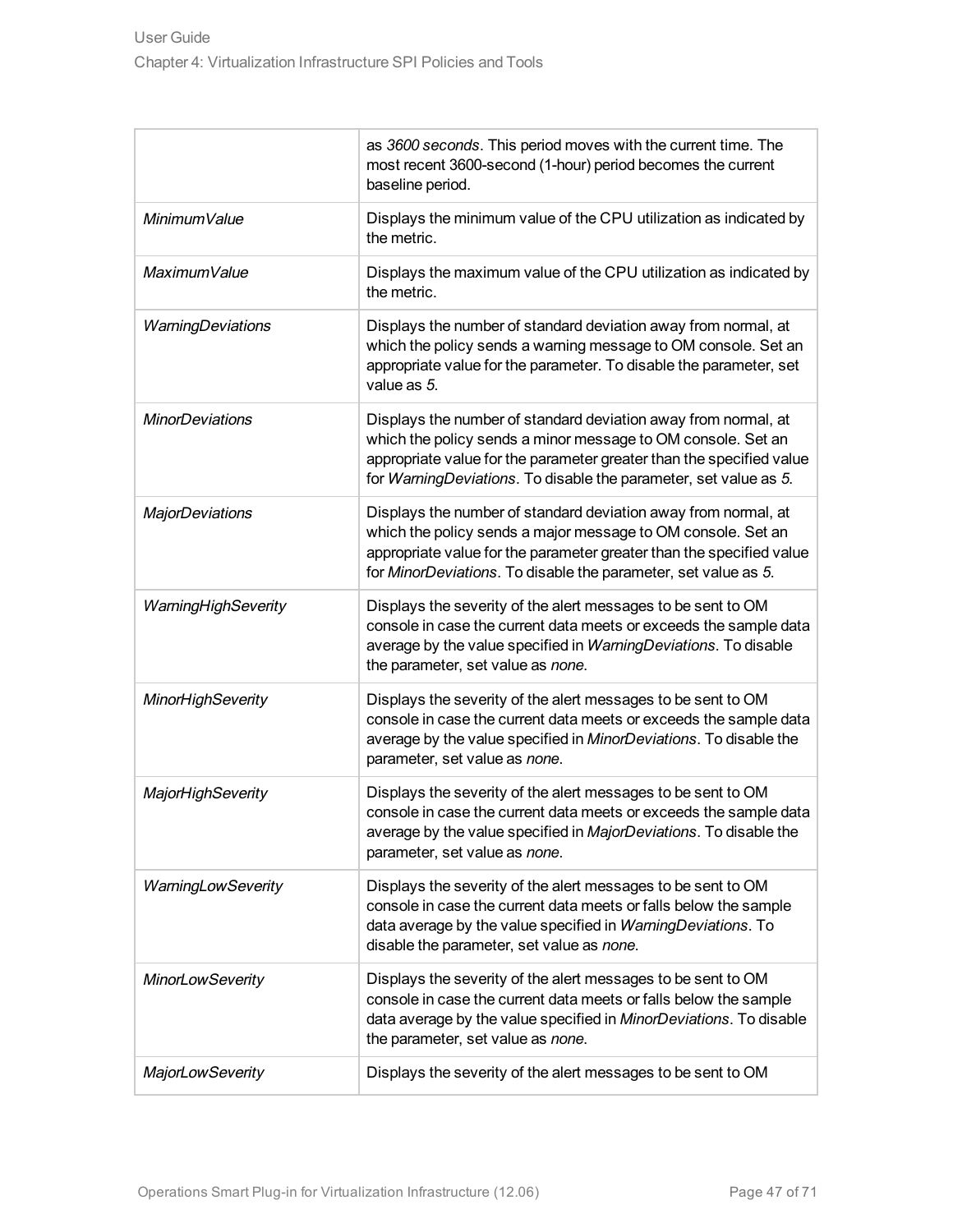| | |
|---|---|
| | as *3600 seconds*. This period moves with the current time. The most recent 3600-second (1-hour) period becomes the current baseline period. |
| *MinimumValue* | Displays the minimum value of the CPU utilization as indicated by the metric. |
| *MaximumValue* | Displays the maximum value of the CPU utilization as indicated by the metric. |
| *WarningDeviations* | Displays the number of standard deviation away from normal, at which the policy sends a warning message to OM console. Set an appropriate value for the parameter. To disable the parameter, set value as *5*. |
| *MinorDeviations* | Displays the number of standard deviation away from normal, at which the policy sends a minor message to OM console. Set an appropriate value for the parameter greater than the specified value for *WarningDeviations*. To disable the parameter, set value as *5*. |
| *MajorDeviations* | Displays the number of standard deviation away from normal, at which the policy sends a major message to OM console. Set an appropriate value for the parameter greater than the specified value for *MinorDeviations*. To disable the parameter, set value as *5*. |
| *WarningHighSeverity* | Displays the severity of the alert messages to be sent to OM console in case the current data meets or exceeds the sample data average by the value specified in *WarningDeviations*. To disable the parameter, set value as *none*. |
| *MinorHighSeverity* | Displays the severity of the alert messages to be sent to OM console in case the current data meets or exceeds the sample data average by the value specified in *MinorDeviations*. To disable the parameter, set value as *none*. |
| *MajorHighSeverity* | Displays the severity of the alert messages to be sent to OM console in case the current data meets or exceeds the sample data average by the value specified in *MajorDeviations*. To disable the parameter, set value as *none*. |
| *WarningLowSeverity* | Displays the severity of the alert messages to be sent to OM console in case the current data meets or falls below the sample data average by the value specified in *WarningDeviations*. To disable the parameter, set value as *none*. |
| *MinorLowSeverity* | Displays the severity of the alert messages to be sent to OM console in case the current data meets or falls below the sample data average by the value specified in *MinorDeviations*. To disable the parameter, set value as *none*. |
| *MajorLowSeverity* | Displays the severity of the alert messages to be sent to OM |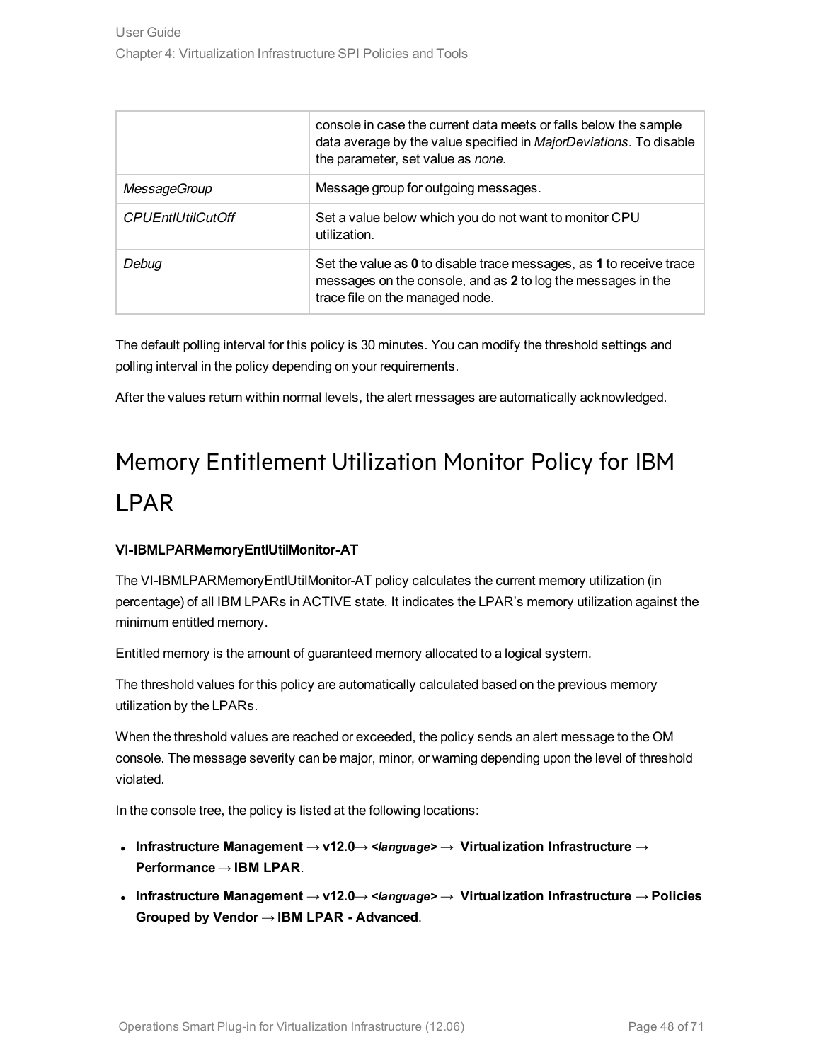|  | console in case the current data meets or falls below the sample data average by the value specified in *MajorDeviations*. To disable the parameter, set value as *none*. |
| --- | --- |
| *MessageGroup* | Message group for outgoing messages. |
| *CPUEntlUtilCutOff* | Set a value below which you do not want to monitor CPU utilization. |
| *Debug* | Set the value as **0** to disable trace messages, as **1** to receive trace messages on the console, and as **2** to log the messages in the trace file on the managed node. |

The default polling interval for this policy is 30 minutes. You can modify the threshold settings and polling interval in the policy depending on your requirements.

After the values return within normal levels, the alert messages are automatically acknowledged.

# Memory Entitlement Utilization Monitor Policy for IBM LPAR

### VI-IBMLPARMemoryEntlUtilMonitor-AT

The VI-IBMLPARMemoryEntlUtilMonitor-AT policy calculates the current memory utilization (in percentage) of all IBM LPARs in ACTIVE state. It indicates the LPAR's memory utilization against the minimum entitled memory.

Entitled memory is the amount of guaranteed memory allocated to a logical system.

The threshold values for this policy are automatically calculated based on the previous memory utilization by the LPARs.

When the threshold values are reached or exceeded, the policy sends an alert message to the OM console. The message severity can be major, minor, or warning depending upon the level of threshold violated.

In the console tree, the policy is listed at the following locations:

- **Infrastructure Management → v12.0→ *<language>* → Virtualization Infrastructure → Performance → IBM LPAR**.
- **Infrastructure Management → v12.0→ *<language>* → Virtualization Infrastructure → Policies Grouped by Vendor → IBM LPAR - Advanced**.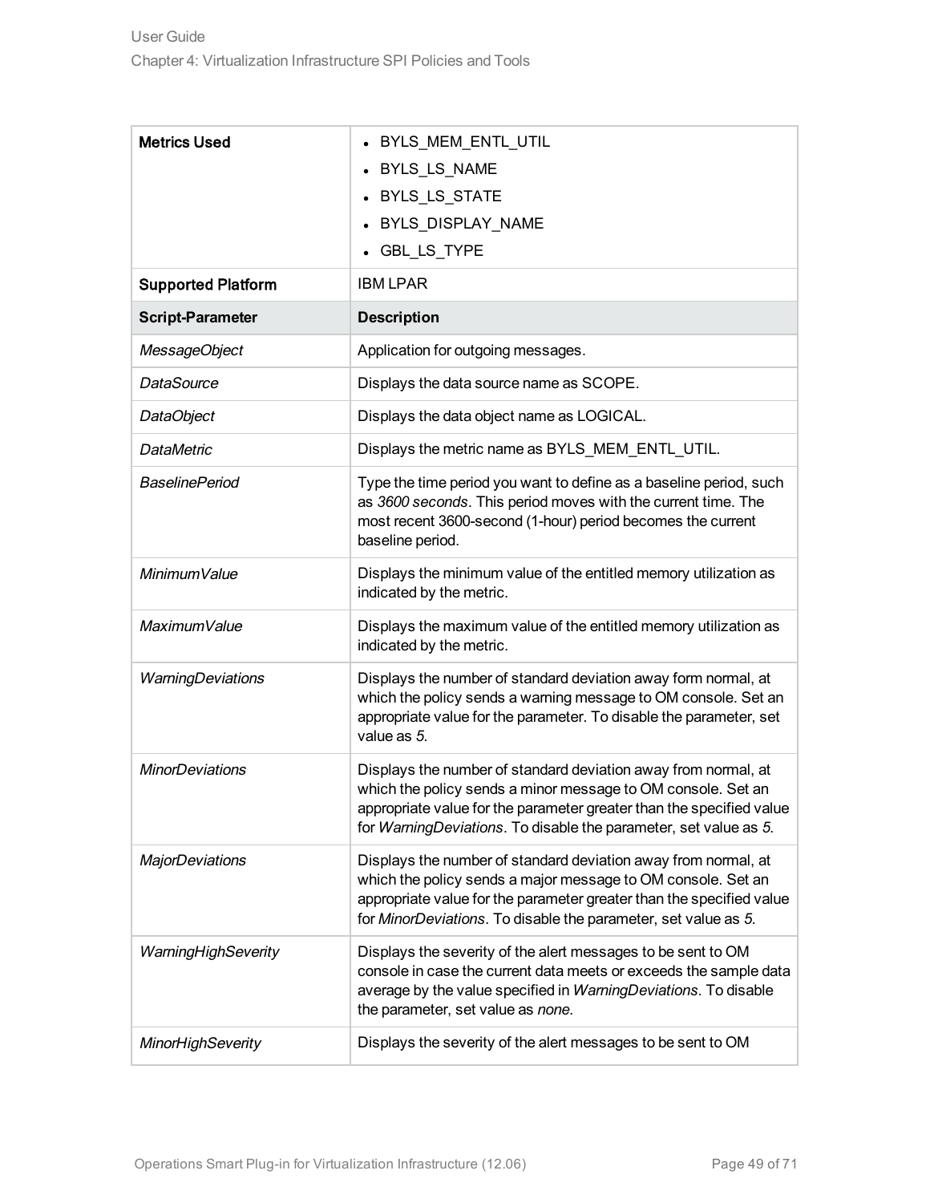| | |
|---|---|
| **Metrics Used** | • BYLS_MEM_ENTL_UTIL<br>• BYLS_LS_NAME<br>• BYLS_LS_STATE<br>• BYLS_DISPLAY_NAME<br>• GBL_LS_TYPE |
| **Supported Platform** | IBM LPAR |
| **Script-Parameter** | **Description** |
| *MessageObject* | Application for outgoing messages. |
| *DataSource* | Displays the data source name as SCOPE. |
| *DataObject* | Displays the data object name as LOGICAL. |
| *DataMetric* | Displays the metric name as BYLS_MEM_ENTL_UTIL. |
| *BaselinePeriod* | Type the time period you want to define as a baseline period, such as *3600 seconds*. This period moves with the current time. The most recent 3600-second (1-hour) period becomes the current baseline period. |
| *MinimumValue* | Displays the minimum value of the entitled memory utilization as indicated by the metric. |
| *MaximumValue* | Displays the maximum value of the entitled memory utilization as indicated by the metric. |
| *WarningDeviations* | Displays the number of standard deviation away form normal, at which the policy sends a warning message to OM console. Set an appropriate value for the parameter. To disable the parameter, set value as *5*. |
| *MinorDeviations* | Displays the number of standard deviation away from normal, at which the policy sends a minor message to OM console. Set an appropriate value for the parameter greater than the specified value for *WarningDeviations*. To disable the parameter, set value as *5*. |
| *MajorDeviations* | Displays the number of standard deviation away from normal, at which the policy sends a major message to OM console. Set an appropriate value for the parameter greater than the specified value for *MinorDeviations*. To disable the parameter, set value as *5*. |
| *WarningHighSeverity* | Displays the severity of the alert messages to be sent to OM console in case the current data meets or exceeds the sample data average by the value specified in *WarningDeviations*. To disable the parameter, set value as *none*. |
| *MinorHighSeverity* | Displays the severity of the alert messages to be sent to OM |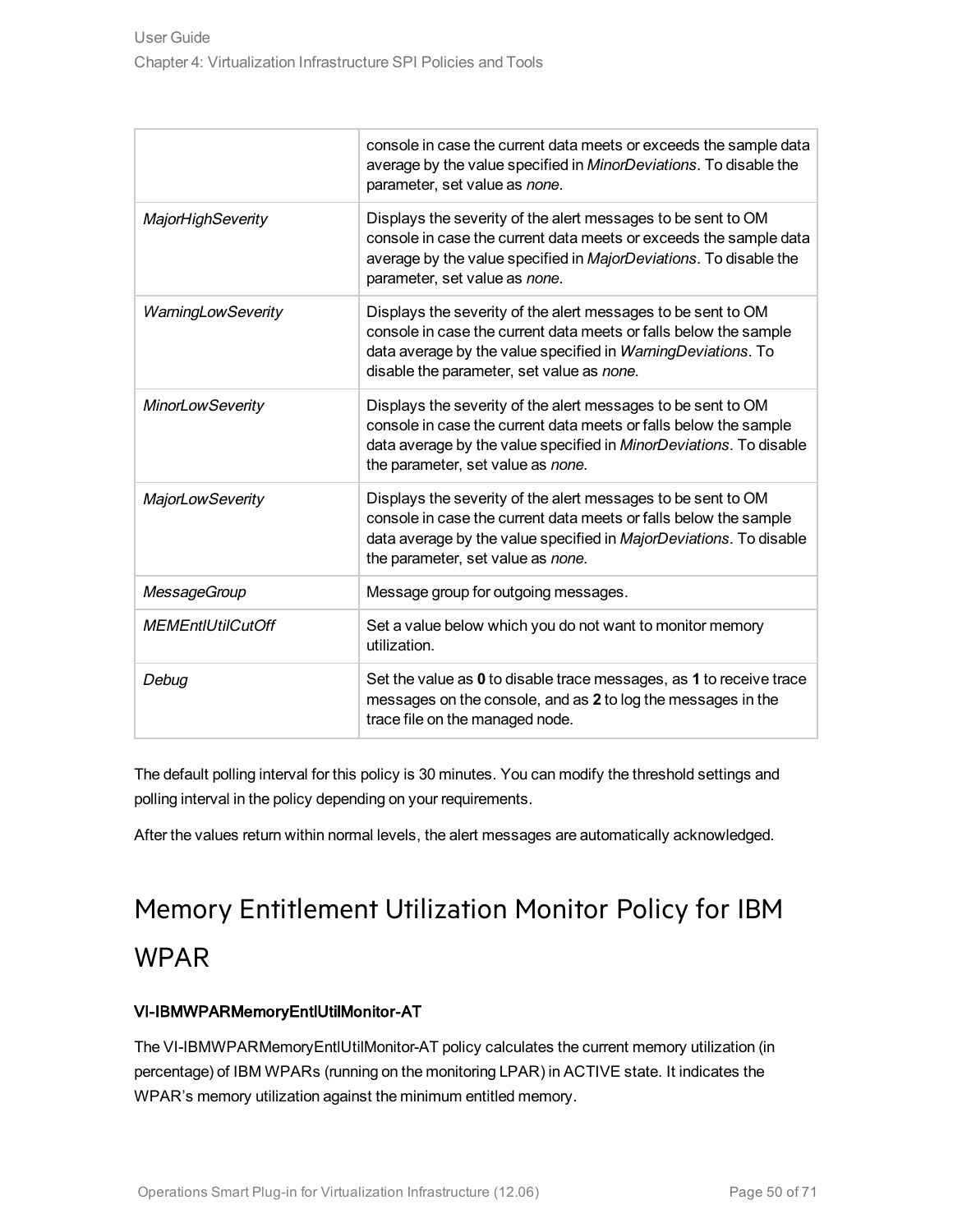| | |
|---|---|
| | console in case the current data meets or exceeds the sample data average by the value specified in *MinorDeviations*. To disable the parameter, set value as *none*. |
| *MajorHighSeverity* | Displays the severity of the alert messages to be sent to OM console in case the current data meets or exceeds the sample data average by the value specified in *MajorDeviations*. To disable the parameter, set value as *none*. |
| *WarningLowSeverity* | Displays the severity of the alert messages to be sent to OM console in case the current data meets or falls below the sample data average by the value specified in *WarningDeviations*. To disable the parameter, set value as *none*. |
| *MinorLowSeverity* | Displays the severity of the alert messages to be sent to OM console in case the current data meets or falls below the sample data average by the value specified in *MinorDeviations*. To disable the parameter, set value as *none*. |
| *MajorLowSeverity* | Displays the severity of the alert messages to be sent to OM console in case the current data meets or falls below the sample data average by the value specified in *MajorDeviations*. To disable the parameter, set value as *none*. |
| *MessageGroup* | Message group for outgoing messages. |
| *MEMEntlUtilCutOff* | Set a value below which you do not want to monitor memory utilization. |
| *Debug* | Set the value as **0** to disable trace messages, as **1** to receive trace messages on the console, and as **2** to log the messages in the trace file on the managed node. |

The default polling interval for this policy is 30 minutes. You can modify the threshold settings and polling interval in the policy depending on your requirements.

After the values return within normal levels, the alert messages are automatically acknowledged.

## Memory Entitlement Utilization Monitor Policy for IBM WPAR

#### VI-IBMWPARMemoryEntlUtilMonitor-AT

The VI-IBMWPARMemoryEntlUtilMonitor-AT policy calculates the current memory utilization (in percentage) of IBM WPARs (running on the monitoring LPAR) in ACTIVE state. It indicates the WPAR's memory utilization against the minimum entitled memory.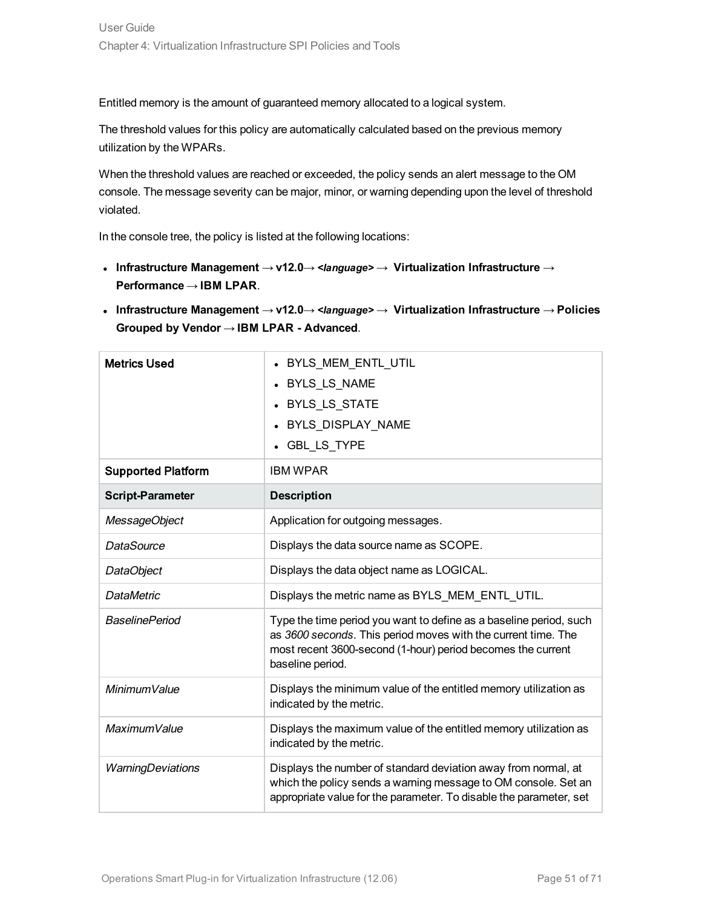Entitled memory is the amount of guaranteed memory allocated to a logical system.

The threshold values for this policy are automatically calculated based on the previous memory utilization by the WPARs.

When the threshold values are reached or exceeded, the policy sends an alert message to the OM console. The message severity can be major, minor, or warning depending upon the level of threshold violated.

In the console tree, the policy is listed at the following locations:

- **Infrastructure Management → v12.0→ *<language>* → Virtualization Infrastructure → Performance → IBM LPAR**.
- **Infrastructure Management → v12.0→ *<language>* → Virtualization Infrastructure → Policies Grouped by Vendor → IBM LPAR - Advanced**.

| **Metrics Used** | • BYLS_MEM_ENTL_UTIL<br>• BYLS_LS_NAME<br>• BYLS_LS_STATE<br>• BYLS_DISPLAY_NAME<br>• GBL_LS_TYPE |
|---|---|
| **Supported Platform** | IBM WPAR |
| **Script-Parameter** | **Description** |
| *MessageObject* | Application for outgoing messages. |
| *DataSource* | Displays the data source name as SCOPE. |
| *DataObject* | Displays the data object name as LOGICAL. |
| *DataMetric* | Displays the metric name as BYLS_MEM_ENTL_UTIL. |
| *BaselinePeriod* | Type the time period you want to define as a baseline period, such as *3600 seconds*. This period moves with the current time. The most recent 3600-second (1-hour) period becomes the current baseline period. |
| *MinimumValue* | Displays the minimum value of the entitled memory utilization as indicated by the metric. |
| *MaximumValue* | Displays the maximum value of the entitled memory utilization as indicated by the metric. |
| *WarningDeviations* | Displays the number of standard deviation away from normal, at which the policy sends a warning message to OM console. Set an appropriate value for the parameter. To disable the parameter, set |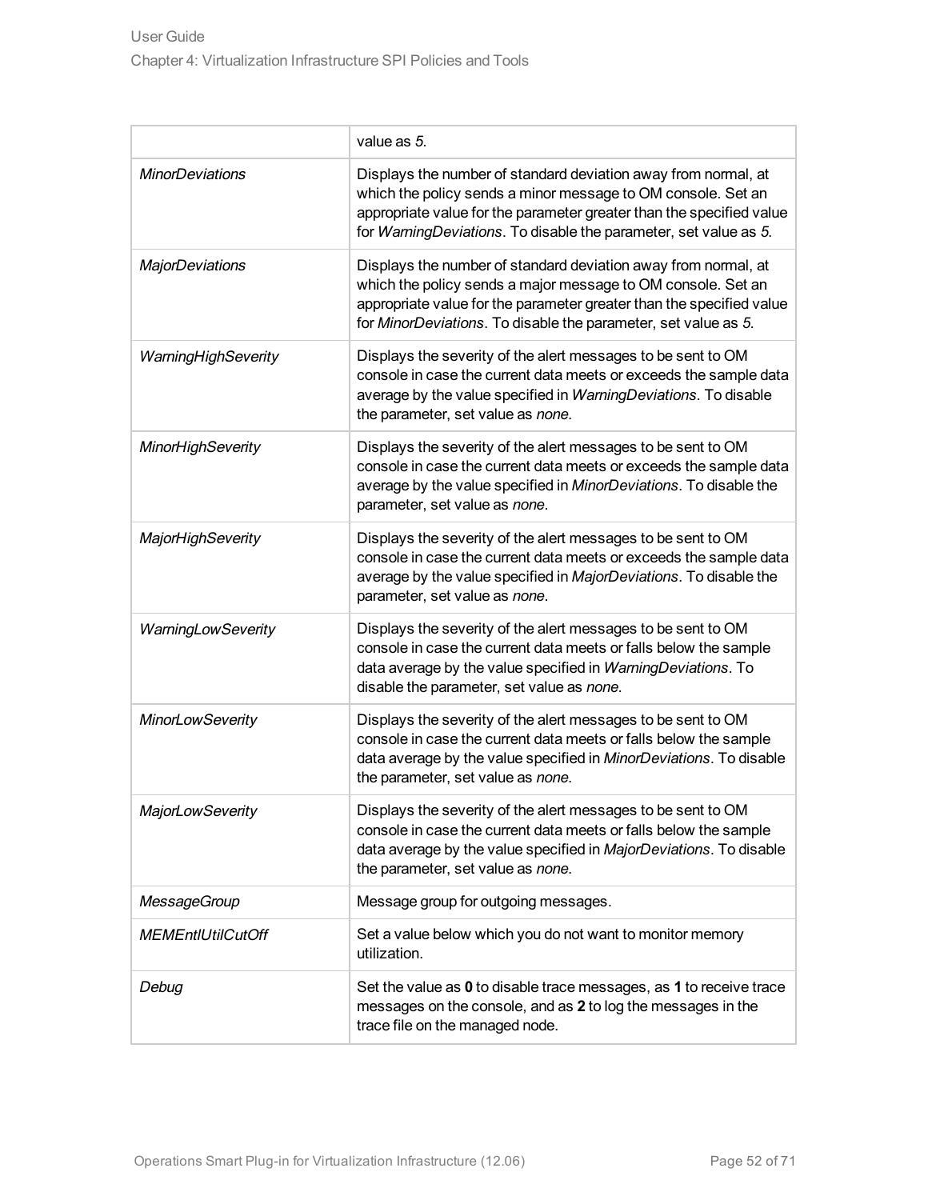| | |
|---|---|
| | value as *5*. |
| *MinorDeviations* | Displays the number of standard deviation away from normal, at which the policy sends a minor message to OM console. Set an appropriate value for the parameter greater than the specified value for *WarningDeviations*. To disable the parameter, set value as *5*. |
| *MajorDeviations* | Displays the number of standard deviation away from normal, at which the policy sends a major message to OM console. Set an appropriate value for the parameter greater than the specified value for *MinorDeviations*. To disable the parameter, set value as *5*. |
| *WarningHighSeverity* | Displays the severity of the alert messages to be sent to OM console in case the current data meets or exceeds the sample data average by the value specified in *WarningDeviations*. To disable the parameter, set value as *none*. |
| *MinorHighSeverity* | Displays the severity of the alert messages to be sent to OM console in case the current data meets or exceeds the sample data average by the value specified in *MinorDeviations*. To disable the parameter, set value as *none*. |
| *MajorHighSeverity* | Displays the severity of the alert messages to be sent to OM console in case the current data meets or exceeds the sample data average by the value specified in *MajorDeviations*. To disable the parameter, set value as *none*. |
| *WarningLowSeverity* | Displays the severity of the alert messages to be sent to OM console in case the current data meets or falls below the sample data average by the value specified in *WarningDeviations*. To disable the parameter, set value as *none*. |
| *MinorLowSeverity* | Displays the severity of the alert messages to be sent to OM console in case the current data meets or falls below the sample data average by the value specified in *MinorDeviations*. To disable the parameter, set value as *none*. |
| *MajorLowSeverity* | Displays the severity of the alert messages to be sent to OM console in case the current data meets or falls below the sample data average by the value specified in *MajorDeviations*. To disable the parameter, set value as *none*. |
| *MessageGroup* | Message group for outgoing messages. |
| *MEMEntlUtilCutOff* | Set a value below which you do not want to monitor memory utilization. |
| *Debug* | Set the value as **0** to disable trace messages, as **1** to receive trace messages on the console, and as **2** to log the messages in the trace file on the managed node. |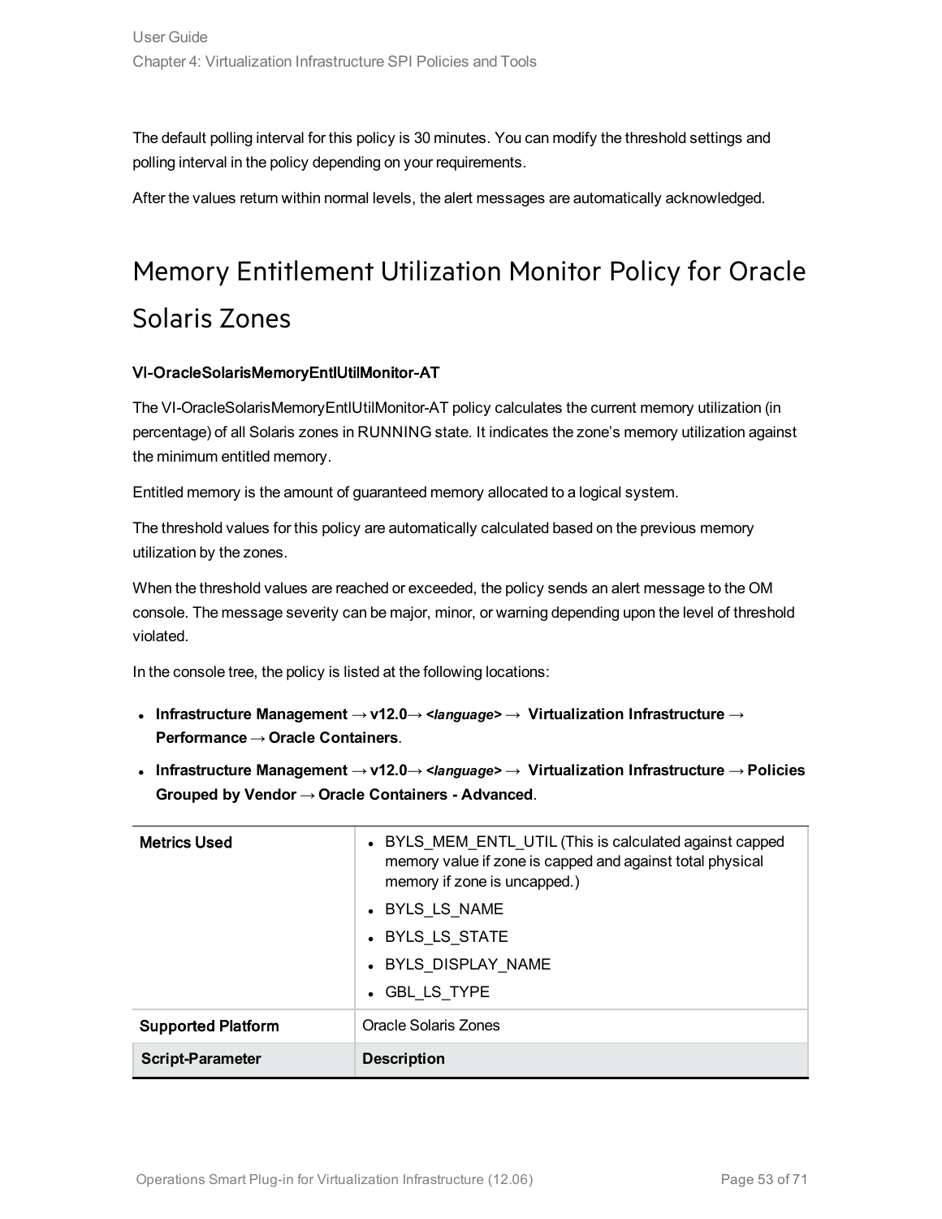The default polling interval for this policy is 30 minutes. You can modify the threshold settings and polling interval in the policy depending on your requirements.

After the values return within normal levels, the alert messages are automatically acknowledged.

# Memory Entitlement Utilization Monitor Policy for Oracle Solaris Zones

**VI-OracleSolarisMemoryEntlUtilMonitor-AT**

The VI-OracleSolarisMemoryEntlUtilMonitor-AT policy calculates the current memory utilization (in percentage) of all Solaris zones in RUNNING state. It indicates the zone's memory utilization against the minimum entitled memory.

Entitled memory is the amount of guaranteed memory allocated to a logical system.

The threshold values for this policy are automatically calculated based on the previous memory utilization by the zones.

When the threshold values are reached or exceeded, the policy sends an alert message to the OM console. The message severity can be major, minor, or warning depending upon the level of threshold violated.

In the console tree, the policy is listed at the following locations:

- **Infrastructure Management → v12.0→ *<language>* → Virtualization Infrastructure → Performance → Oracle Containers**.
- **Infrastructure Management → v12.0→ *<language>* → Virtualization Infrastructure → Policies Grouped by Vendor → Oracle Containers - Advanced**.

| | |
|---|---|
| **Metrics Used** | • BYLS_MEM_ENTL_UTIL (This is calculated against capped memory value if zone is capped and against total physical memory if zone is uncapped.)<br>• BYLS_LS_NAME<br>• BYLS_LS_STATE<br>• BYLS_DISPLAY_NAME<br>• GBL_LS_TYPE |
| **Supported Platform** | Oracle Solaris Zones |
| **Script-Parameter** | **Description** |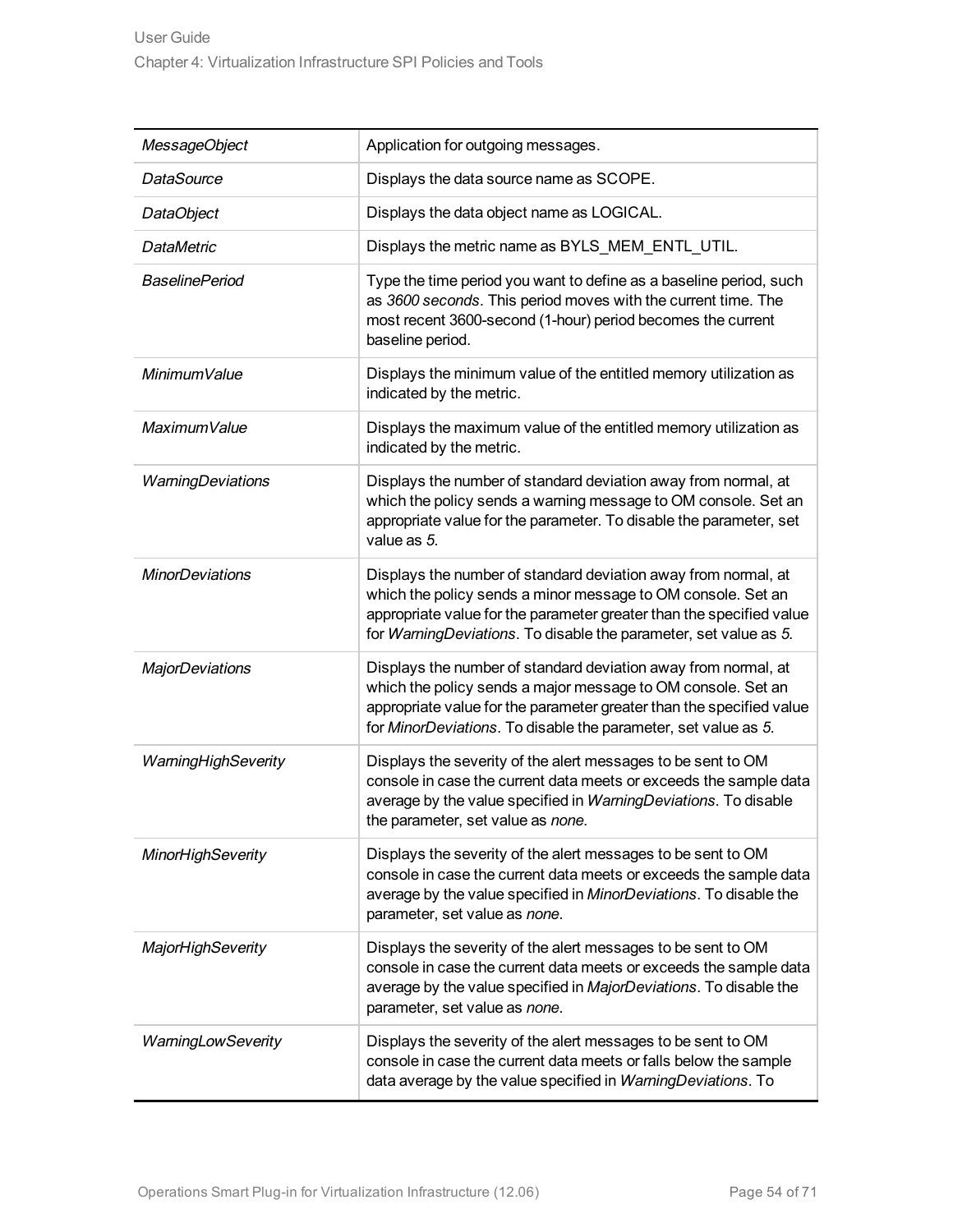| | |
|---|---|
| *MessageObject* | Application for outgoing messages. |
| *DataSource* | Displays the data source name as SCOPE. |
| *DataObject* | Displays the data object name as LOGICAL. |
| *DataMetric* | Displays the metric name as BYLS_MEM_ENTL_UTIL. |
| *BaselinePeriod* | Type the time period you want to define as a baseline period, such as *3600 seconds*. This period moves with the current time. The most recent 3600-second (1-hour) period becomes the current baseline period. |
| *MinimumValue* | Displays the minimum value of the entitled memory utilization as indicated by the metric. |
| *MaximumValue* | Displays the maximum value of the entitled memory utilization as indicated by the metric. |
| *WarningDeviations* | Displays the number of standard deviation away from normal, at which the policy sends a warning message to OM console. Set an appropriate value for the parameter. To disable the parameter, set value as *5*. |
| *MinorDeviations* | Displays the number of standard deviation away from normal, at which the policy sends a minor message to OM console. Set an appropriate value for the parameter greater than the specified value for *WarningDeviations*. To disable the parameter, set value as *5*. |
| *MajorDeviations* | Displays the number of standard deviation away from normal, at which the policy sends a major message to OM console. Set an appropriate value for the parameter greater than the specified value for *MinorDeviations*. To disable the parameter, set value as *5*. |
| *WarningHighSeverity* | Displays the severity of the alert messages to be sent to OM console in case the current data meets or exceeds the sample data average by the value specified in *WarningDeviations*. To disable the parameter, set value as *none*. |
| *MinorHighSeverity* | Displays the severity of the alert messages to be sent to OM console in case the current data meets or exceeds the sample data average by the value specified in *MinorDeviations*. To disable the parameter, set value as *none*. |
| *MajorHighSeverity* | Displays the severity of the alert messages to be sent to OM console in case the current data meets or exceeds the sample data average by the value specified in *MajorDeviations*. To disable the parameter, set value as *none*. |
| *WarningLowSeverity* | Displays the severity of the alert messages to be sent to OM console in case the current data meets or falls below the sample data average by the value specified in *WarningDeviations*. To |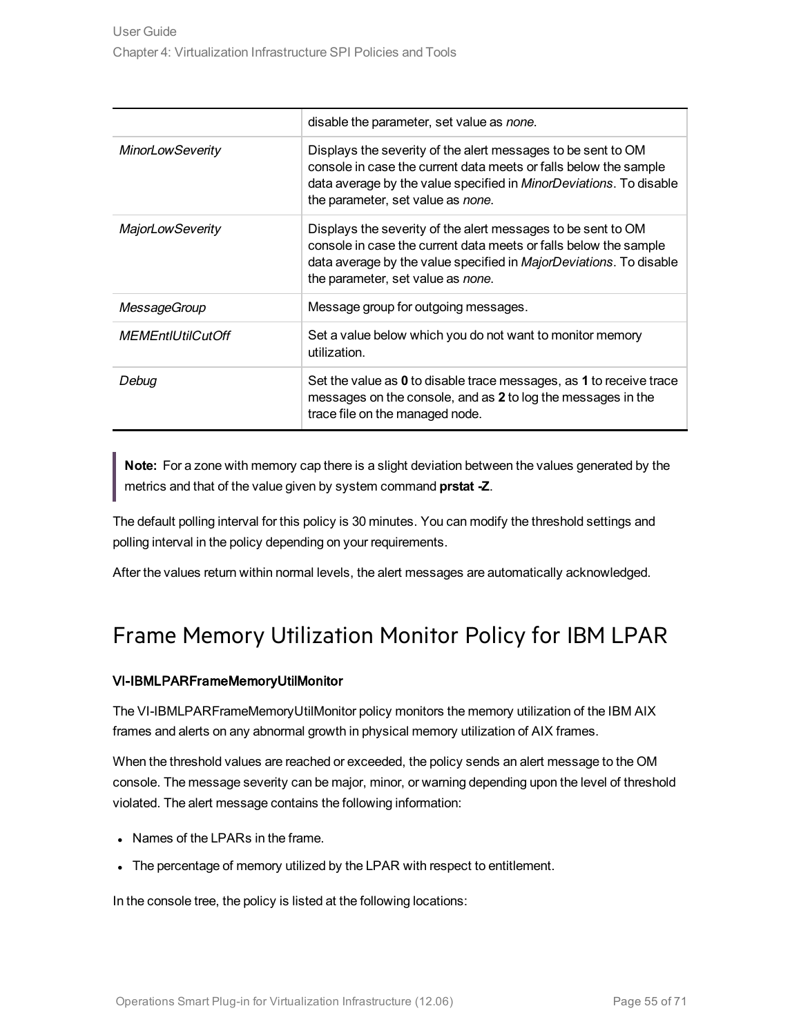|  |  |
| --- | --- |
|  | disable the parameter, set value as *none*. |
| *MinorLowSeverity* | Displays the severity of the alert messages to be sent to OM console in case the current data meets or falls below the sample data average by the value specified in *MinorDeviations*. To disable the parameter, set value as *none*. |
| *MajorLowSeverity* | Displays the severity of the alert messages to be sent to OM console in case the current data meets or falls below the sample data average by the value specified in *MajorDeviations*. To disable the parameter, set value as *none*. |
| *MessageGroup* | Message group for outgoing messages. |
| *MEMEntlUtilCutOff* | Set a value below which you do not want to monitor memory utilization. |
| *Debug* | Set the value as **0** to disable trace messages, as **1** to receive trace messages on the console, and as **2** to log the messages in the trace file on the managed node. |

> **Note:** For a zone with memory cap there is a slight deviation between the values generated by the metrics and that of the value given by system command **prstat -Z**.

The default polling interval for this policy is 30 minutes. You can modify the threshold settings and polling interval in the policy depending on your requirements.

After the values return within normal levels, the alert messages are automatically acknowledged.

## Frame Memory Utilization Monitor Policy for IBM LPAR

**VI-IBMLPARFrameMemoryUtilMonitor**

The VI-IBMLPARFrameMemoryUtilMonitor policy monitors the memory utilization of the IBM AIX frames and alerts on any abnormal growth in physical memory utilization of AIX frames.

When the threshold values are reached or exceeded, the policy sends an alert message to the OM console. The message severity can be major, minor, or warning depending upon the level of threshold violated. The alert message contains the following information:

- Names of the LPARs in the frame.
- The percentage of memory utilized by the LPAR with respect to entitlement.

In the console tree, the policy is listed at the following locations: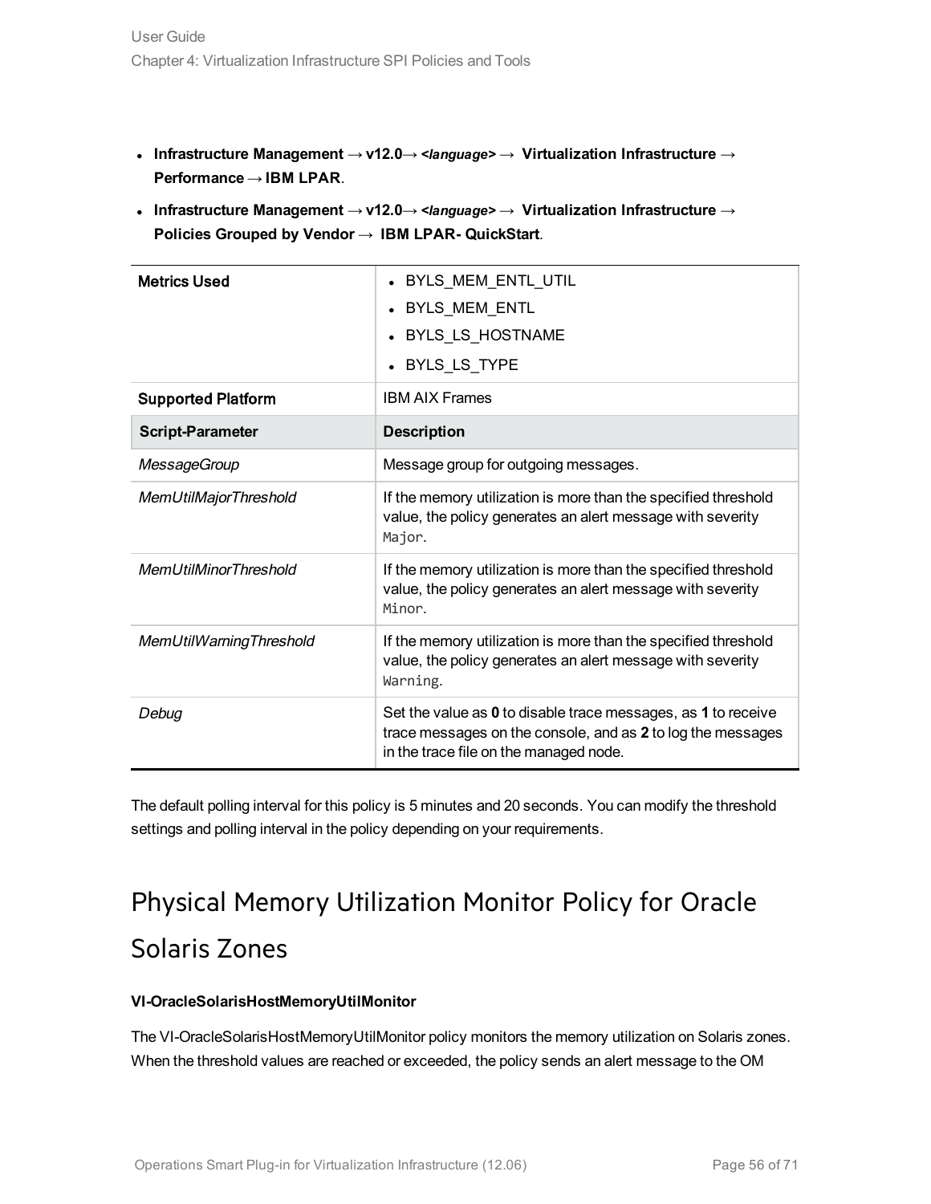- **Infrastructure Management → v12.0→** ***<language>*** **→ Virtualization Infrastructure → Performance → IBM LPAR**.
- **Infrastructure Management → v12.0→** ***<language>*** **→ Virtualization Infrastructure → Policies Grouped by Vendor → IBM LPAR- QuickStart**.

| Metrics Used | • BYLS_MEM_ENTL_UTIL<br>• BYLS_MEM_ENTL<br>• BYLS_LS_HOSTNAME<br>• BYLS_LS_TYPE |
|---|---|
| Supported Platform | IBM AIX Frames |
| **Script-Parameter** | **Description** |
| *MessageGroup* | Message group for outgoing messages. |
| *MemUtilMajorThreshold* | If the memory utilization is more than the specified threshold value, the policy generates an alert message with severity `Major`. |
| *MemUtilMinorThreshold* | If the memory utilization is more than the specified threshold value, the policy generates an alert message with severity `Minor`. |
| *MemUtilWarningThreshold* | If the memory utilization is more than the specified threshold value, the policy generates an alert message with severity `Warning`. |
| *Debug* | Set the value as **0** to disable trace messages, as **1** to receive trace messages on the console, and as **2** to log the messages in the trace file on the managed node. |

The default polling interval for this policy is 5 minutes and 20 seconds. You can modify the threshold settings and polling interval in the policy depending on your requirements.

## Physical Memory Utilization Monitor Policy for Oracle Solaris Zones

**VI-OracleSolarisHostMemoryUtilMonitor**

The VI-OracleSolarisHostMemoryUtilMonitor policy monitors the memory utilization on Solaris zones. When the threshold values are reached or exceeded, the policy sends an alert message to the OM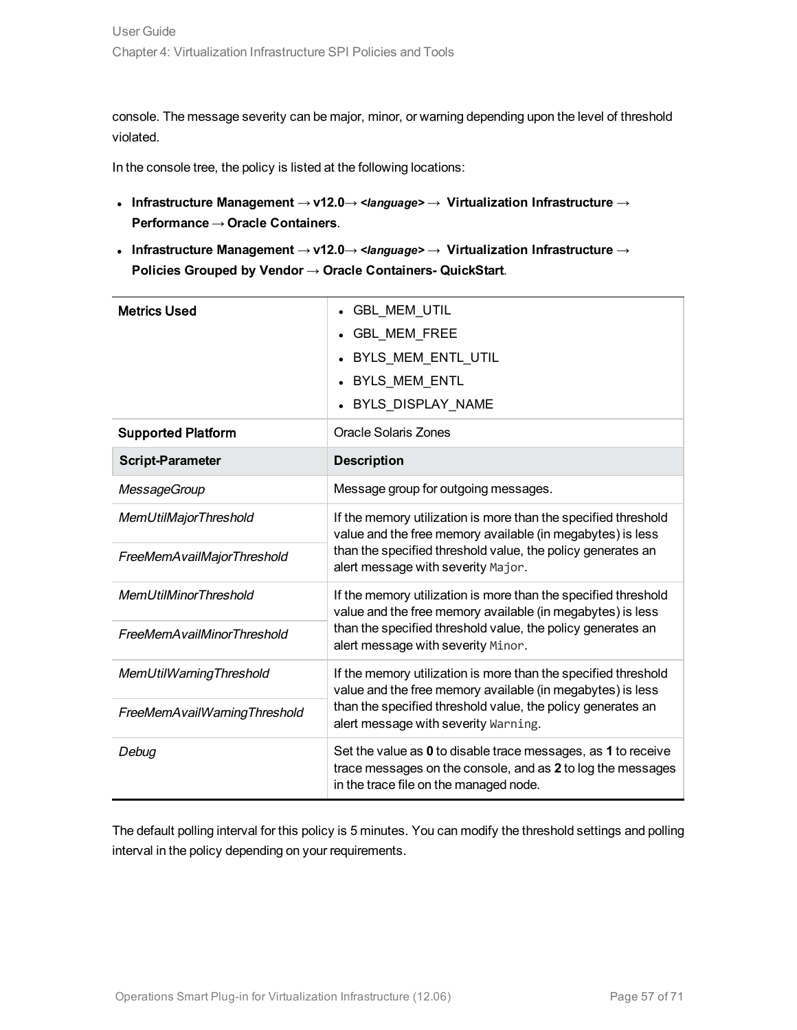console. The message severity can be major, minor, or warning depending upon the level of threshold violated.

In the console tree, the policy is listed at the following locations:

- **Infrastructure Management → v12.0→ *<language>* → Virtualization Infrastructure → Performance → Oracle Containers**.
- **Infrastructure Management → v12.0→ *<language>* → Virtualization Infrastructure → Policies Grouped by Vendor → Oracle Containers- QuickStart**.

| Metrics Used | • GBL_MEM_UTIL<br>• GBL_MEM_FREE<br>• BYLS_MEM_ENTL_UTIL<br>• BYLS_MEM_ENTL<br>• BYLS_DISPLAY_NAME |
|---|---|
| Supported Platform | Oracle Solaris Zones |
| **Script-Parameter** | **Description** |
| *MessageGroup* | Message group for outgoing messages. |
| *MemUtilMajorThreshold*<br>*FreeMemAvailMajorThreshold* | If the memory utilization is more than the specified threshold value and the free memory available (in megabytes) is less than the specified threshold value, the policy generates an alert message with severity `Major`. |
| *MemUtilMinorThreshold*<br>*FreeMemAvailMinorThreshold* | If the memory utilization is more than the specified threshold value and the free memory available (in megabytes) is less than the specified threshold value, the policy generates an alert message with severity `Minor`. |
| *MemUtilWarningThreshold*<br>*FreeMemAvailWarningThreshold* | If the memory utilization is more than the specified threshold value and the free memory available (in megabytes) is less than the specified threshold value, the policy generates an alert message with severity `Warning`. |
| *Debug* | Set the value as **0** to disable trace messages, as **1** to receive trace messages on the console, and as **2** to log the messages in the trace file on the managed node. |

The default polling interval for this policy is 5 minutes. You can modify the threshold settings and polling interval in the policy depending on your requirements.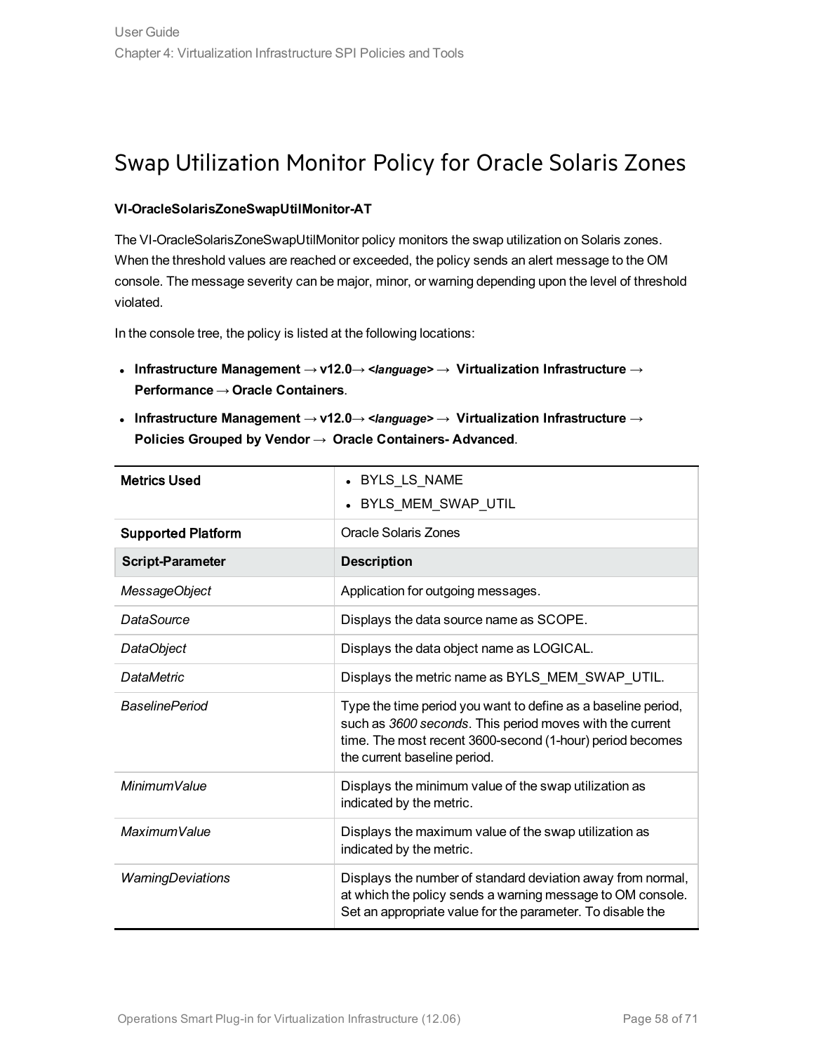## Swap Utilization Monitor Policy for Oracle Solaris Zones

**VI-OracleSolarisZoneSwapUtilMonitor-AT**

The VI-OracleSolarisZoneSwapUtilMonitor policy monitors the swap utilization on Solaris zones. When the threshold values are reached or exceeded, the policy sends an alert message to the OM console. The message severity can be major, minor, or warning depending upon the level of threshold violated.

In the console tree, the policy is listed at the following locations:

- **Infrastructure Management → v12.0→ *<language>* → Virtualization Infrastructure → Performance → Oracle Containers**.
- **Infrastructure Management → v12.0→ *<language>* → Virtualization Infrastructure → Policies Grouped by Vendor → Oracle Containers- Advanced**.

| **Metrics Used** | • BYLS_LS_NAME<br>• BYLS_MEM_SWAP_UTIL |
|---|---|
| **Supported Platform** | Oracle Solaris Zones |
| **Script-Parameter** | **Description** |
| *MessageObject* | Application for outgoing messages. |
| *DataSource* | Displays the data source name as SCOPE. |
| *DataObject* | Displays the data object name as LOGICAL. |
| *DataMetric* | Displays the metric name as BYLS_MEM_SWAP_UTIL. |
| *BaselinePeriod* | Type the time period you want to define as a baseline period, such as *3600 seconds*. This period moves with the current time. The most recent 3600-second (1-hour) period becomes the current baseline period. |
| *MinimumValue* | Displays the minimum value of the swap utilization as indicated by the metric. |
| *MaximumValue* | Displays the maximum value of the swap utilization as indicated by the metric. |
| *WarningDeviations* | Displays the number of standard deviation away from normal, at which the policy sends a warning message to OM console. Set an appropriate value for the parameter. To disable the |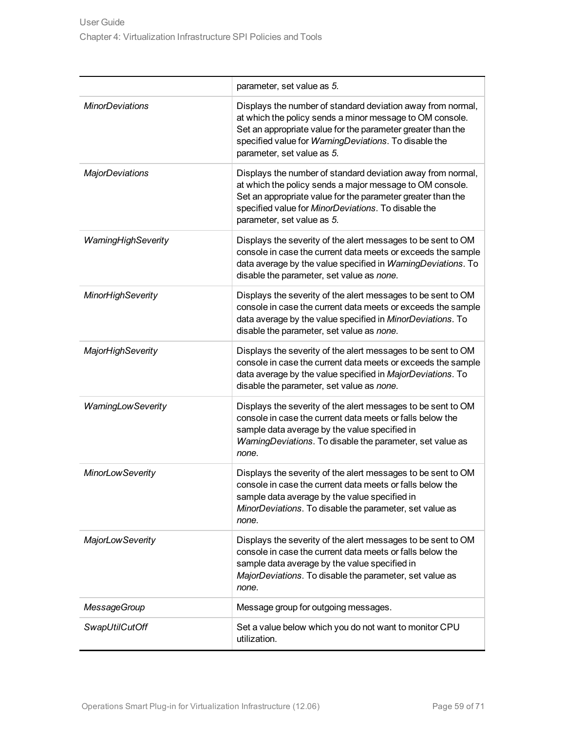| | |
|---|---|
| | parameter, set value as *5*. |
| *MinorDeviations* | Displays the number of standard deviation away from normal, at which the policy sends a minor message to OM console. Set an appropriate value for the parameter greater than the specified value for *WarningDeviations*. To disable the parameter, set value as *5*. |
| *MajorDeviations* | Displays the number of standard deviation away from normal, at which the policy sends a major message to OM console. Set an appropriate value for the parameter greater than the specified value for *MinorDeviations*. To disable the parameter, set value as *5*. |
| *WarningHighSeverity* | Displays the severity of the alert messages to be sent to OM console in case the current data meets or exceeds the sample data average by the value specified in *WarningDeviations*. To disable the parameter, set value as *none*. |
| *MinorHighSeverity* | Displays the severity of the alert messages to be sent to OM console in case the current data meets or exceeds the sample data average by the value specified in *MinorDeviations*. To disable the parameter, set value as *none*. |
| *MajorHighSeverity* | Displays the severity of the alert messages to be sent to OM console in case the current data meets or exceeds the sample data average by the value specified in *MajorDeviations*. To disable the parameter, set value as *none*. |
| *WarningLowSeverity* | Displays the severity of the alert messages to be sent to OM console in case the current data meets or falls below the sample data average by the value specified in *WarningDeviations*. To disable the parameter, set value as *none*. |
| *MinorLowSeverity* | Displays the severity of the alert messages to be sent to OM console in case the current data meets or falls below the sample data average by the value specified in *MinorDeviations*. To disable the parameter, set value as *none*. |
| *MajorLowSeverity* | Displays the severity of the alert messages to be sent to OM console in case the current data meets or falls below the sample data average by the value specified in *MajorDeviations*. To disable the parameter, set value as *none*. |
| *MessageGroup* | Message group for outgoing messages. |
| *SwapUtilCutOff* | Set a value below which you do not want to monitor CPU utilization. |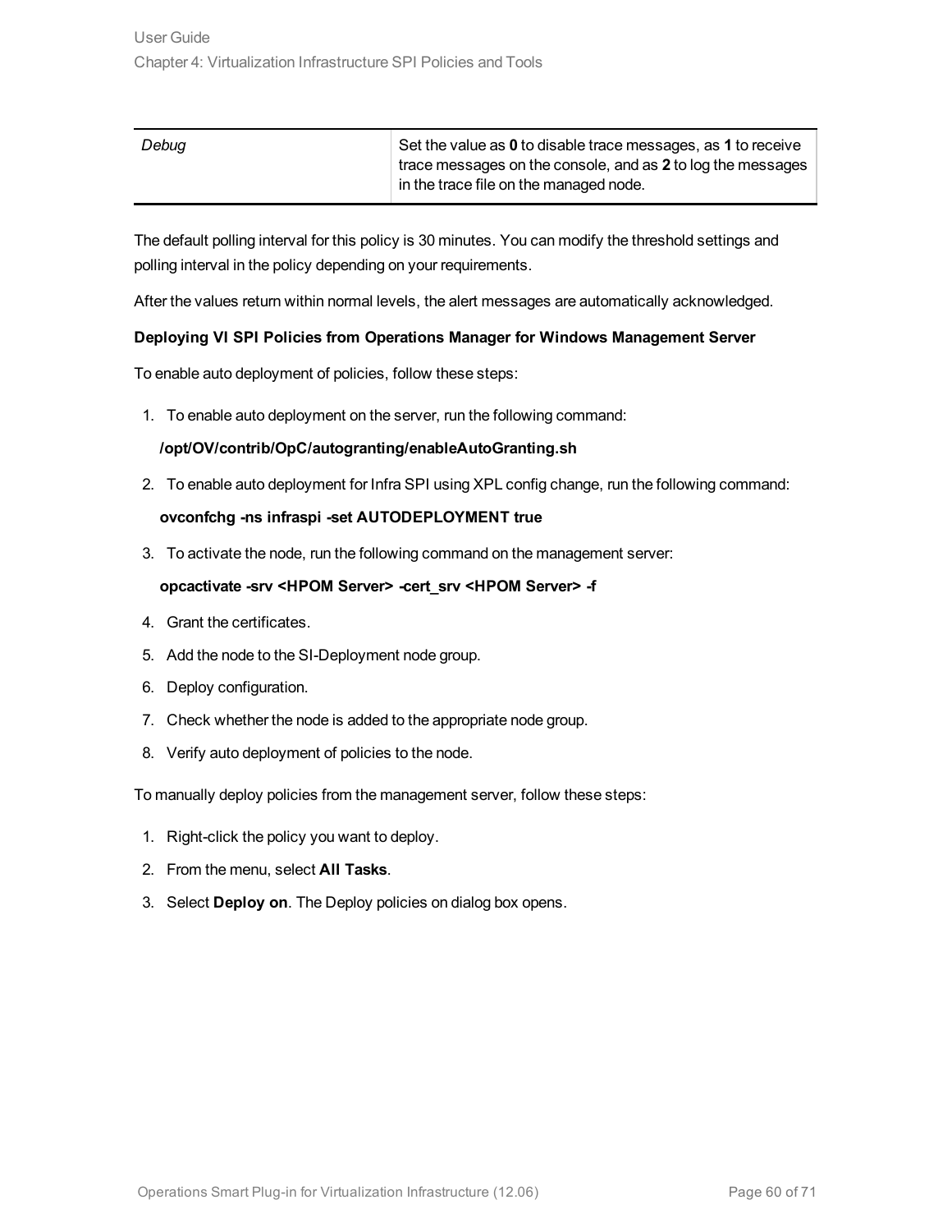| *Debug* | Set the value as **0** to disable trace messages, as **1** to receive trace messages on the console, and as **2** to log the messages in the trace file on the managed node. |
|---|---|

The default polling interval for this policy is 30 minutes. You can modify the threshold settings and polling interval in the policy depending on your requirements.

After the values return within normal levels, the alert messages are automatically acknowledged.

**Deploying VI SPI Policies from Operations Manager for Windows Management Server**

To enable auto deployment of policies, follow these steps:

1. To enable auto deployment on the server, run the following command:

   **/opt/OV/contrib/OpC/autogranting/enableAutoGranting.sh**

2. To enable auto deployment for Infra SPI using XPL config change, run the following command:

   **ovconfchg -ns infraspi -set AUTODEPLOYMENT true**

3. To activate the node, run the following command on the management server:

   **opcactivate -srv <HPOM Server> -cert_srv <HPOM Server> -f**

4. Grant the certificates.
5. Add the node to the SI-Deployment node group.
6. Deploy configuration.
7. Check whether the node is added to the appropriate node group.
8. Verify auto deployment of policies to the node.

To manually deploy policies from the management server, follow these steps:

1. Right-click the policy you want to deploy.
2. From the menu, select **All Tasks**.
3. Select **Deploy on**. The Deploy policies on dialog box opens.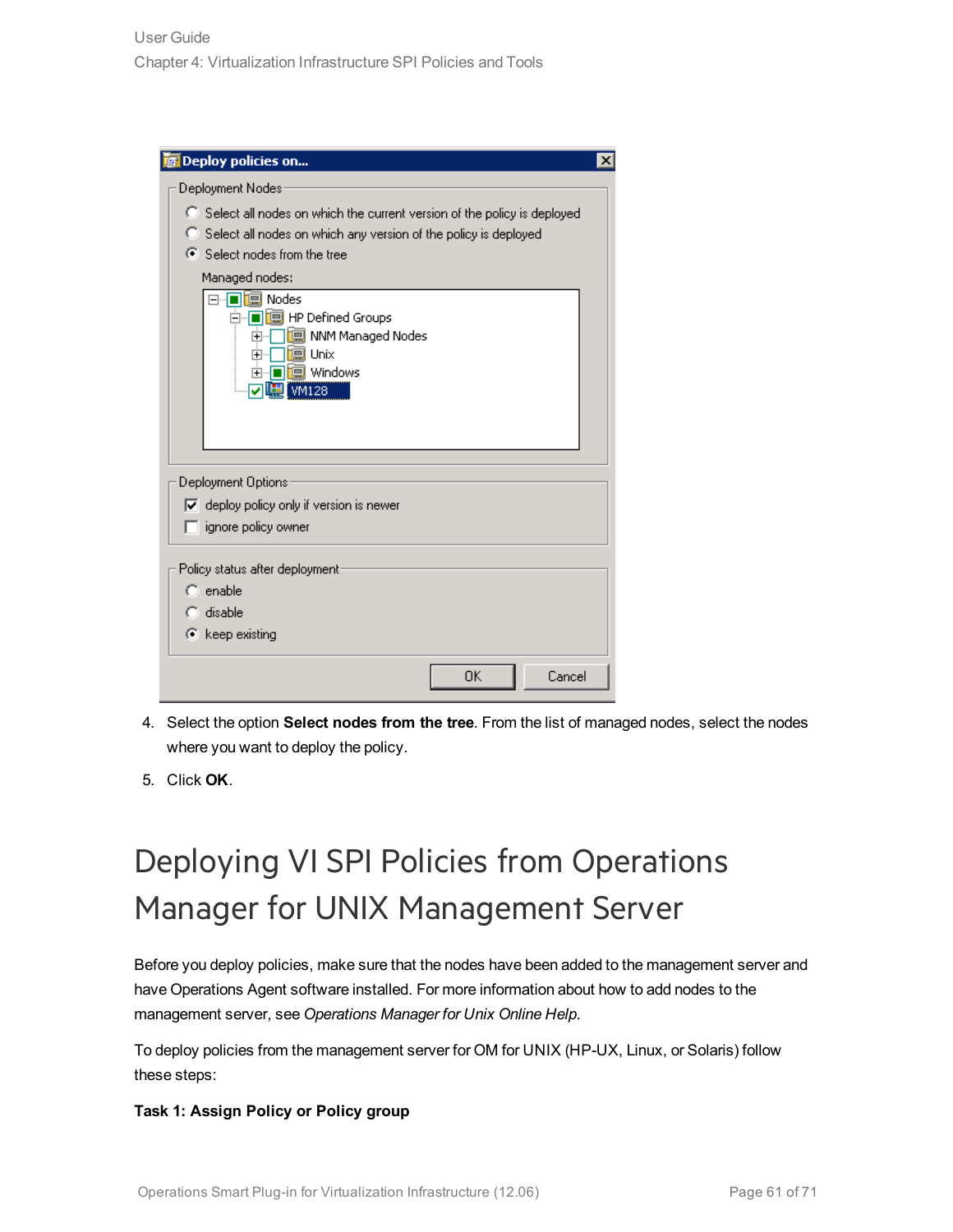4. Select the option **Select nodes from the tree**. From the list of managed nodes, select the nodes where you want to deploy the policy.
5. Click **OK**.

# Deploying VI SPI Policies from Operations Manager for UNIX Management Server

Before you deploy policies, make sure that the nodes have been added to the management server and have Operations Agent software installed. For more information about how to add nodes to the management server, see *Operations Manager for Unix Online Help*.

To deploy policies from the management server for OM for UNIX (HP-UX, Linux, or Solaris) follow these steps:

**Task 1: Assign Policy or Policy group**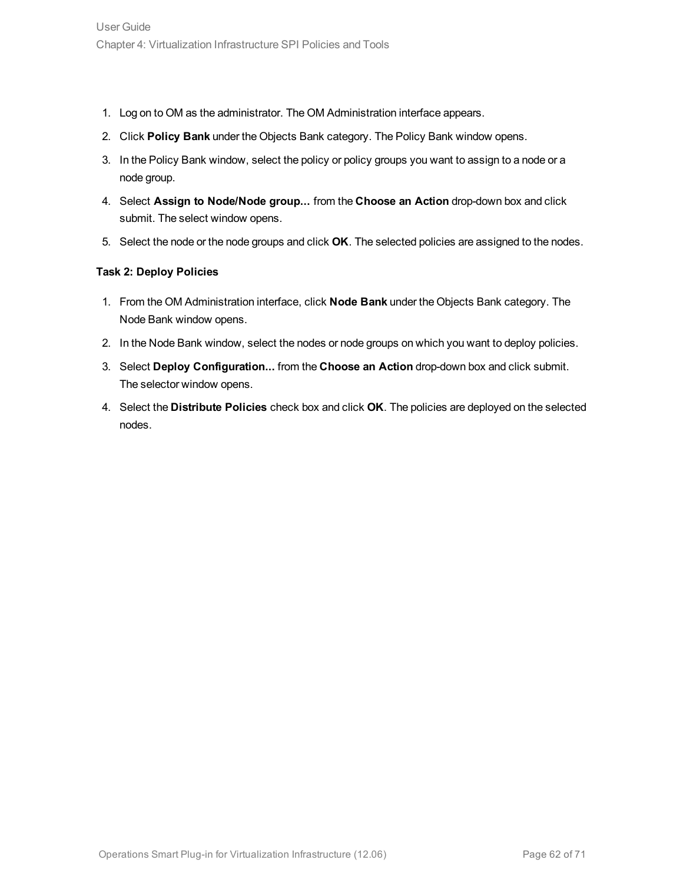1. Log on to OM as the administrator. The OM Administration interface appears.
2. Click **Policy Bank** under the Objects Bank category. The Policy Bank window opens.
3. In the Policy Bank window, select the policy or policy groups you want to assign to a node or a node group.
4. Select **Assign to Node/Node group...** from the **Choose an Action** drop-down box and click submit. The select window opens.
5. Select the node or the node groups and click **OK**. The selected policies are assigned to the nodes.

**Task 2: Deploy Policies**

1. From the OM Administration interface, click **Node Bank** under the Objects Bank category. The Node Bank window opens.
2. In the Node Bank window, select the nodes or node groups on which you want to deploy policies.
3. Select **Deploy Configuration...** from the **Choose an Action** drop-down box and click submit. The selector window opens.
4. Select the **Distribute Policies** check box and click **OK**. The policies are deployed on the selected nodes.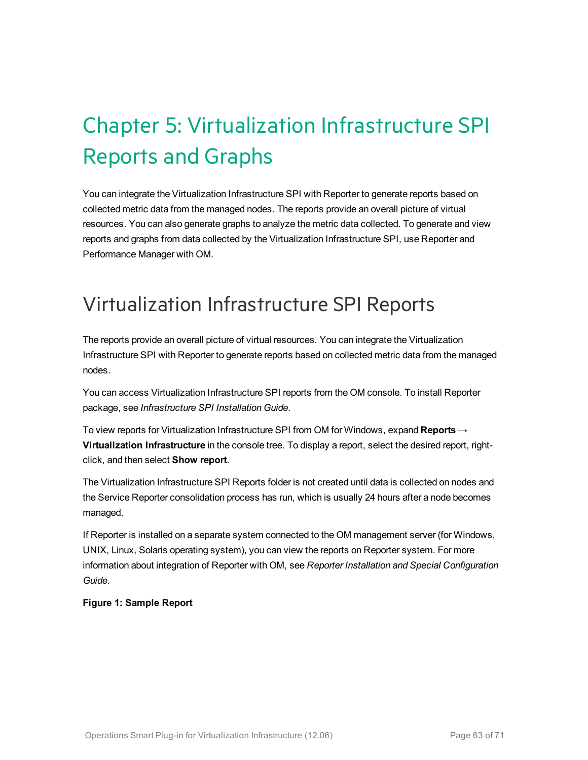# Chapter 5: Virtualization Infrastructure SPI Reports and Graphs

You can integrate the Virtualization Infrastructure SPI with Reporter to generate reports based on collected metric data from the managed nodes. The reports provide an overall picture of virtual resources. You can also generate graphs to analyze the metric data collected. To generate and view reports and graphs from data collected by the Virtualization Infrastructure SPI, use Reporter and Performance Manager with OM.

## Virtualization Infrastructure SPI Reports

The reports provide an overall picture of virtual resources. You can integrate the Virtualization Infrastructure SPI with Reporter to generate reports based on collected metric data from the managed nodes.

You can access Virtualization Infrastructure SPI reports from the OM console. To install Reporter package, see *Infrastructure SPI Installation Guide*.

To view reports for Virtualization Infrastructure SPI from OM for Windows, expand **Reports** → **Virtualization Infrastructure** in the console tree. To display a report, select the desired report, right-click, and then select **Show report**.

The Virtualization Infrastructure SPI Reports folder is not created until data is collected on nodes and the Service Reporter consolidation process has run, which is usually 24 hours after a node becomes managed.

If Reporter is installed on a separate system connected to the OM management server (for Windows, UNIX, Linux, Solaris operating system), you can view the reports on Reporter system. For more information about integration of Reporter with OM, see *Reporter Installation and Special Configuration Guide*.

**Figure 1: Sample Report**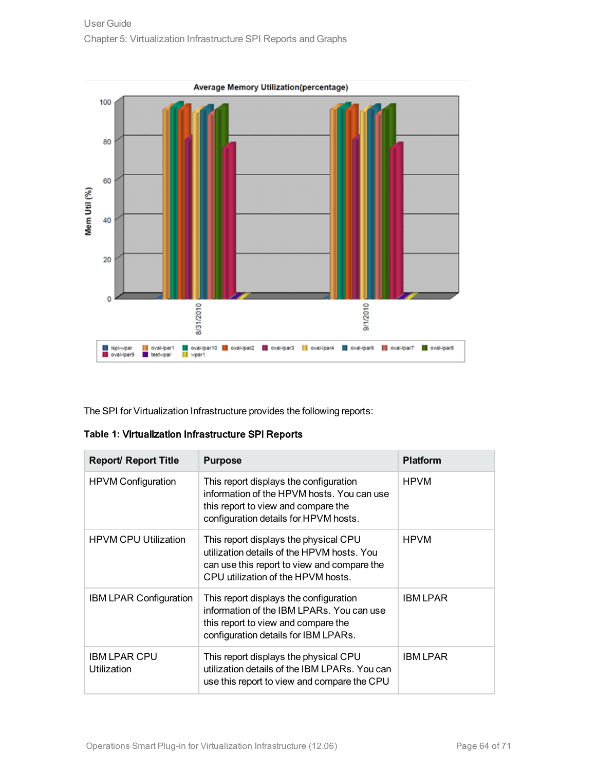The SPI for Virtualization Infrastructure provides the following reports:

**Table 1: Virtualization Infrastructure SPI Reports**

| Report/ Report Title | Purpose | Platform |
|---|---|---|
| HPVM Configuration | This report displays the configuration information of the HPVM hosts. You can use this report to view and compare the configuration details for HPVM hosts. | HPVM |
| HPVM CPU Utilization | This report displays the physical CPU utilization details of the HPVM hosts. You can use this report to view and compare the CPU utilization of the HPVM hosts. | HPVM |
| IBM LPAR Configuration | This report displays the configuration information of the IBM LPARs. You can use this report to view and compare the configuration details for IBM LPARs. | IBM LPAR |
| IBM LPAR CPU Utilization | This report displays the physical CPU utilization details of the IBM LPARs. You can use this report to view and compare the CPU | IBM LPAR |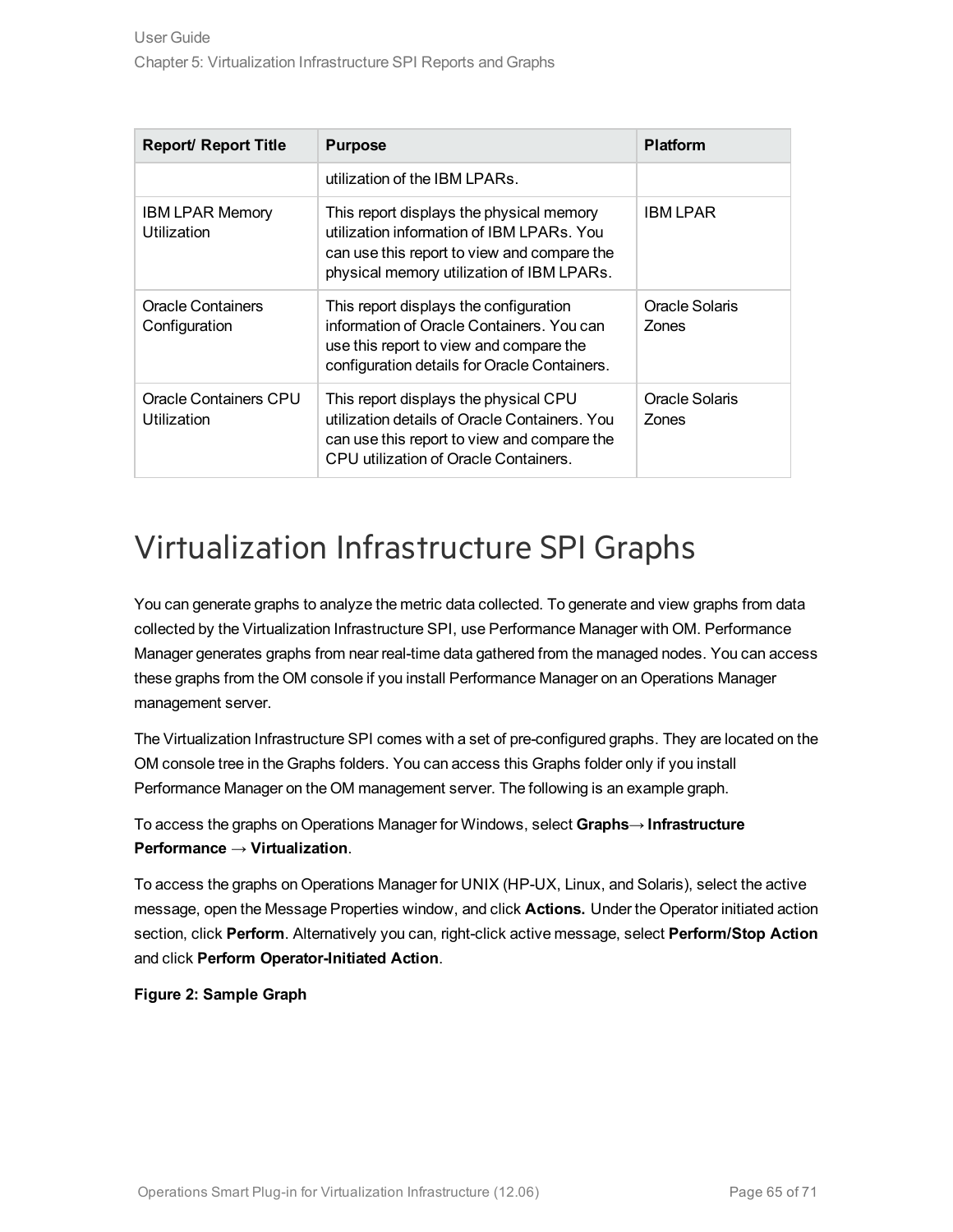| Report/ Report Title | Purpose | Platform |
| --- | --- | --- |
| | utilization of the IBM LPARs. | |
| IBM LPAR Memory Utilization | This report displays the physical memory utilization information of IBM LPARs. You can use this report to view and compare the physical memory utilization of IBM LPARs. | IBM LPAR |
| Oracle Containers Configuration | This report displays the configuration information of Oracle Containers. You can use this report to view and compare the configuration details for Oracle Containers. | Oracle Solaris Zones |
| Oracle Containers CPU Utilization | This report displays the physical CPU utilization details of Oracle Containers. You can use this report to view and compare the CPU utilization of Oracle Containers. | Oracle Solaris Zones |

# Virtualization Infrastructure SPI Graphs

You can generate graphs to analyze the metric data collected. To generate and view graphs from data collected by the Virtualization Infrastructure SPI, use Performance Manager with OM. Performance Manager generates graphs from near real-time data gathered from the managed nodes. You can access these graphs from the OM console if you install Performance Manager on an Operations Manager management server.

The Virtualization Infrastructure SPI comes with a set of pre-configured graphs. They are located on the OM console tree in the Graphs folders. You can access this Graphs folder only if you install Performance Manager on the OM management server. The following is an example graph.

To access the graphs on Operations Manager for Windows, select **Graphs→ Infrastructure Performance → Virtualization**.

To access the graphs on Operations Manager for UNIX (HP-UX, Linux, and Solaris), select the active message, open the Message Properties window, and click **Actions.** Under the Operator initiated action section, click **Perform**. Alternatively you can, right-click active message, select **Perform/Stop Action** and click **Perform Operator-Initiated Action**.

**Figure 2: Sample Graph**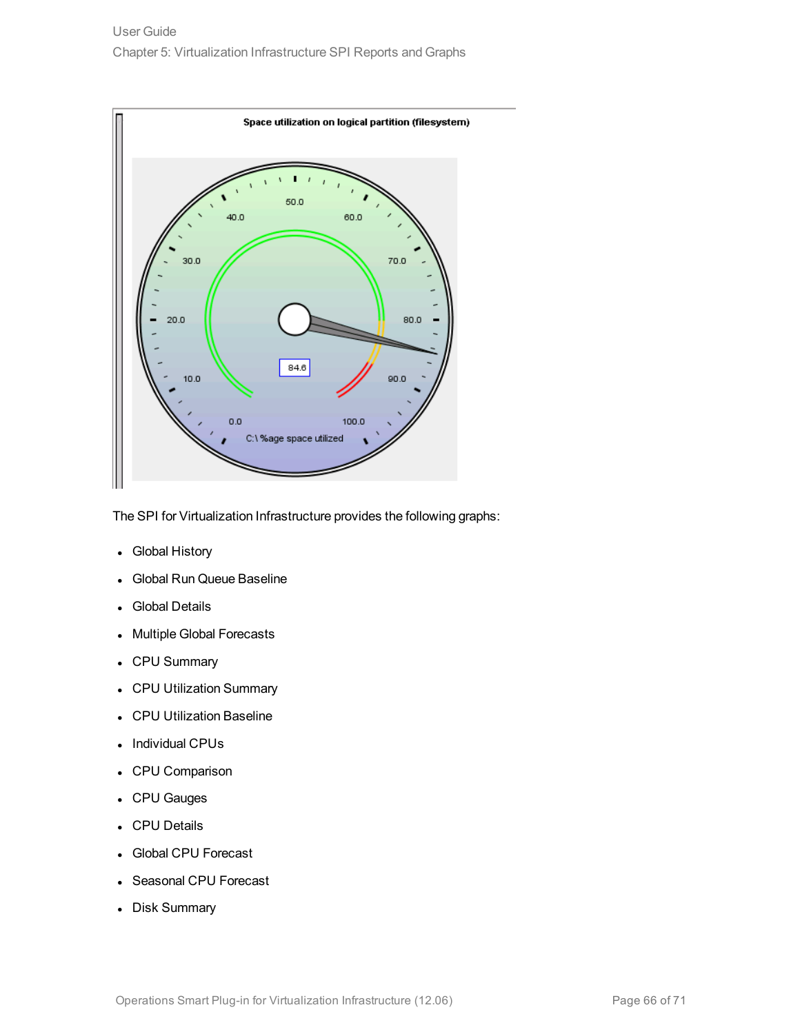The SPI for Virtualization Infrastructure provides the following graphs:

- Global History
- Global Run Queue Baseline
- Global Details
- Multiple Global Forecasts
- CPU Summary
- CPU Utilization Summary
- CPU Utilization Baseline
- Individual CPUs
- CPU Comparison
- CPU Gauges
- CPU Details
- Global CPU Forecast
- Seasonal CPU Forecast
- Disk Summary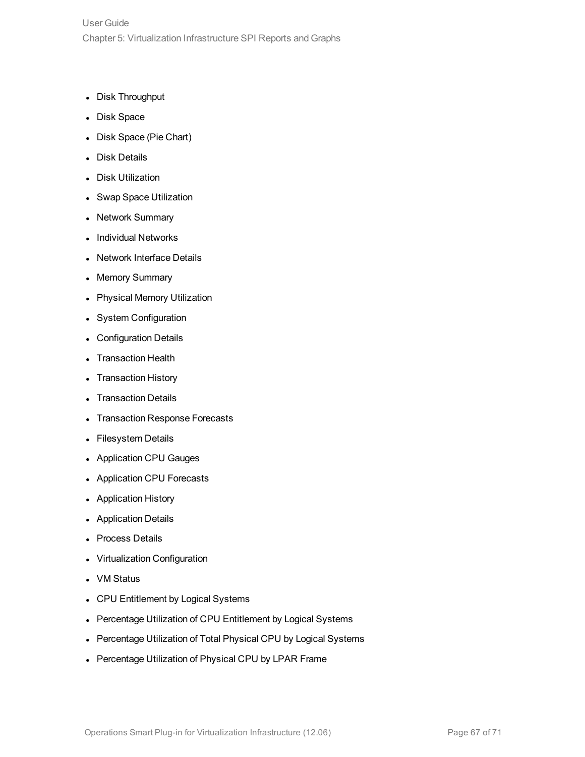- Disk Throughput
- Disk Space
- Disk Space (Pie Chart)
- Disk Details
- Disk Utilization
- Swap Space Utilization
- Network Summary
- Individual Networks
- Network Interface Details
- Memory Summary
- Physical Memory Utilization
- System Configuration
- Configuration Details
- Transaction Health
- Transaction History
- Transaction Details
- Transaction Response Forecasts
- Filesystem Details
- Application CPU Gauges
- Application CPU Forecasts
- Application History
- Application Details
- Process Details
- Virtualization Configuration
- VM Status
- CPU Entitlement by Logical Systems
- Percentage Utilization of CPU Entitlement by Logical Systems
- Percentage Utilization of Total Physical CPU by Logical Systems
- Percentage Utilization of Physical CPU by LPAR Frame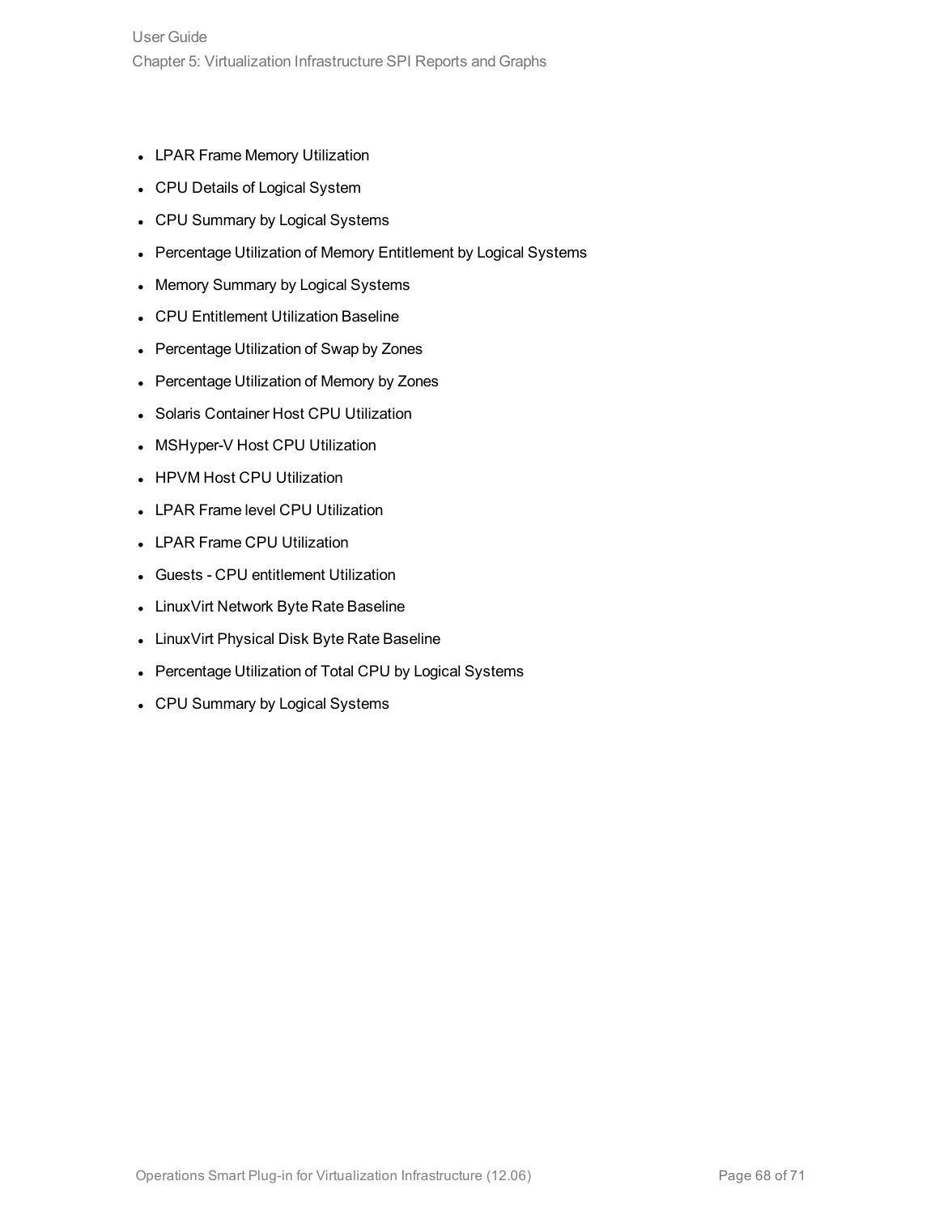- LPAR Frame Memory Utilization
- CPU Details of Logical System
- CPU Summary by Logical Systems
- Percentage Utilization of Memory Entitlement by Logical Systems
- Memory Summary by Logical Systems
- CPU Entitlement Utilization Baseline
- Percentage Utilization of Swap by Zones
- Percentage Utilization of Memory by Zones
- Solaris Container Host CPU Utilization
- MSHyper-V Host CPU Utilization
- HPVM Host CPU Utilization
- LPAR Frame level CPU Utilization
- LPAR Frame CPU Utilization
- Guests - CPU entitlement Utilization
- LinuxVirt Network Byte Rate Baseline
- LinuxVirt Physical Disk Byte Rate Baseline
- Percentage Utilization of Total CPU by Logical Systems
- CPU Summary by Logical Systems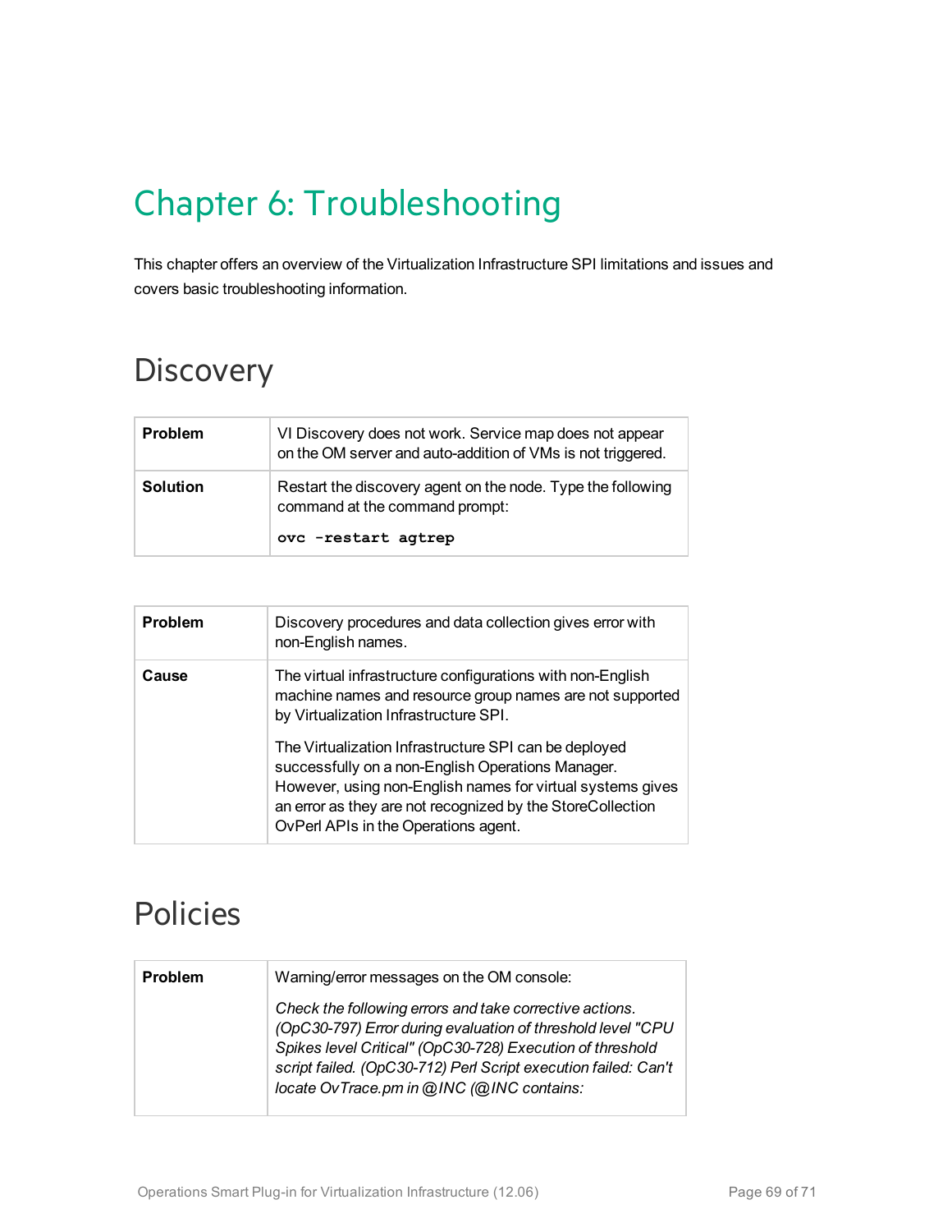# Chapter 6: Troubleshooting

This chapter offers an overview of the Virtualization Infrastructure SPI limitations and issues and covers basic troubleshooting information.

## Discovery

| | |
|---|---|
| **Problem** | VI Discovery does not work. Service map does not appear on the OM server and auto-addition of VMs is not triggered. |
| **Solution** | Restart the discovery agent on the node. Type the following command at the command prompt:<br><br>**`ovc -restart agtrep`** |

| | |
|---|---|
| **Problem** | Discovery procedures and data collection gives error with non-English names. |
| **Cause** | The virtual infrastructure configurations with non-English machine names and resource group names are not supported by Virtualization Infrastructure SPI.<br><br>The Virtualization Infrastructure SPI can be deployed successfully on a non-English Operations Manager. However, using non-English names for virtual systems gives an error as they are not recognized by the StoreCollection OvPerl APIs in the Operations agent. |

## Policies

| | |
|---|---|
| **Problem** | Warning/error messages on the OM console:<br><br>*Check the following errors and take corrective actions. (OpC30-797) Error during evaluation of threshold level "CPU Spikes level Critical" (OpC30-728) Execution of threshold script failed. (OpC30-712) Perl Script execution failed: Can't locate OvTrace.pm in @INC (@INC contains:* |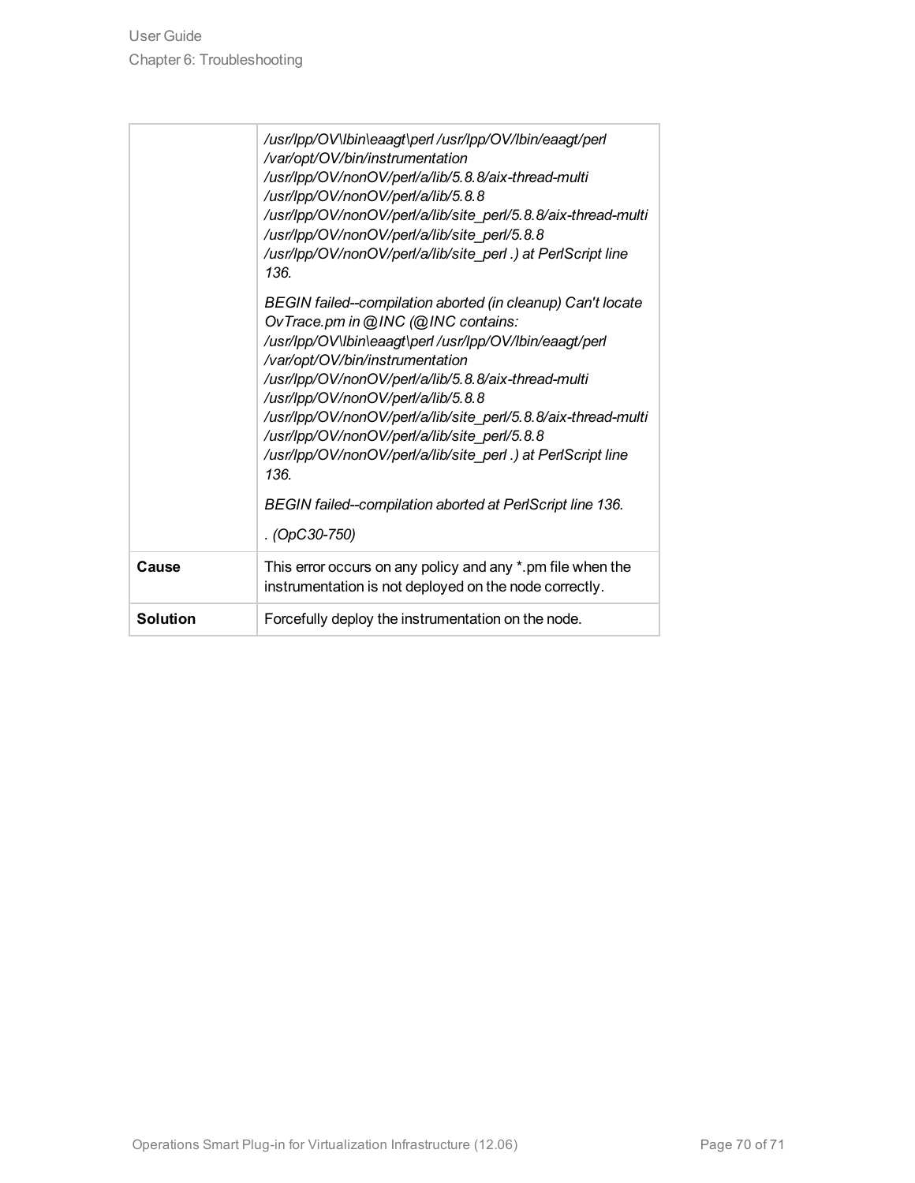|  |  |
|---|---|
|  | */usr/lpp/OV\lbin\eaagt\perl /usr/lpp/OV/lbin/eaagt/perl /var/opt/OV/bin/instrumentation /usr/lpp/OV/nonOV/perl/a/lib/5.8.8/aix-thread-multi /usr/lpp/OV/nonOV/perl/a/lib/5.8.8 /usr/lpp/OV/nonOV/perl/a/lib/site_perl/5.8.8/aix-thread-multi /usr/lpp/OV/nonOV/perl/a/lib/site_perl/5.8.8 /usr/lpp/OV/nonOV/perl/a/lib/site_perl .) at PerlScript line 136.*<br><br>*BEGIN failed--compilation aborted (in cleanup) Can't locate OvTrace.pm in @INC (@INC contains: /usr/lpp/OV\lbin\eaagt\perl /usr/lpp/OV/lbin/eaagt/perl /var/opt/OV/bin/instrumentation /usr/lpp/OV/nonOV/perl/a/lib/5.8.8/aix-thread-multi /usr/lpp/OV/nonOV/perl/a/lib/5.8.8 /usr/lpp/OV/nonOV/perl/a/lib/site_perl/5.8.8/aix-thread-multi /usr/lpp/OV/nonOV/perl/a/lib/site_perl/5.8.8 /usr/lpp/OV/nonOV/perl/a/lib/site_perl .) at PerlScript line 136.*<br><br>*BEGIN failed--compilation aborted at PerlScript line 136.*<br><br>*. (OpC30-750)* |
| **Cause** | This error occurs on any policy and any *.pm file when the instrumentation is not deployed on the node correctly. |
| **Solution** | Forcefully deploy the instrumentation on the node. |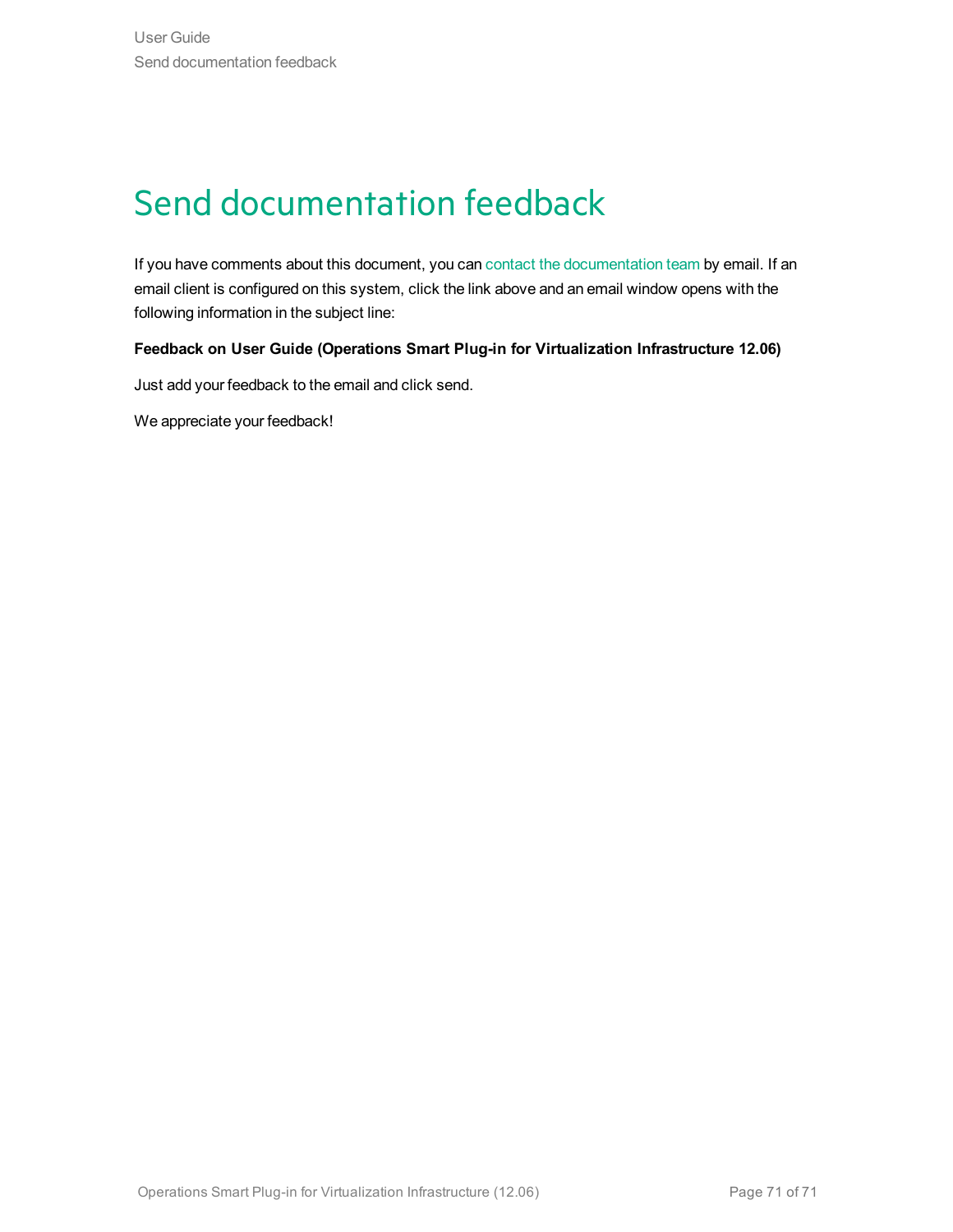# Send documentation feedback

If you have comments about this document, you can contact the documentation team by email. If an email client is configured on this system, click the link above and an email window opens with the following information in the subject line:

**Feedback on User Guide (Operations Smart Plug-in for Virtualization Infrastructure 12.06)**

Just add your feedback to the email and click send.

We appreciate your feedback!